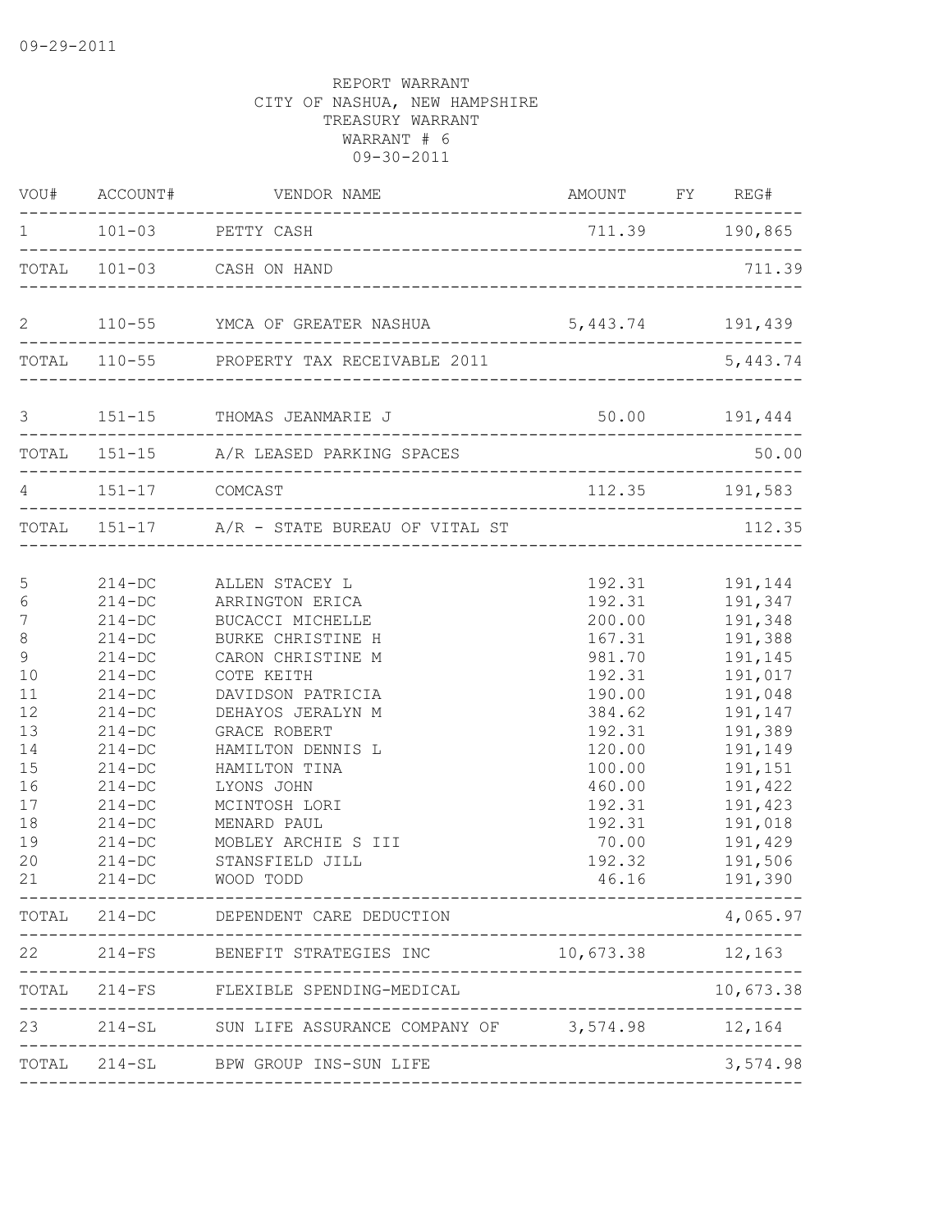09-29-2011

REPORT WARRANT
CITY OF NASHUA, NEW HAMPSHIRE
TREASURY WARRANT
WARRANT # 6
09-30-2011

| VOU# | ACCOUNT# | VENDOR NAME | AMOUNT | FY | REG# |
|---|---|---|---|---|---|
| 1 | 101-03 | PETTY CASH | 711.39 | | 190,865 |
| TOTAL | 101-03 | CASH ON HAND | | | 711.39 |
| 2 | 110-55 | YMCA OF GREATER NASHUA | 5,443.74 | | 191,439 |
| TOTAL | 110-55 | PROPERTY TAX RECEIVABLE 2011 | | | 5,443.74 |
| 3 | 151-15 | THOMAS JEANMARIE J | 50.00 | | 191,444 |
| TOTAL | 151-15 | A/R LEASED PARKING SPACES | | | 50.00 |
| 4 | 151-17 | COMCAST | 112.35 | | 191,583 |
| TOTAL | 151-17 | A/R - STATE BUREAU OF VITAL ST | | | 112.35 |
| 5 | 214-DC | ALLEN STACEY L | 192.31 | | 191,144 |
| 6 | 214-DC | ARRINGTON ERICA | 192.31 | | 191,347 |
| 7 | 214-DC | BUCACCI MICHELLE | 200.00 | | 191,348 |
| 8 | 214-DC | BURKE CHRISTINE H | 167.31 | | 191,388 |
| 9 | 214-DC | CARON CHRISTINE M | 981.70 | | 191,145 |
| 10 | 214-DC | COTE KEITH | 192.31 | | 191,017 |
| 11 | 214-DC | DAVIDSON PATRICIA | 190.00 | | 191,048 |
| 12 | 214-DC | DEHAYOS JERALYN M | 384.62 | | 191,147 |
| 13 | 214-DC | GRACE ROBERT | 192.31 | | 191,389 |
| 14 | 214-DC | HAMILTON DENNIS L | 120.00 | | 191,149 |
| 15 | 214-DC | HAMILTON TINA | 100.00 | | 191,151 |
| 16 | 214-DC | LYONS JOHN | 460.00 | | 191,422 |
| 17 | 214-DC | MCINTOSH LORI | 192.31 | | 191,423 |
| 18 | 214-DC | MENARD PAUL | 192.31 | | 191,018 |
| 19 | 214-DC | MOBLEY ARCHIE S III | 70.00 | | 191,429 |
| 20 | 214-DC | STANSFIELD JILL | 192.32 | | 191,506 |
| 21 | 214-DC | WOOD TODD | 46.16 | | 191,390 |
| TOTAL | 214-DC | DEPENDENT CARE DEDUCTION | | | 4,065.97 |
| 22 | 214-FS | BENEFIT STRATEGIES INC | 10,673.38 | | 12,163 |
| TOTAL | 214-FS | FLEXIBLE SPENDING-MEDICAL | | | 10,673.38 |
| 23 | 214-SL | SUN LIFE ASSURANCE COMPANY OF | 3,574.98 | | 12,164 |
| TOTAL | 214-SL | BPW GROUP INS-SUN LIFE | | | 3,574.98 |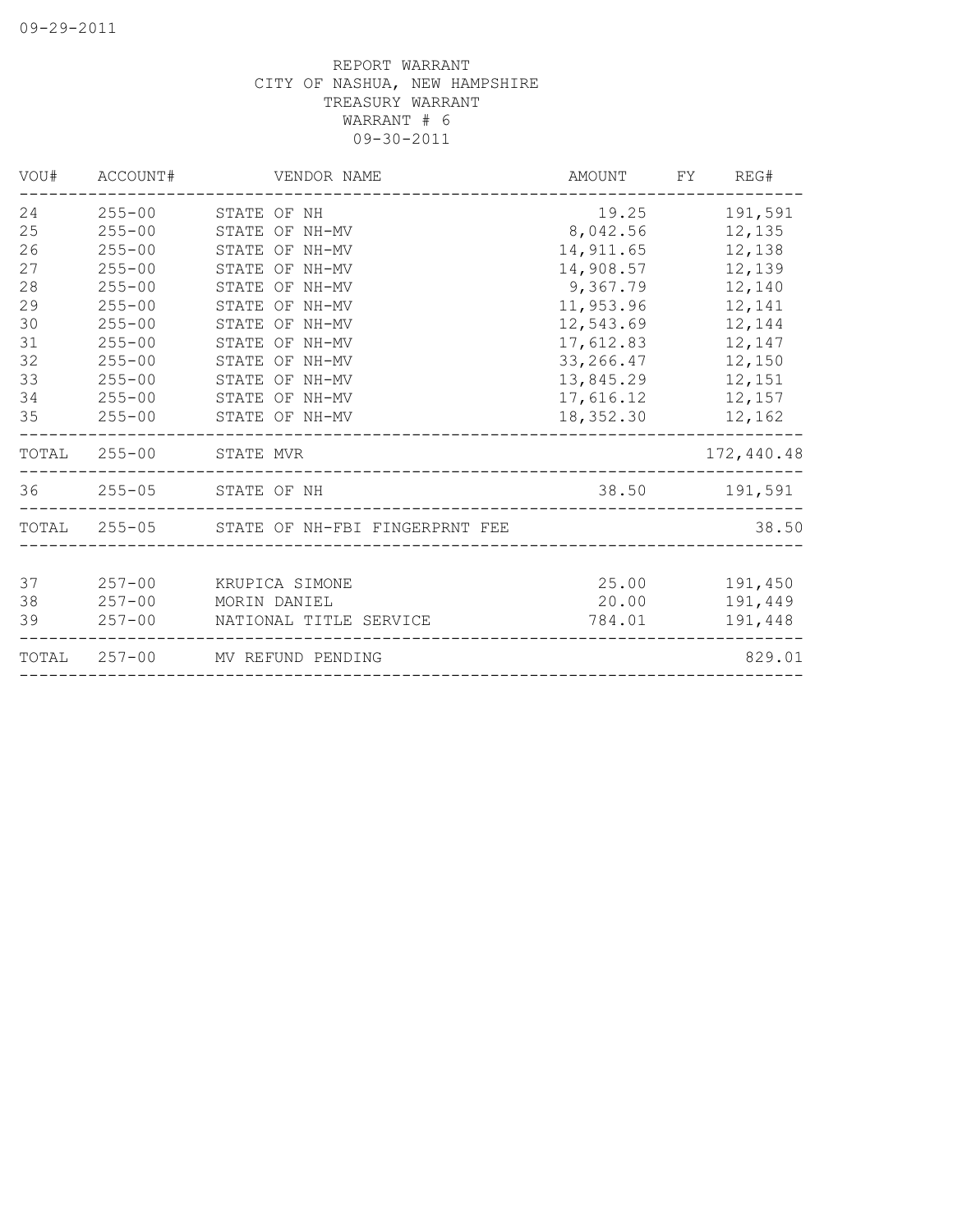09-29-2011

REPORT WARRANT
CITY OF NASHUA, NEW HAMPSHIRE
TREASURY WARRANT
WARRANT # 6
09-30-2011

| VOU# | ACCOUNT# | VENDOR NAME | AMOUNT | FY | REG# |
|---|---|---|---|---|---|
| 24 | 255-00 | STATE OF NH | 19.25 | | 191,591 |
| 25 | 255-00 | STATE OF NH-MV | 8,042.56 | | 12,135 |
| 26 | 255-00 | STATE OF NH-MV | 14,911.65 | | 12,138 |
| 27 | 255-00 | STATE OF NH-MV | 14,908.57 | | 12,139 |
| 28 | 255-00 | STATE OF NH-MV | 9,367.79 | | 12,140 |
| 29 | 255-00 | STATE OF NH-MV | 11,953.96 | | 12,141 |
| 30 | 255-00 | STATE OF NH-MV | 12,543.69 | | 12,144 |
| 31 | 255-00 | STATE OF NH-MV | 17,612.83 | | 12,147 |
| 32 | 255-00 | STATE OF NH-MV | 33,266.47 | | 12,150 |
| 33 | 255-00 | STATE OF NH-MV | 13,845.29 | | 12,151 |
| 34 | 255-00 | STATE OF NH-MV | 17,616.12 | | 12,157 |
| 35 | 255-00 | STATE OF NH-MV | 18,352.30 | | 12,162 |
| TOTAL | 255-00 | STATE MVR | | | 172,440.48 |
| 36 | 255-05 | STATE OF NH | 38.50 | | 191,591 |
| TOTAL | 255-05 | STATE OF NH-FBI FINGERPRNT FEE | | | 38.50 |
| 37 | 257-00 | KRUPICA SIMONE | 25.00 | | 191,450 |
| 38 | 257-00 | MORIN DANIEL | 20.00 | | 191,449 |
| 39 | 257-00 | NATIONAL TITLE SERVICE | 784.01 | | 191,448 |
| TOTAL | 257-00 | MV REFUND PENDING | | | 829.01 |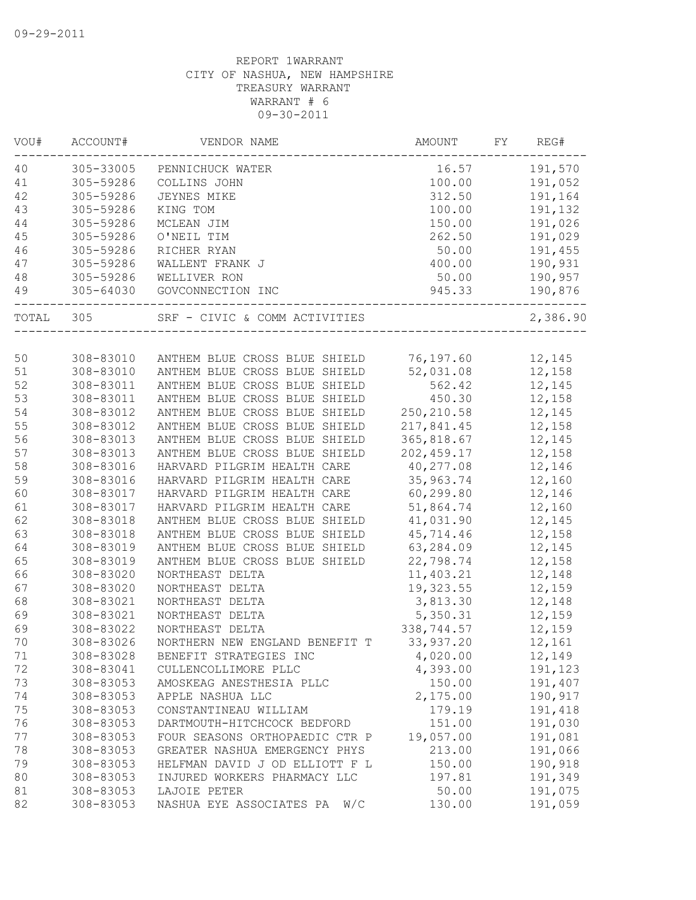REPORT 1WARRANT
CITY OF NASHUA, NEW HAMPSHIRE
TREASURY WARRANT
WARRANT # 6
09-30-2011

| VOU# | ACCOUNT# | VENDOR NAME | AMOUNT | FY | REG# |
|---|---|---|---|---|---|
| 40 | 305-33005 | PENNICHUCK WATER | 16.57 | | 191,570 |
| 41 | 305-59286 | COLLINS JOHN | 100.00 | | 191,052 |
| 42 | 305-59286 | JEYNES MIKE | 312.50 | | 191,164 |
| 43 | 305-59286 | KING TOM | 100.00 | | 191,132 |
| 44 | 305-59286 | MCLEAN JIM | 150.00 | | 191,026 |
| 45 | 305-59286 | O'NEIL TIM | 262.50 | | 191,029 |
| 46 | 305-59286 | RICHER RYAN | 50.00 | | 191,455 |
| 47 | 305-59286 | WALLENT FRANK J | 400.00 | | 190,931 |
| 48 | 305-59286 | WELLIVER RON | 50.00 | | 190,957 |
| 49 | 305-64030 | GOVCONNECTION INC | 945.33 | | 190,876 |
| TOTAL | 305 | SRF - CIVIC & COMM ACTIVITIES | | | 2,386.90 |
| 50 | 308-83010 | ANTHEM BLUE CROSS BLUE SHIELD | 76,197.60 | | 12,145 |
| 51 | 308-83010 | ANTHEM BLUE CROSS BLUE SHIELD | 52,031.08 | | 12,158 |
| 52 | 308-83011 | ANTHEM BLUE CROSS BLUE SHIELD | 562.42 | | 12,145 |
| 53 | 308-83011 | ANTHEM BLUE CROSS BLUE SHIELD | 450.30 | | 12,158 |
| 54 | 308-83012 | ANTHEM BLUE CROSS BLUE SHIELD | 250,210.58 | | 12,145 |
| 55 | 308-83012 | ANTHEM BLUE CROSS BLUE SHIELD | 217,841.45 | | 12,158 |
| 56 | 308-83013 | ANTHEM BLUE CROSS BLUE SHIELD | 365,818.67 | | 12,145 |
| 57 | 308-83013 | ANTHEM BLUE CROSS BLUE SHIELD | 202,459.17 | | 12,158 |
| 58 | 308-83016 | HARVARD PILGRIM HEALTH CARE | 40,277.08 | | 12,146 |
| 59 | 308-83016 | HARVARD PILGRIM HEALTH CARE | 35,963.74 | | 12,160 |
| 60 | 308-83017 | HARVARD PILGRIM HEALTH CARE | 60,299.80 | | 12,146 |
| 61 | 308-83017 | HARVARD PILGRIM HEALTH CARE | 51,864.74 | | 12,160 |
| 62 | 308-83018 | ANTHEM BLUE CROSS BLUE SHIELD | 41,031.90 | | 12,145 |
| 63 | 308-83018 | ANTHEM BLUE CROSS BLUE SHIELD | 45,714.46 | | 12,158 |
| 64 | 308-83019 | ANTHEM BLUE CROSS BLUE SHIELD | 63,284.09 | | 12,145 |
| 65 | 308-83019 | ANTHEM BLUE CROSS BLUE SHIELD | 22,798.74 | | 12,158 |
| 66 | 308-83020 | NORTHEAST DELTA | 11,403.21 | | 12,148 |
| 67 | 308-83020 | NORTHEAST DELTA | 19,323.55 | | 12,159 |
| 68 | 308-83021 | NORTHEAST DELTA | 3,813.30 | | 12,148 |
| 69 | 308-83021 | NORTHEAST DELTA | 5,350.31 | | 12,159 |
| 69 | 308-83022 | NORTHEAST DELTA | 338,744.57 | | 12,159 |
| 70 | 308-83026 | NORTHERN NEW ENGLAND BENEFIT T | 33,937.20 | | 12,161 |
| 71 | 308-83028 | BENEFIT STRATEGIES INC | 4,020.00 | | 12,149 |
| 72 | 308-83041 | CULLENCOLLIMORE PLLC | 4,393.00 | | 191,123 |
| 73 | 308-83053 | AMOSKEAG ANESTHESIA PLLC | 150.00 | | 191,407 |
| 74 | 308-83053 | APPLE NASHUA LLC | 2,175.00 | | 190,917 |
| 75 | 308-83053 | CONSTANTINEAU WILLIAM | 179.19 | | 191,418 |
| 76 | 308-83053 | DARTMOUTH-HITCHCOCK BEDFORD | 151.00 | | 191,030 |
| 77 | 308-83053 | FOUR SEASONS ORTHOPAEDIC CTR P | 19,057.00 | | 191,081 |
| 78 | 308-83053 | GREATER NASHUA EMERGENCY PHYS | 213.00 | | 191,066 |
| 79 | 308-83053 | HELFMAN DAVID J OD ELLIOTT F L | 150.00 | | 190,918 |
| 80 | 308-83053 | INJURED WORKERS PHARMACY LLC | 197.81 | | 191,349 |
| 81 | 308-83053 | LAJOIE PETER | 50.00 | | 191,075 |
| 82 | 308-83053 | NASHUA EYE ASSOCIATES PA W/C | 130.00 | | 191,059 |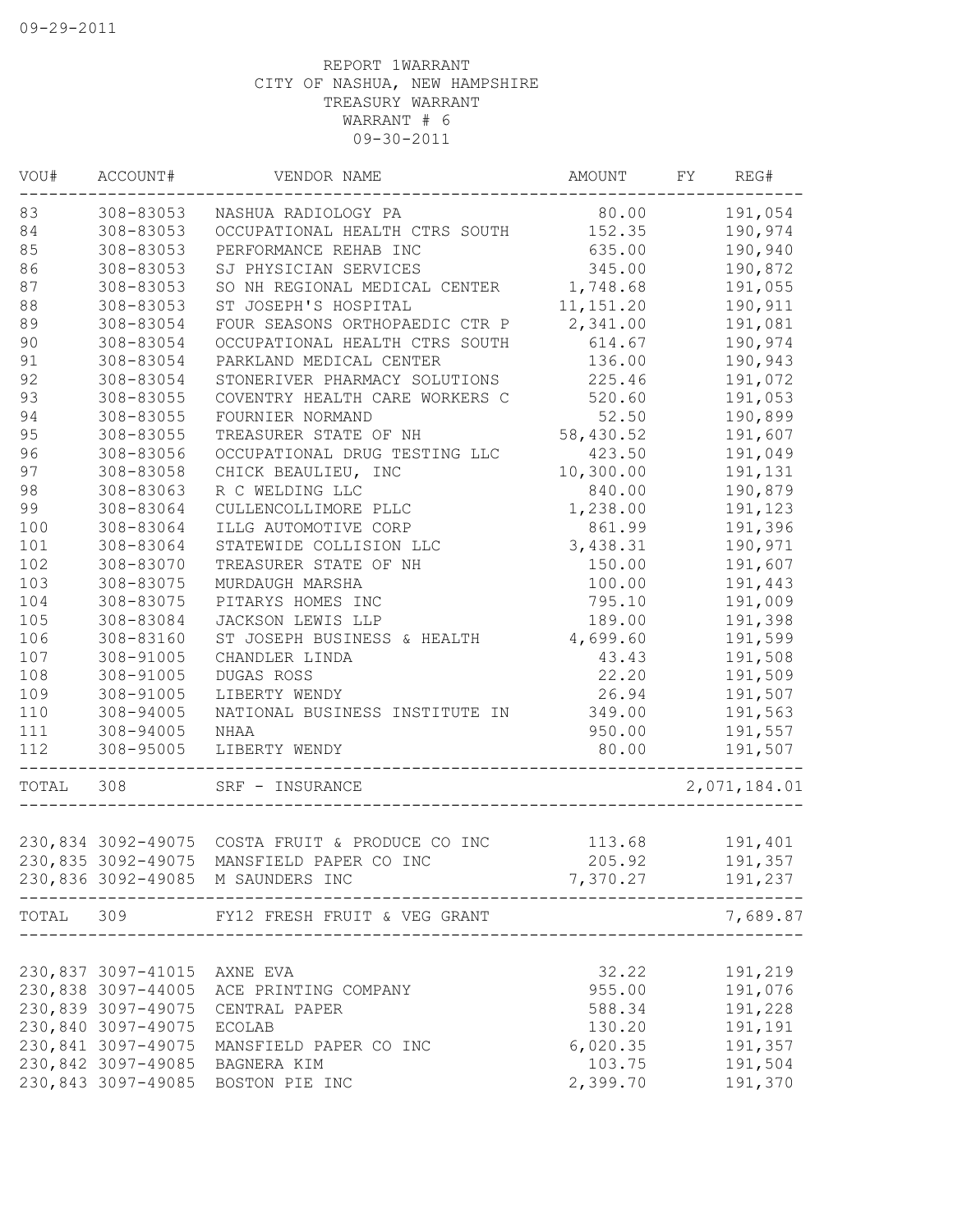09-29-2011

REPORT 1WARRANT
CITY OF NASHUA, NEW HAMPSHIRE
TREASURY WARRANT
WARRANT # 6
09-30-2011

| VOU# | ACCOUNT# | VENDOR NAME | AMOUNT | FY | REG# |
|---|---|---|---|---|---|
| 83 | 308-83053 | NASHUA RADIOLOGY PA | 80.00 | | 191,054 |
| 84 | 308-83053 | OCCUPATIONAL HEALTH CTRS SOUTH | 152.35 | | 190,974 |
| 85 | 308-83053 | PERFORMANCE REHAB INC | 635.00 | | 190,940 |
| 86 | 308-83053 | SJ PHYSICIAN SERVICES | 345.00 | | 190,872 |
| 87 | 308-83053 | SO NH REGIONAL MEDICAL CENTER | 1,748.68 | | 191,055 |
| 88 | 308-83053 | ST JOSEPH'S HOSPITAL | 11,151.20 | | 190,911 |
| 89 | 308-83054 | FOUR SEASONS ORTHOPAEDIC CTR P | 2,341.00 | | 191,081 |
| 90 | 308-83054 | OCCUPATIONAL HEALTH CTRS SOUTH | 614.67 | | 190,974 |
| 91 | 308-83054 | PARKLAND MEDICAL CENTER | 136.00 | | 190,943 |
| 92 | 308-83054 | STONERIVER PHARMACY SOLUTIONS | 225.46 | | 191,072 |
| 93 | 308-83055 | COVENTRY HEALTH CARE WORKERS C | 520.60 | | 191,053 |
| 94 | 308-83055 | FOURNIER NORMAND | 52.50 | | 190,899 |
| 95 | 308-83055 | TREASURER STATE OF NH | 58,430.52 | | 191,607 |
| 96 | 308-83056 | OCCUPATIONAL DRUG TESTING LLC | 423.50 | | 191,049 |
| 97 | 308-83058 | CHICK BEAULIEU, INC | 10,300.00 | | 191,131 |
| 98 | 308-83063 | R C WELDING LLC | 840.00 | | 190,879 |
| 99 | 308-83064 | CULLENCOLLIMORE PLLC | 1,238.00 | | 191,123 |
| 100 | 308-83064 | ILLG AUTOMOTIVE CORP | 861.99 | | 191,396 |
| 101 | 308-83064 | STATEWIDE COLLISION LLC | 3,438.31 | | 190,971 |
| 102 | 308-83070 | TREASURER STATE OF NH | 150.00 | | 191,607 |
| 103 | 308-83075 | MURDAUGH MARSHA | 100.00 | | 191,443 |
| 104 | 308-83075 | PITARYS HOMES INC | 795.10 | | 191,009 |
| 105 | 308-83084 | JACKSON LEWIS LLP | 189.00 | | 191,398 |
| 106 | 308-83160 | ST JOSEPH BUSINESS & HEALTH | 4,699.60 | | 191,599 |
| 107 | 308-91005 | CHANDLER LINDA | 43.43 | | 191,508 |
| 108 | 308-91005 | DUGAS ROSS | 22.20 | | 191,509 |
| 109 | 308-91005 | LIBERTY WENDY | 26.94 | | 191,507 |
| 110 | 308-94005 | NATIONAL BUSINESS INSTITUTE IN | 349.00 | | 191,563 |
| 111 | 308-94005 | NHAA | 950.00 | | 191,557 |
| 112 | 308-95005 | LIBERTY WENDY | 80.00 | | 191,507 |
| TOTAL | 308 | SRF - INSURANCE | | | 2,071,184.01 |
| 230,834 | 3092-49075 | COSTA FRUIT & PRODUCE CO INC | 113.68 | | 191,401 |
| 230,835 | 3092-49075 | MANSFIELD PAPER CO INC | 205.92 | | 191,357 |
| 230,836 | 3092-49085 | M SAUNDERS INC | 7,370.27 | | 191,237 |
| TOTAL | 309 | FY12 FRESH FRUIT & VEG GRANT | | | 7,689.87 |
| 230,837 | 3097-41015 | AXNE EVA | 32.22 | | 191,219 |
| 230,838 | 3097-44005 | ACE PRINTING COMPANY | 955.00 | | 191,076 |
| 230,839 | 3097-49075 | CENTRAL PAPER | 588.34 | | 191,228 |
| 230,840 | 3097-49075 | ECOLAB | 130.20 | | 191,191 |
| 230,841 | 3097-49075 | MANSFIELD PAPER CO INC | 6,020.35 | | 191,357 |
| 230,842 | 3097-49085 | BAGNERA KIM | 103.75 | | 191,504 |
| 230,843 | 3097-49085 | BOSTON PIE INC | 2,399.70 | | 191,370 |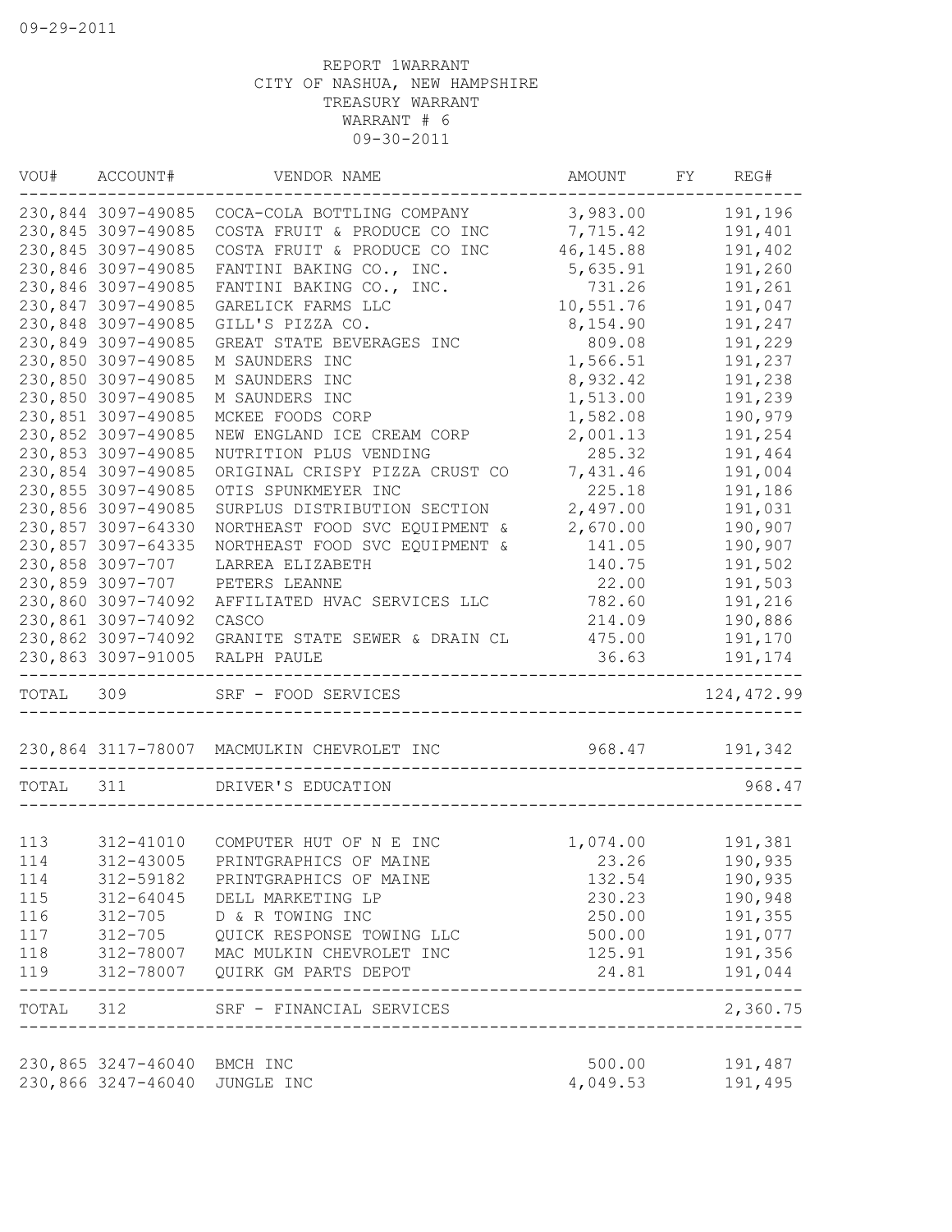09-29-2011

REPORT 1WARRANT
CITY OF NASHUA, NEW HAMPSHIRE
TREASURY WARRANT
WARRANT # 6
09-30-2011

| VOU# | ACCOUNT# | VENDOR NAME | AMOUNT | FY | REG# |
|---|---|---|---|---|---|
| 230,844 | 3097-49085 | COCA-COLA BOTTLING COMPANY | 3,983.00 | | 191,196 |
| 230,845 | 3097-49085 | COSTA FRUIT & PRODUCE CO INC | 7,715.42 | | 191,401 |
| 230,845 | 3097-49085 | COSTA FRUIT & PRODUCE CO INC | 46,145.88 | | 191,402 |
| 230,846 | 3097-49085 | FANTINI BAKING CO., INC. | 5,635.91 | | 191,260 |
| 230,846 | 3097-49085 | FANTINI BAKING CO., INC. | 731.26 | | 191,261 |
| 230,847 | 3097-49085 | GARELICK FARMS LLC | 10,551.76 | | 191,047 |
| 230,848 | 3097-49085 | GILL'S PIZZA CO. | 8,154.90 | | 191,247 |
| 230,849 | 3097-49085 | GREAT STATE BEVERAGES INC | 809.08 | | 191,229 |
| 230,850 | 3097-49085 | M SAUNDERS INC | 1,566.51 | | 191,237 |
| 230,850 | 3097-49085 | M SAUNDERS INC | 8,932.42 | | 191,238 |
| 230,850 | 3097-49085 | M SAUNDERS INC | 1,513.00 | | 191,239 |
| 230,851 | 3097-49085 | MCKEE FOODS CORP | 1,582.08 | | 190,979 |
| 230,852 | 3097-49085 | NEW ENGLAND ICE CREAM CORP | 2,001.13 | | 191,254 |
| 230,853 | 3097-49085 | NUTRITION PLUS VENDING | 285.32 | | 191,464 |
| 230,854 | 3097-49085 | ORIGINAL CRISPY PIZZA CRUST CO | 7,431.46 | | 191,004 |
| 230,855 | 3097-49085 | OTIS SPUNKMEYER INC | 225.18 | | 191,186 |
| 230,856 | 3097-49085 | SURPLUS DISTRIBUTION SECTION | 2,497.00 | | 191,031 |
| 230,857 | 3097-64330 | NORTHEAST FOOD SVC EQUIPMENT & | 2,670.00 | | 190,907 |
| 230,857 | 3097-64335 | NORTHEAST FOOD SVC EQUIPMENT & | 141.05 | | 190,907 |
| 230,858 | 3097-707 | LARREA ELIZABETH | 140.75 | | 191,502 |
| 230,859 | 3097-707 | PETERS LEANNE | 22.00 | | 191,503 |
| 230,860 | 3097-74092 | AFFILIATED HVAC SERVICES LLC | 782.60 | | 191,216 |
| 230,861 | 3097-74092 | CASCO | 214.09 | | 190,886 |
| 230,862 | 3097-74092 | GRANITE STATE SEWER & DRAIN CL | 475.00 | | 191,170 |
| 230,863 | 3097-91005 | RALPH PAULE | 36.63 | | 191,174 |
| TOTAL | 309 | SRF - FOOD SERVICES | | | 124,472.99 |
| 230,864 | 3117-78007 | MACMULKIN CHEVROLET INC | 968.47 | | 191,342 |
| TOTAL | 311 | DRIVER'S EDUCATION | | | 968.47 |
| 113 | 312-41010 | COMPUTER HUT OF N E INC | 1,074.00 | | 191,381 |
| 114 | 312-43005 | PRINTGRAPHICS OF MAINE | 23.26 | | 190,935 |
| 114 | 312-59182 | PRINTGRAPHICS OF MAINE | 132.54 | | 190,935 |
| 115 | 312-64045 | DELL MARKETING LP | 230.23 | | 190,948 |
| 116 | 312-705 | D & R TOWING INC | 250.00 | | 191,355 |
| 117 | 312-705 | QUICK RESPONSE TOWING LLC | 500.00 | | 191,077 |
| 118 | 312-78007 | MAC MULKIN CHEVROLET INC | 125.91 | | 191,356 |
| 119 | 312-78007 | QUIRK GM PARTS DEPOT | 24.81 | | 191,044 |
| TOTAL | 312 | SRF - FINANCIAL SERVICES | | | 2,360.75 |
| 230,865 | 3247-46040 | BMCH INC | 500.00 | | 191,487 |
| 230,866 | 3247-46040 | JUNGLE INC | 4,049.53 | | 191,495 |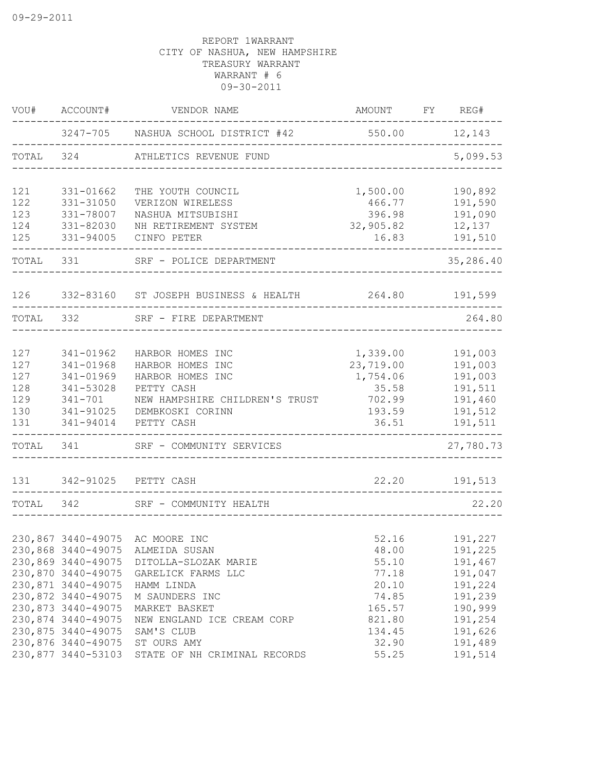09-29-2011

REPORT 1WARRANT
CITY OF NASHUA, NEW HAMPSHIRE
TREASURY WARRANT
WARRANT # 6
09-30-2011

| VOU# | ACCOUNT# | VENDOR NAME | AMOUNT | FY | REG# |
|---|---|---|---|---|---|
| | 3247-705 | NASHUA SCHOOL DISTRICT #42 | 550.00 | | 12,143 |
| TOTAL | 324 | ATHLETICS REVENUE FUND | | | 5,099.53 |
| 121 | 331-01662 | THE YOUTH COUNCIL | 1,500.00 | | 190,892 |
| 122 | 331-31050 | VERIZON WIRELESS | 466.77 | | 191,590 |
| 123 | 331-78007 | NASHUA MITSUBISHI | 396.98 | | 191,090 |
| 124 | 331-82030 | NH RETIREMENT SYSTEM | 32,905.82 | | 12,137 |
| 125 | 331-94005 | CINFO PETER | 16.83 | | 191,510 |
| TOTAL | 331 | SRF - POLICE DEPARTMENT | | | 35,286.40 |
| 126 | 332-83160 | ST JOSEPH BUSINESS & HEALTH | 264.80 | | 191,599 |
| TOTAL | 332 | SRF - FIRE DEPARTMENT | | | 264.80 |
| 127 | 341-01962 | HARBOR HOMES INC | 1,339.00 | | 191,003 |
| 127 | 341-01968 | HARBOR HOMES INC | 23,719.00 | | 191,003 |
| 127 | 341-01969 | HARBOR HOMES INC | 1,754.06 | | 191,003 |
| 128 | 341-53028 | PETTY CASH | 35.58 | | 191,511 |
| 129 | 341-701 | NEW HAMPSHIRE CHILDREN'S TRUST | 702.99 | | 191,460 |
| 130 | 341-91025 | DEMBKOSKI CORINN | 193.59 | | 191,512 |
| 131 | 341-94014 | PETTY CASH | 36.51 | | 191,511 |
| TOTAL | 341 | SRF - COMMUNITY SERVICES | | | 27,780.73 |
| 131 | 342-91025 | PETTY CASH | 22.20 | | 191,513 |
| TOTAL | 342 | SRF - COMMUNITY HEALTH | | | 22.20 |
| 230,867 | 3440-49075 | AC MOORE INC | 52.16 | | 191,227 |
| 230,868 | 3440-49075 | ALMEIDA SUSAN | 48.00 | | 191,225 |
| 230,869 | 3440-49075 | DITOLLA-SLOZAK MARIE | 55.10 | | 191,467 |
| 230,870 | 3440-49075 | GARELICK FARMS LLC | 77.18 | | 191,047 |
| 230,871 | 3440-49075 | HAMM LINDA | 20.10 | | 191,224 |
| 230,872 | 3440-49075 | M SAUNDERS INC | 74.85 | | 191,239 |
| 230,873 | 3440-49075 | MARKET BASKET | 165.57 | | 190,999 |
| 230,874 | 3440-49075 | NEW ENGLAND ICE CREAM CORP | 821.80 | | 191,254 |
| 230,875 | 3440-49075 | SAM'S CLUB | 134.45 | | 191,626 |
| 230,876 | 3440-49075 | ST OURS AMY | 32.90 | | 191,489 |
| 230,877 | 3440-53103 | STATE OF NH CRIMINAL RECORDS | 55.25 | | 191,514 |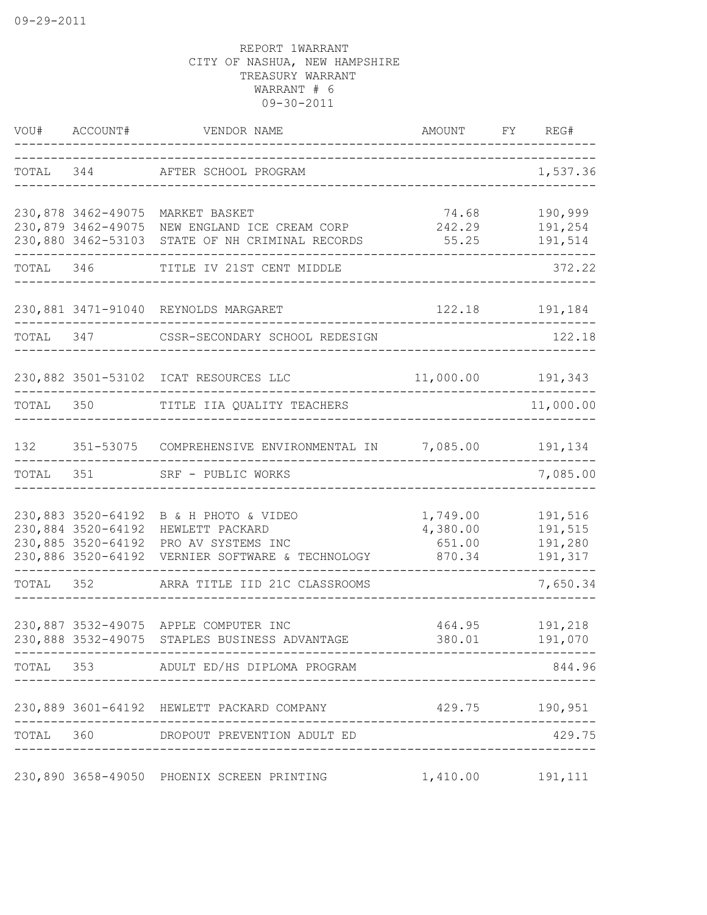09-29-2011

REPORT 1WARRANT
CITY OF NASHUA, NEW HAMPSHIRE
TREASURY WARRANT
WARRANT # 6
09-30-2011

| VOU# | ACCOUNT# | VENDOR NAME | AMOUNT | FY | REG# |
|---|---|---|---|---|---|
| TOTAL | 344 | AFTER SCHOOL PROGRAM | | | 1,537.36 |
| 230,878 | 3462-49075 | MARKET BASKET | 74.68 | | 190,999 |
| 230,879 | 3462-49075 | NEW ENGLAND ICE CREAM CORP | 242.29 | | 191,254 |
| 230,880 | 3462-53103 | STATE OF NH CRIMINAL RECORDS | 55.25 | | 191,514 |
| TOTAL | 346 | TITLE IV 21ST CENT MIDDLE | | | 372.22 |
| 230,881 | 3471-91040 | REYNOLDS MARGARET | 122.18 | | 191,184 |
| TOTAL | 347 | CSSR-SECONDARY SCHOOL REDESIGN | | | 122.18 |
| 230,882 | 3501-53102 | ICAT RESOURCES LLC | 11,000.00 | | 191,343 |
| TOTAL | 350 | TITLE IIA QUALITY TEACHERS | | | 11,000.00 |
| 132 | 351-53075 | COMPREHENSIVE ENVIRONMENTAL IN | 7,085.00 | | 191,134 |
| TOTAL | 351 | SRF - PUBLIC WORKS | | | 7,085.00 |
| 230,883 | 3520-64192 | B & H PHOTO & VIDEO | 1,749.00 | | 191,516 |
| 230,884 | 3520-64192 | HEWLETT PACKARD | 4,380.00 | | 191,515 |
| 230,885 | 3520-64192 | PRO AV SYSTEMS INC | 651.00 | | 191,280 |
| 230,886 | 3520-64192 | VERNIER SOFTWARE & TECHNOLOGY | 870.34 | | 191,317 |
| TOTAL | 352 | ARRA TITLE IID 21C CLASSROOMS | | | 7,650.34 |
| 230,887 | 3532-49075 | APPLE COMPUTER INC | 464.95 | | 191,218 |
| 230,888 | 3532-49075 | STAPLES BUSINESS ADVANTAGE | 380.01 | | 191,070 |
| TOTAL | 353 | ADULT ED/HS DIPLOMA PROGRAM | | | 844.96 |
| 230,889 | 3601-64192 | HEWLETT PACKARD COMPANY | 429.75 | | 190,951 |
| TOTAL | 360 | DROPOUT PREVENTION ADULT ED | | | 429.75 |
| 230,890 | 3658-49050 | PHOENIX SCREEN PRINTING | 1,410.00 | | 191,111 |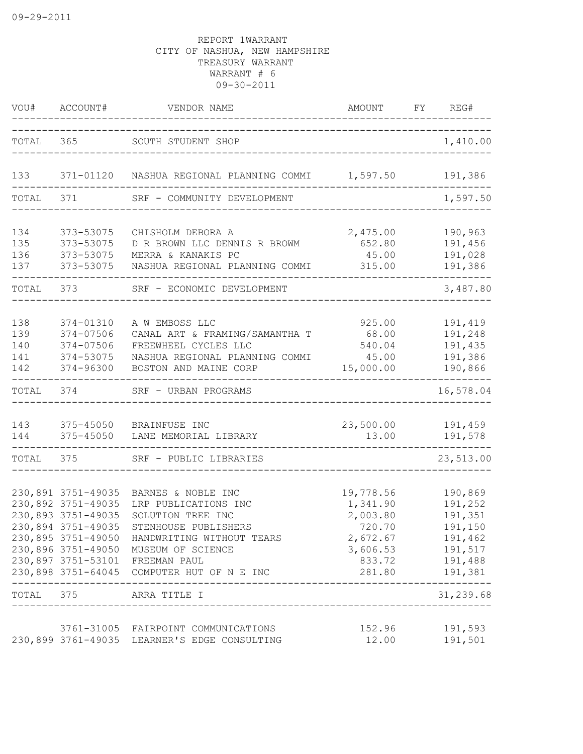REPORT 1WARRANT
CITY OF NASHUA, NEW HAMPSHIRE
TREASURY WARRANT
WARRANT # 6
09-30-2011

| VOU# | ACCOUNT# | VENDOR NAME | AMOUNT | FY | REG# |
|---|---|---|---|---|---|
| TOTAL | 365 | SOUTH STUDENT SHOP | | | 1,410.00 |
| 133 | 371-01120 | NASHUA REGIONAL PLANNING COMMI | 1,597.50 | | 191,386 |
| TOTAL | 371 | SRF - COMMUNITY DEVELOPMENT | | | 1,597.50 |
| 134 | 373-53075 | CHISHOLM DEBORA A | 2,475.00 | | 190,963 |
| 135 | 373-53075 | D R BROWN LLC DENNIS R BROWM | 652.80 | | 191,456 |
| 136 | 373-53075 | MERRA & KANAKIS PC | 45.00 | | 191,028 |
| 137 | 373-53075 | NASHUA REGIONAL PLANNING COMMI | 315.00 | | 191,386 |
| TOTAL | 373 | SRF - ECONOMIC DEVELOPMENT | | | 3,487.80 |
| 138 | 374-01310 | A W EMBOSS LLC | 925.00 | | 191,419 |
| 139 | 374-07506 | CANAL ART & FRAMING/SAMANTHA T | 68.00 | | 191,248 |
| 140 | 374-07506 | FREEWHEEL CYCLES LLC | 540.04 | | 191,435 |
| 141 | 374-53075 | NASHUA REGIONAL PLANNING COMMI | 45.00 | | 191,386 |
| 142 | 374-96300 | BOSTON AND MAINE CORP | 15,000.00 | | 190,866 |
| TOTAL | 374 | SRF - URBAN PROGRAMS | | | 16,578.04 |
| 143 | 375-45050 | BRAINFUSE INC | 23,500.00 | | 191,459 |
| 144 | 375-45050 | LANE MEMORIAL LIBRARY | 13.00 | | 191,578 |
| TOTAL | 375 | SRF - PUBLIC LIBRARIES | | | 23,513.00 |
| 230,891 | 3751-49035 | BARNES & NOBLE INC | 19,778.56 | | 190,869 |
| 230,892 | 3751-49035 | LRP PUBLICATIONS INC | 1,341.90 | | 191,252 |
| 230,893 | 3751-49035 | SOLUTION TREE INC | 2,003.80 | | 191,351 |
| 230,894 | 3751-49035 | STENHOUSE PUBLISHERS | 720.70 | | 191,150 |
| 230,895 | 3751-49050 | HANDWRITING WITHOUT TEARS | 2,672.67 | | 191,462 |
| 230,896 | 3751-49050 | MUSEUM OF SCIENCE | 3,606.53 | | 191,517 |
| 230,897 | 3751-53101 | FREEMAN PAUL | 833.72 | | 191,488 |
| 230,898 | 3751-64045 | COMPUTER HUT OF N E INC | 281.80 | | 191,381 |
| TOTAL | 375 | ARRA TITLE I | | | 31,239.68 |
| | 3761-31005 | FAIRPOINT COMMUNICATIONS | 152.96 | | 191,593 |
| 230,899 | 3761-49035 | LEARNER'S EDGE CONSULTING | 12.00 | | 191,501 |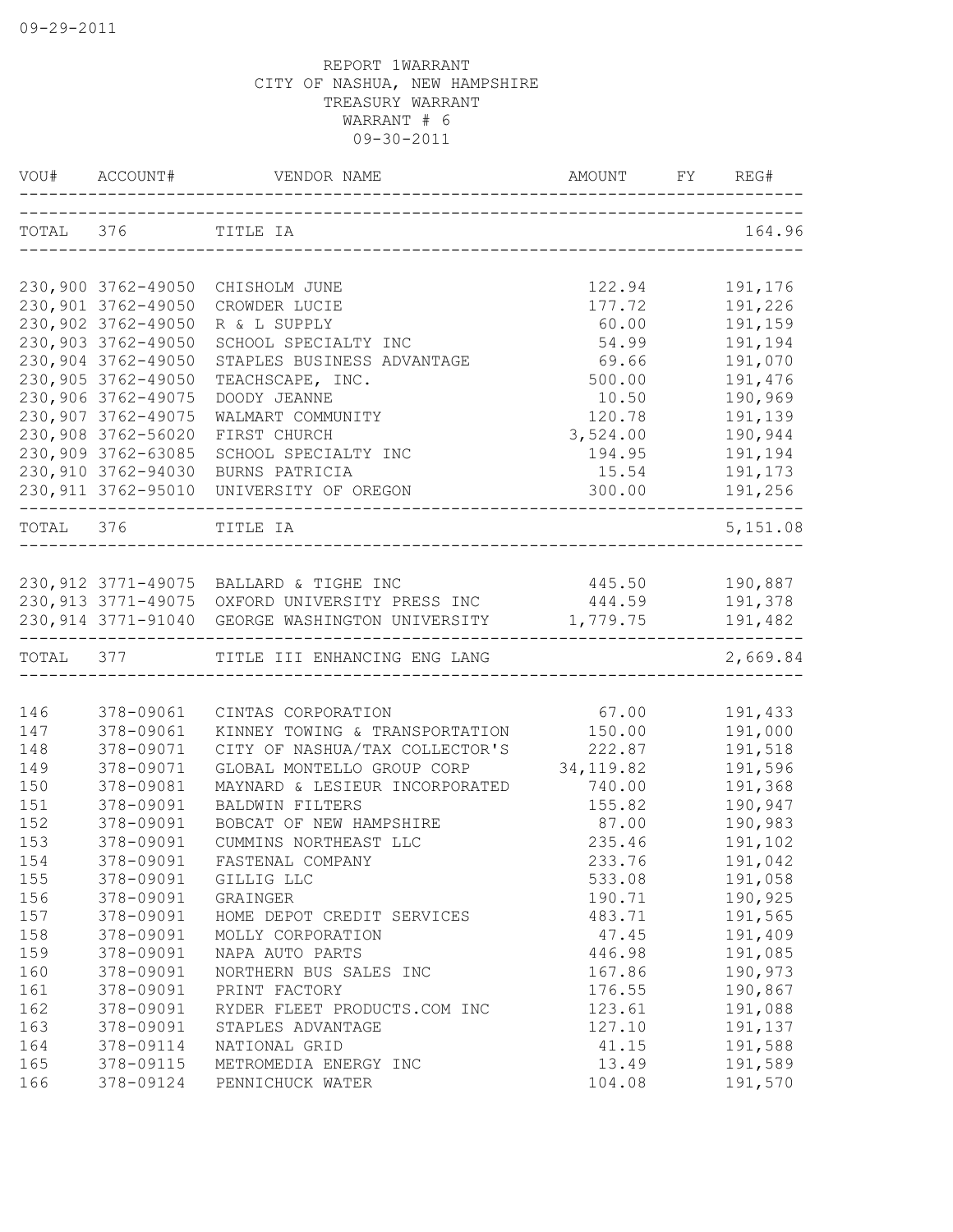09-29-2011

REPORT 1WARRANT
CITY OF NASHUA, NEW HAMPSHIRE
TREASURY WARRANT
WARRANT # 6
09-30-2011

| VOU# | ACCOUNT# | VENDOR NAME | AMOUNT | FY | REG# |
|---|---|---|---|---|---|
| TOTAL | 376 | TITLE IA | | | 164.96 |
| 230,900 | 3762-49050 | CHISHOLM JUNE | 122.94 | | 191,176 |
| 230,901 | 3762-49050 | CROWDER LUCIE | 177.72 | | 191,226 |
| 230,902 | 3762-49050 | R & L SUPPLY | 60.00 | | 191,159 |
| 230,903 | 3762-49050 | SCHOOL SPECIALTY INC | 54.99 | | 191,194 |
| 230,904 | 3762-49050 | STAPLES BUSINESS ADVANTAGE | 69.66 | | 191,070 |
| 230,905 | 3762-49050 | TEACHSCAPE, INC. | 500.00 | | 191,476 |
| 230,906 | 3762-49075 | DOODY JEANNE | 10.50 | | 190,969 |
| 230,907 | 3762-49075 | WALMART COMMUNITY | 120.78 | | 191,139 |
| 230,908 | 3762-56020 | FIRST CHURCH | 3,524.00 | | 190,944 |
| 230,909 | 3762-63085 | SCHOOL SPECIALTY INC | 194.95 | | 191,194 |
| 230,910 | 3762-94030 | BURNS PATRICIA | 15.54 | | 191,173 |
| 230,911 | 3762-95010 | UNIVERSITY OF OREGON | 300.00 | | 191,256 |
| TOTAL | 376 | TITLE IA | | | 5,151.08 |
| 230,912 | 3771-49075 | BALLARD & TIGHE INC | 445.50 | | 190,887 |
| 230,913 | 3771-49075 | OXFORD UNIVERSITY PRESS INC | 444.59 | | 191,378 |
| 230,914 | 3771-91040 | GEORGE WASHINGTON UNIVERSITY | 1,779.75 | | 191,482 |
| TOTAL | 377 | TITLE III ENHANCING ENG LANG | | | 2,669.84 |
| 146 | 378-09061 | CINTAS CORPORATION | 67.00 | | 191,433 |
| 147 | 378-09061 | KINNEY TOWING & TRANSPORTATION | 150.00 | | 191,000 |
| 148 | 378-09071 | CITY OF NASHUA/TAX COLLECTOR'S | 222.87 | | 191,518 |
| 149 | 378-09071 | GLOBAL MONTELLO GROUP CORP | 34,119.82 | | 191,596 |
| 150 | 378-09081 | MAYNARD & LESIEUR INCORPORATED | 740.00 | | 191,368 |
| 151 | 378-09091 | BALDWIN FILTERS | 155.82 | | 190,947 |
| 152 | 378-09091 | BOBCAT OF NEW HAMPSHIRE | 87.00 | | 190,983 |
| 153 | 378-09091 | CUMMINS NORTHEAST LLC | 235.46 | | 191,102 |
| 154 | 378-09091 | FASTENAL COMPANY | 233.76 | | 191,042 |
| 155 | 378-09091 | GILLIG LLC | 533.08 | | 191,058 |
| 156 | 378-09091 | GRAINGER | 190.71 | | 190,925 |
| 157 | 378-09091 | HOME DEPOT CREDIT SERVICES | 483.71 | | 191,565 |
| 158 | 378-09091 | MOLLY CORPORATION | 47.45 | | 191,409 |
| 159 | 378-09091 | NAPA AUTO PARTS | 446.98 | | 191,085 |
| 160 | 378-09091 | NORTHERN BUS SALES INC | 167.86 | | 190,973 |
| 161 | 378-09091 | PRINT FACTORY | 176.55 | | 190,867 |
| 162 | 378-09091 | RYDER FLEET PRODUCTS.COM INC | 123.61 | | 191,088 |
| 163 | 378-09091 | STAPLES ADVANTAGE | 127.10 | | 191,137 |
| 164 | 378-09114 | NATIONAL GRID | 41.15 | | 191,588 |
| 165 | 378-09115 | METROMEDIA ENERGY INC | 13.49 | | 191,589 |
| 166 | 378-09124 | PENNICHUCK WATER | 104.08 | | 191,570 |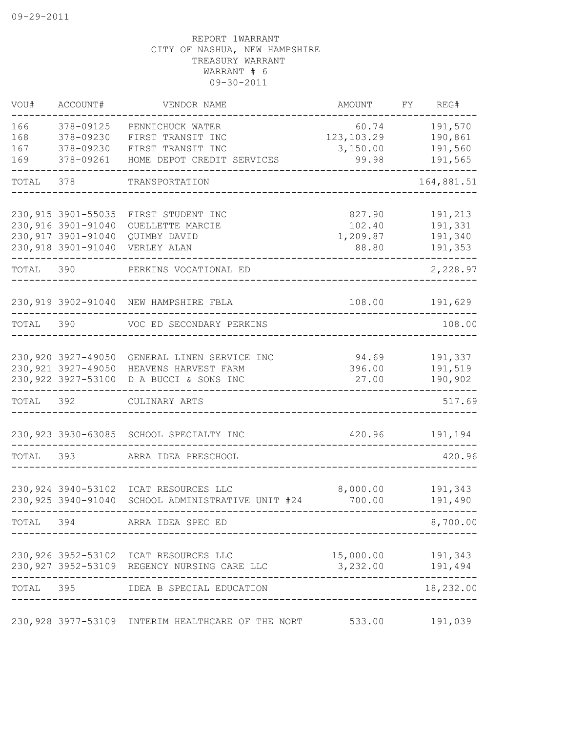09-29-2011

REPORT 1WARRANT
CITY OF NASHUA, NEW HAMPSHIRE
TREASURY WARRANT
WARRANT # 6
09-30-2011

| VOU# | ACCOUNT# | VENDOR NAME | AMOUNT | FY | REG# |
|---|---|---|---|---|---|
| 166 | 378-09125 | PENNICHUCK WATER | 60.74 | | 191,570 |
| 168 | 378-09230 | FIRST TRANSIT INC | 123,103.29 | | 190,861 |
| 167 | 378-09230 | FIRST TRANSIT INC | 3,150.00 | | 191,560 |
| 169 | 378-09261 | HOME DEPOT CREDIT SERVICES | 99.98 | | 191,565 |
| TOTAL | 378 | TRANSPORTATION | | | 164,881.51 |
| 230,915 | 3901-55035 | FIRST STUDENT INC | 827.90 | | 191,213 |
| 230,916 | 3901-91040 | OUELLETTE MARCIE | 102.40 | | 191,331 |
| 230,917 | 3901-91040 | QUIMBY DAVID | 1,209.87 | | 191,340 |
| 230,918 | 3901-91040 | VERLEY ALAN | 88.80 | | 191,353 |
| TOTAL | 390 | PERKINS VOCATIONAL ED | | | 2,228.97 |
| 230,919 | 3902-91040 | NEW HAMPSHIRE FBLA | 108.00 | | 191,629 |
| TOTAL | 390 | VOC ED SECONDARY PERKINS | | | 108.00 |
| 230,920 | 3927-49050 | GENERAL LINEN SERVICE INC | 94.69 | | 191,337 |
| 230,921 | 3927-49050 | HEAVENS HARVEST FARM | 396.00 | | 191,519 |
| 230,922 | 3927-53100 | D A BUCCI & SONS INC | 27.00 | | 190,902 |
| TOTAL | 392 | CULINARY ARTS | | | 517.69 |
| 230,923 | 3930-63085 | SCHOOL SPECIALTY INC | 420.96 | | 191,194 |
| TOTAL | 393 | ARRA IDEA PRESCHOOL | | | 420.96 |
| 230,924 | 3940-53102 | ICAT RESOURCES LLC | 8,000.00 | | 191,343 |
| 230,925 | 3940-91040 | SCHOOL ADMINISTRATIVE UNIT #24 | 700.00 | | 191,490 |
| TOTAL | 394 | ARRA IDEA SPEC ED | | | 8,700.00 |
| 230,926 | 3952-53102 | ICAT RESOURCES LLC | 15,000.00 | | 191,343 |
| 230,927 | 3952-53109 | REGENCY NURSING CARE LLC | 3,232.00 | | 191,494 |
| TOTAL | 395 | IDEA B SPECIAL EDUCATION | | | 18,232.00 |
| 230,928 | 3977-53109 | INTERIM HEALTHCARE OF THE NORT | 533.00 | | 191,039 |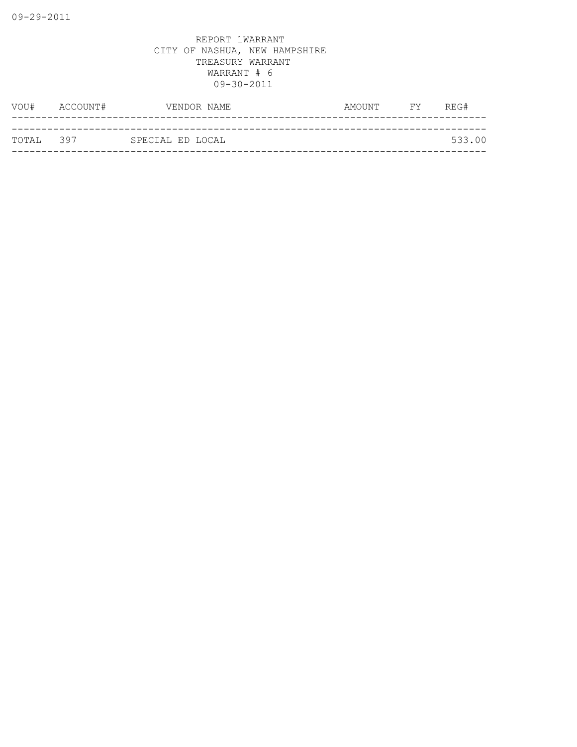09-29-2011

REPORT 1WARRANT
CITY OF NASHUA, NEW HAMPSHIRE
TREASURY WARRANT
WARRANT # 6
09-30-2011

| VOU# | ACCOUNT# | VENDOR NAME | AMOUNT | FY | REG# |
|---|---|---|---|---|---|
| TOTAL | 397 | SPECIAL ED LOCAL | | | 533.00 |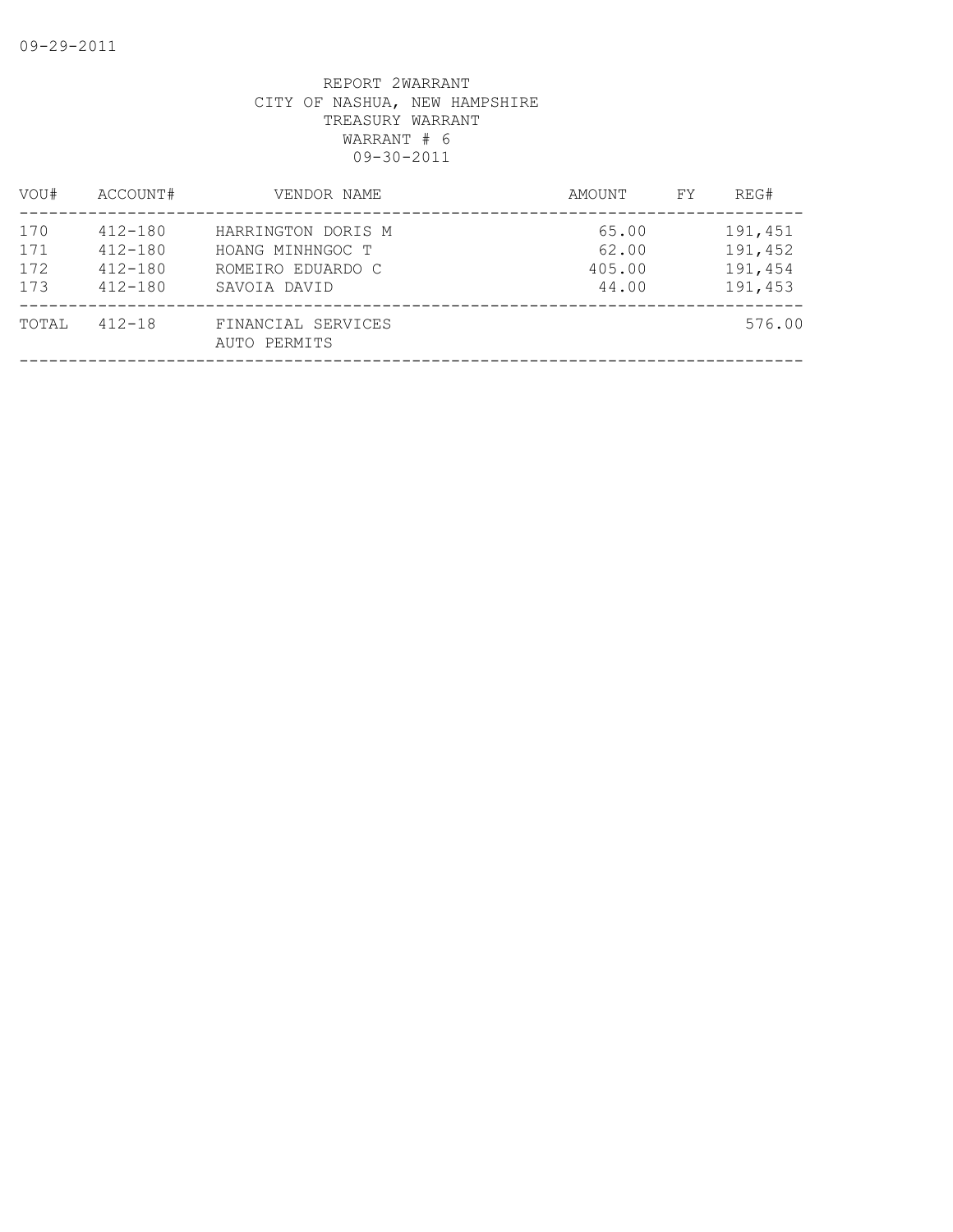REPORT 2WARRANT
CITY OF NASHUA, NEW HAMPSHIRE
TREASURY WARRANT
WARRANT # 6
09-30-2011

| VOU# | ACCOUNT# | VENDOR NAME | AMOUNT | FY | REG# |
|---|---|---|---|---|---|
| 170 | 412-180 | HARRINGTON DORIS M | 65.00 | | 191,451 |
| 171 | 412-180 | HOANG MINHNGOC T | 62.00 | | 191,452 |
| 172 | 412-180 | ROMEIRO EDUARDO C | 405.00 | | 191,454 |
| 173 | 412-180 | SAVOIA DAVID | 44.00 | | 191,453 |
| TOTAL | 412-18 | FINANCIAL SERVICES AUTO PERMITS | | | 576.00 |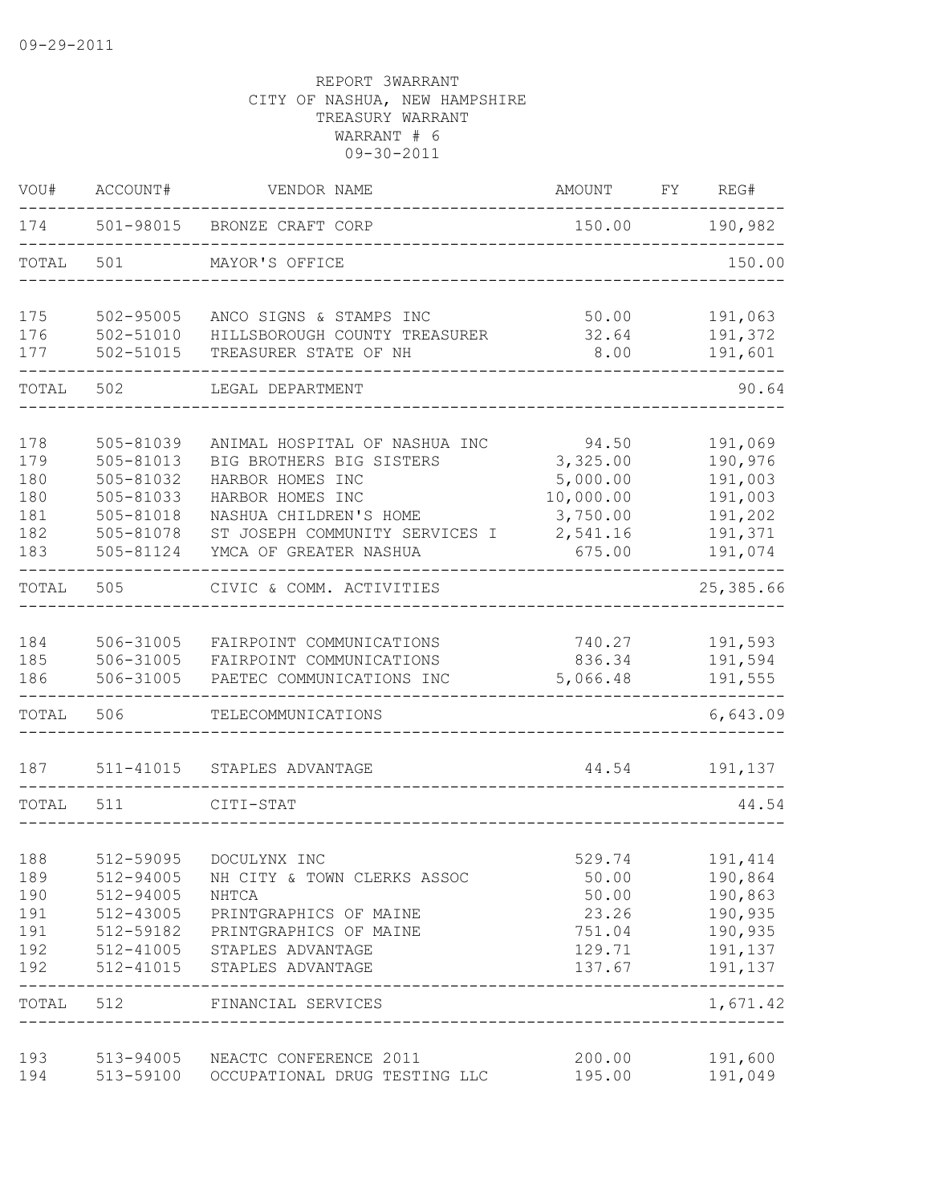09-29-2011

REPORT 3WARRANT
CITY OF NASHUA, NEW HAMPSHIRE
TREASURY WARRANT
WARRANT # 6
09-30-2011

| VOU# | ACCOUNT# | VENDOR NAME | AMOUNT | FY | REG# |
|---|---|---|---|---|---|
| 174 | 501-98015 | BRONZE CRAFT CORP | 150.00 | | 190,982 |
| TOTAL | 501 | MAYOR'S OFFICE | | | 150.00 |
| 175 | 502-95005 | ANCO SIGNS & STAMPS INC | 50.00 | | 191,063 |
| 176 | 502-51010 | HILLSBOROUGH COUNTY TREASURER | 32.64 | | 191,372 |
| 177 | 502-51015 | TREASURER STATE OF NH | 8.00 | | 191,601 |
| TOTAL | 502 | LEGAL DEPARTMENT | | | 90.64 |
| 178 | 505-81039 | ANIMAL HOSPITAL OF NASHUA INC | 94.50 | | 191,069 |
| 179 | 505-81013 | BIG BROTHERS BIG SISTERS | 3,325.00 | | 190,976 |
| 180 | 505-81032 | HARBOR HOMES INC | 5,000.00 | | 191,003 |
| 180 | 505-81033 | HARBOR HOMES INC | 10,000.00 | | 191,003 |
| 181 | 505-81018 | NASHUA CHILDREN'S HOME | 3,750.00 | | 191,202 |
| 182 | 505-81078 | ST JOSEPH COMMUNITY SERVICES I | 2,541.16 | | 191,371 |
| 183 | 505-81124 | YMCA OF GREATER NASHUA | 675.00 | | 191,074 |
| TOTAL | 505 | CIVIC & COMM. ACTIVITIES | | | 25,385.66 |
| 184 | 506-31005 | FAIRPOINT COMMUNICATIONS | 740.27 | | 191,593 |
| 185 | 506-31005 | FAIRPOINT COMMUNICATIONS | 836.34 | | 191,594 |
| 186 | 506-31005 | PAETEC COMMUNICATIONS INC | 5,066.48 | | 191,555 |
| TOTAL | 506 | TELECOMMUNICATIONS | | | 6,643.09 |
| 187 | 511-41015 | STAPLES ADVANTAGE | 44.54 | | 191,137 |
| TOTAL | 511 | CITI-STAT | | | 44.54 |
| 188 | 512-59095 | DOCULYNX INC | 529.74 | | 191,414 |
| 189 | 512-94005 | NH CITY & TOWN CLERKS ASSOC | 50.00 | | 190,864 |
| 190 | 512-94005 | NHTCA | 50.00 | | 190,863 |
| 191 | 512-43005 | PRINTGRAPHICS OF MAINE | 23.26 | | 190,935 |
| 191 | 512-59182 | PRINTGRAPHICS OF MAINE | 751.04 | | 190,935 |
| 192 | 512-41005 | STAPLES ADVANTAGE | 129.71 | | 191,137 |
| 192 | 512-41015 | STAPLES ADVANTAGE | 137.67 | | 191,137 |
| TOTAL | 512 | FINANCIAL SERVICES | | | 1,671.42 |
| 193 | 513-94005 | NEACTC CONFERENCE 2011 | 200.00 | | 191,600 |
| 194 | 513-59100 | OCCUPATIONAL DRUG TESTING LLC | 195.00 | | 191,049 |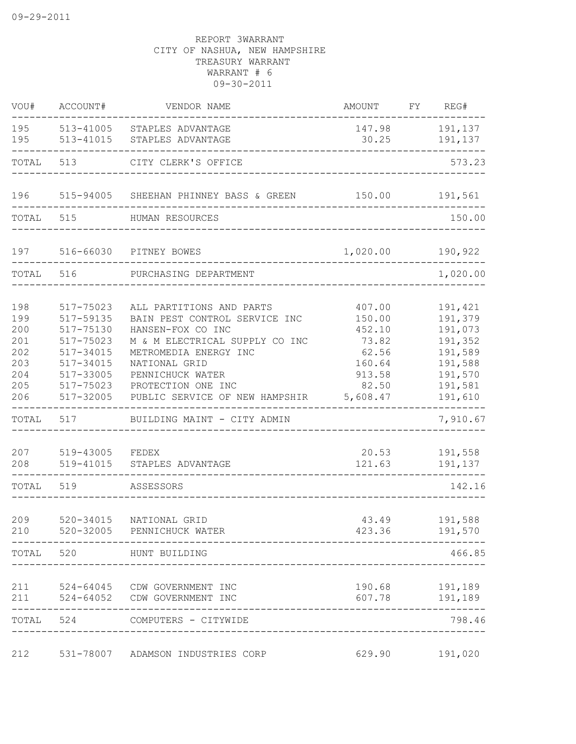REPORT 3WARRANT
CITY OF NASHUA, NEW HAMPSHIRE
TREASURY WARRANT
WARRANT # 6
09-30-2011

| VOU# | ACCOUNT# | VENDOR NAME | AMOUNT | FY | REG# |
|---|---|---|---|---|---|
| 195 | 513-41005 | STAPLES ADVANTAGE | 147.98 | | 191,137 |
| 195 | 513-41015 | STAPLES ADVANTAGE | 30.25 | | 191,137 |
| TOTAL | 513 | CITY CLERK'S OFFICE | | | 573.23 |
| 196 | 515-94005 | SHEEHAN PHINNEY BASS & GREEN | 150.00 | | 191,561 |
| TOTAL | 515 | HUMAN RESOURCES | | | 150.00 |
| 197 | 516-66030 | PITNEY BOWES | 1,020.00 | | 190,922 |
| TOTAL | 516 | PURCHASING DEPARTMENT | | | 1,020.00 |
| 198 | 517-75023 | ALL PARTITIONS AND PARTS | 407.00 | | 191,421 |
| 199 | 517-59135 | BAIN PEST CONTROL SERVICE INC | 150.00 | | 191,379 |
| 200 | 517-75130 | HANSEN-FOX CO INC | 452.10 | | 191,073 |
| 201 | 517-75023 | M & M ELECTRICAL SUPPLY CO INC | 73.82 | | 191,352 |
| 202 | 517-34015 | METROMEDIA ENERGY INC | 62.56 | | 191,589 |
| 203 | 517-34015 | NATIONAL GRID | 160.64 | | 191,588 |
| 204 | 517-33005 | PENNICHUCK WATER | 913.58 | | 191,570 |
| 205 | 517-75023 | PROTECTION ONE INC | 82.50 | | 191,581 |
| 206 | 517-32005 | PUBLIC SERVICE OF NEW HAMPSHIR | 5,608.47 | | 191,610 |
| TOTAL | 517 | BUILDING MAINT - CITY ADMIN | | | 7,910.67 |
| 207 | 519-43005 | FEDEX | 20.53 | | 191,558 |
| 208 | 519-41015 | STAPLES ADVANTAGE | 121.63 | | 191,137 |
| TOTAL | 519 | ASSESSORS | | | 142.16 |
| 209 | 520-34015 | NATIONAL GRID | 43.49 | | 191,588 |
| 210 | 520-32005 | PENNICHUCK WATER | 423.36 | | 191,570 |
| TOTAL | 520 | HUNT BUILDING | | | 466.85 |
| 211 | 524-64045 | CDW GOVERNMENT INC | 190.68 | | 191,189 |
| 211 | 524-64052 | CDW GOVERNMENT INC | 607.78 | | 191,189 |
| TOTAL | 524 | COMPUTERS - CITYWIDE | | | 798.46 |
| 212 | 531-78007 | ADAMSON INDUSTRIES CORP | 629.90 | | 191,020 |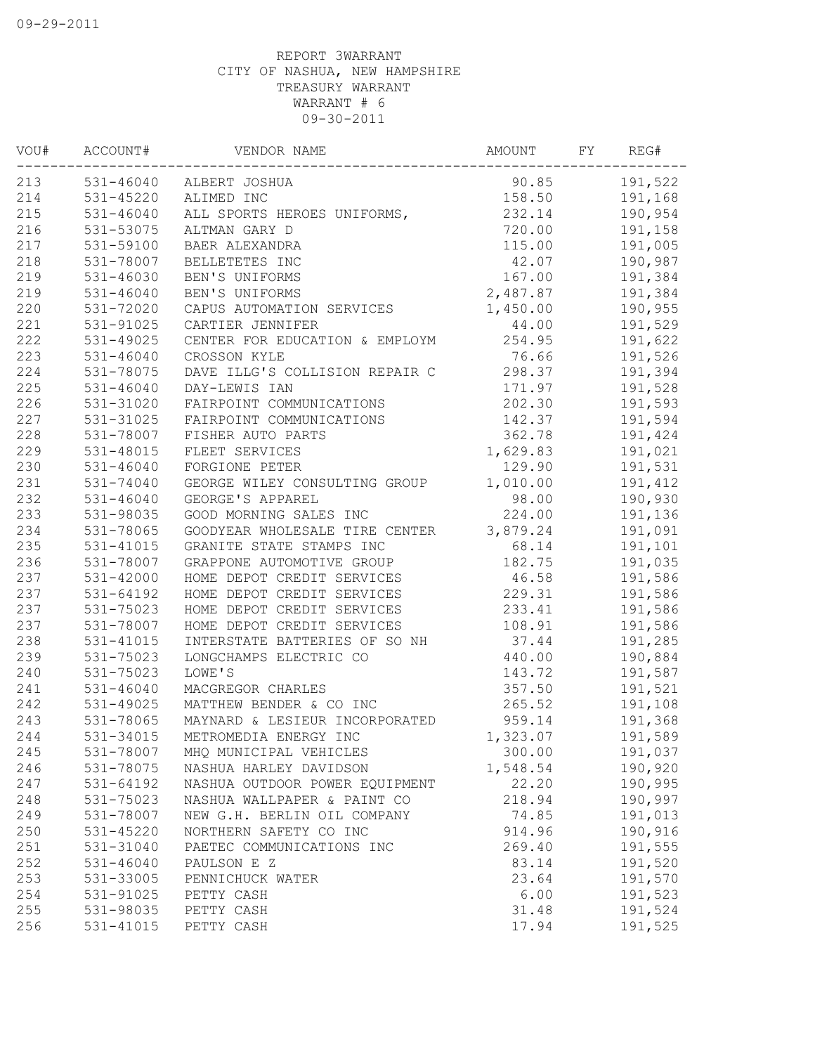REPORT 3WARRANT
CITY OF NASHUA, NEW HAMPSHIRE
TREASURY WARRANT
WARRANT # 6
09-30-2011

| VOU# | ACCOUNT# | VENDOR NAME | AMOUNT | FY | REG# |
|---|---|---|---|---|---|
| 213 | 531-46040 | ALBERT JOSHUA | 90.85 | | 191,522 |
| 214 | 531-45220 | ALIMED INC | 158.50 | | 191,168 |
| 215 | 531-46040 | ALL SPORTS HEROES UNIFORMS, | 232.14 | | 190,954 |
| 216 | 531-53075 | ALTMAN GARY D | 720.00 | | 191,158 |
| 217 | 531-59100 | BAER ALEXANDRA | 115.00 | | 191,005 |
| 218 | 531-78007 | BELLETETES INC | 42.07 | | 190,987 |
| 219 | 531-46030 | BEN'S UNIFORMS | 167.00 | | 191,384 |
| 219 | 531-46040 | BEN'S UNIFORMS | 2,487.87 | | 191,384 |
| 220 | 531-72020 | CAPUS AUTOMATION SERVICES | 1,450.00 | | 190,955 |
| 221 | 531-91025 | CARTIER JENNIFER | 44.00 | | 191,529 |
| 222 | 531-49025 | CENTER FOR EDUCATION & EMPLOYM | 254.95 | | 191,622 |
| 223 | 531-46040 | CROSSON KYLE | 76.66 | | 191,526 |
| 224 | 531-78075 | DAVE ILLG'S COLLISION REPAIR C | 298.37 | | 191,394 |
| 225 | 531-46040 | DAY-LEWIS IAN | 171.97 | | 191,528 |
| 226 | 531-31020 | FAIRPOINT COMMUNICATIONS | 202.30 | | 191,593 |
| 227 | 531-31025 | FAIRPOINT COMMUNICATIONS | 142.37 | | 191,594 |
| 228 | 531-78007 | FISHER AUTO PARTS | 362.78 | | 191,424 |
| 229 | 531-48015 | FLEET SERVICES | 1,629.83 | | 191,021 |
| 230 | 531-46040 | FORGIONE PETER | 129.90 | | 191,531 |
| 231 | 531-74040 | GEORGE WILEY CONSULTING GROUP | 1,010.00 | | 191,412 |
| 232 | 531-46040 | GEORGE'S APPAREL | 98.00 | | 190,930 |
| 233 | 531-98035 | GOOD MORNING SALES INC | 224.00 | | 191,136 |
| 234 | 531-78065 | GOODYEAR WHOLESALE TIRE CENTER | 3,879.24 | | 191,091 |
| 235 | 531-41015 | GRANITE STATE STAMPS INC | 68.14 | | 191,101 |
| 236 | 531-78007 | GRAPPONE AUTOMOTIVE GROUP | 182.75 | | 191,035 |
| 237 | 531-42000 | HOME DEPOT CREDIT SERVICES | 46.58 | | 191,586 |
| 237 | 531-64192 | HOME DEPOT CREDIT SERVICES | 229.31 | | 191,586 |
| 237 | 531-75023 | HOME DEPOT CREDIT SERVICES | 233.41 | | 191,586 |
| 237 | 531-78007 | HOME DEPOT CREDIT SERVICES | 108.91 | | 191,586 |
| 238 | 531-41015 | INTERSTATE BATTERIES OF SO NH | 37.44 | | 191,285 |
| 239 | 531-75023 | LONGCHAMPS ELECTRIC CO | 440.00 | | 190,884 |
| 240 | 531-75023 | LOWE'S | 143.72 | | 191,587 |
| 241 | 531-46040 | MACGREGOR CHARLES | 357.50 | | 191,521 |
| 242 | 531-49025 | MATTHEW BENDER & CO INC | 265.52 | | 191,108 |
| 243 | 531-78065 | MAYNARD & LESIEUR INCORPORATED | 959.14 | | 191,368 |
| 244 | 531-34015 | METROMEDIA ENERGY INC | 1,323.07 | | 191,589 |
| 245 | 531-78007 | MHQ MUNICIPAL VEHICLES | 300.00 | | 191,037 |
| 246 | 531-78075 | NASHUA HARLEY DAVIDSON | 1,548.54 | | 190,920 |
| 247 | 531-64192 | NASHUA OUTDOOR POWER EQUIPMENT | 22.20 | | 190,995 |
| 248 | 531-75023 | NASHUA WALLPAPER & PAINT CO | 218.94 | | 190,997 |
| 249 | 531-78007 | NEW G.H. BERLIN OIL COMPANY | 74.85 | | 191,013 |
| 250 | 531-45220 | NORTHERN SAFETY CO INC | 914.96 | | 190,916 |
| 251 | 531-31040 | PAETEC COMMUNICATIONS INC | 269.40 | | 191,555 |
| 252 | 531-46040 | PAULSON E Z | 83.14 | | 191,520 |
| 253 | 531-33005 | PENNICHUCK WATER | 23.64 | | 191,570 |
| 254 | 531-91025 | PETTY CASH | 6.00 | | 191,523 |
| 255 | 531-98035 | PETTY CASH | 31.48 | | 191,524 |
| 256 | 531-41015 | PETTY CASH | 17.94 | | 191,525 |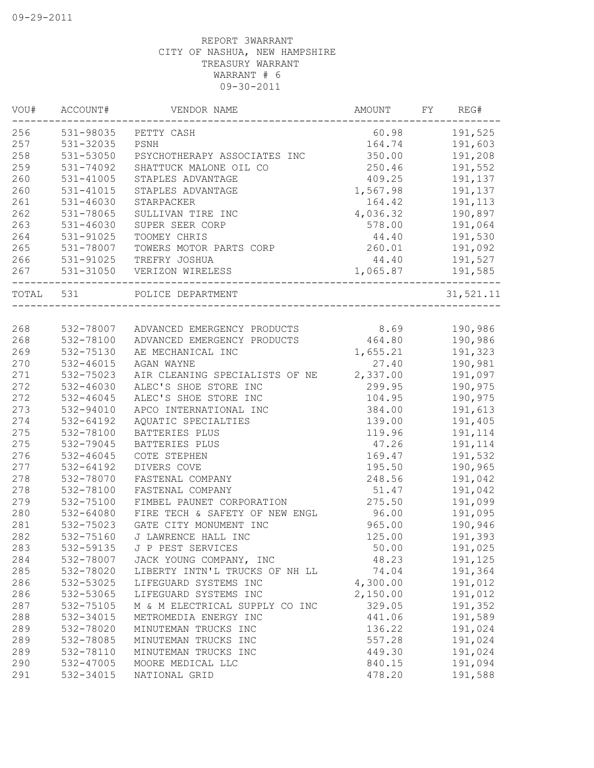09-29-2011

REPORT 3WARRANT
CITY OF NASHUA, NEW HAMPSHIRE
TREASURY WARRANT
WARRANT # 6
09-30-2011

| VOU# | ACCOUNT# | VENDOR NAME | AMOUNT | FY | REG# |
|---|---|---|---|---|---|
| 256 | 531-98035 | PETTY CASH | 60.98 | | 191,525 |
| 257 | 531-32035 | PSNH | 164.74 | | 191,603 |
| 258 | 531-53050 | PSYCHOTHERAPY ASSOCIATES INC | 350.00 | | 191,208 |
| 259 | 531-74092 | SHATTUCK MALONE OIL CO | 250.46 | | 191,552 |
| 260 | 531-41005 | STAPLES ADVANTAGE | 409.25 | | 191,137 |
| 260 | 531-41015 | STAPLES ADVANTAGE | 1,567.98 | | 191,137 |
| 261 | 531-46030 | STARPACKER | 164.42 | | 191,113 |
| 262 | 531-78065 | SULLIVAN TIRE INC | 4,036.32 | | 190,897 |
| 263 | 531-46030 | SUPER SEER CORP | 578.00 | | 191,064 |
| 264 | 531-91025 | TOOMEY CHRIS | 44.40 | | 191,530 |
| 265 | 531-78007 | TOWERS MOTOR PARTS CORP | 260.01 | | 191,092 |
| 266 | 531-91025 | TREFRY JOSHUA | 44.40 | | 191,527 |
| 267 | 531-31050 | VERIZON WIRELESS | 1,065.87 | | 191,585 |
| TOTAL | 531 | POLICE DEPARTMENT | | | 31,521.11 |
| 268 | 532-78007 | ADVANCED EMERGENCY PRODUCTS | 8.69 | | 190,986 |
| 268 | 532-78100 | ADVANCED EMERGENCY PRODUCTS | 464.80 | | 190,986 |
| 269 | 532-75130 | AE MECHANICAL INC | 1,655.21 | | 191,323 |
| 270 | 532-46015 | AGAN WAYNE | 27.40 | | 190,981 |
| 271 | 532-75023 | AIR CLEANING SPECIALISTS OF NE | 2,337.00 | | 191,097 |
| 272 | 532-46030 | ALEC'S SHOE STORE INC | 299.95 | | 190,975 |
| 272 | 532-46045 | ALEC'S SHOE STORE INC | 104.95 | | 190,975 |
| 273 | 532-94010 | APCO INTERNATIONAL INC | 384.00 | | 191,613 |
| 274 | 532-64192 | AQUATIC SPECIALTIES | 139.00 | | 191,405 |
| 275 | 532-78100 | BATTERIES PLUS | 119.96 | | 191,114 |
| 275 | 532-79045 | BATTERIES PLUS | 47.26 | | 191,114 |
| 276 | 532-46045 | COTE STEPHEN | 169.47 | | 191,532 |
| 277 | 532-64192 | DIVERS COVE | 195.50 | | 190,965 |
| 278 | 532-78070 | FASTENAL COMPANY | 248.56 | | 191,042 |
| 278 | 532-78100 | FASTENAL COMPANY | 51.47 | | 191,042 |
| 279 | 532-75100 | FIMBEL PAUNET CORPORATION | 275.50 | | 191,099 |
| 280 | 532-64080 | FIRE TECH & SAFETY OF NEW ENGL | 96.00 | | 191,095 |
| 281 | 532-75023 | GATE CITY MONUMENT INC | 965.00 | | 190,946 |
| 282 | 532-75160 | J LAWRENCE HALL INC | 125.00 | | 191,393 |
| 283 | 532-59135 | J P PEST SERVICES | 50.00 | | 191,025 |
| 284 | 532-78007 | JACK YOUNG COMPANY, INC | 48.23 | | 191,125 |
| 285 | 532-78020 | LIBERTY INTN'L TRUCKS OF NH LL | 74.04 | | 191,364 |
| 286 | 532-53025 | LIFEGUARD SYSTEMS INC | 4,300.00 | | 191,012 |
| 286 | 532-53065 | LIFEGUARD SYSTEMS INC | 2,150.00 | | 191,012 |
| 287 | 532-75105 | M & M ELECTRICAL SUPPLY CO INC | 329.05 | | 191,352 |
| 288 | 532-34015 | METROMEDIA ENERGY INC | 441.06 | | 191,589 |
| 289 | 532-78020 | MINUTEMAN TRUCKS INC | 136.22 | | 191,024 |
| 289 | 532-78085 | MINUTEMAN TRUCKS INC | 557.28 | | 191,024 |
| 289 | 532-78110 | MINUTEMAN TRUCKS INC | 449.30 | | 191,024 |
| 290 | 532-47005 | MOORE MEDICAL LLC | 840.15 | | 191,094 |
| 291 | 532-34015 | NATIONAL GRID | 478.20 | | 191,588 |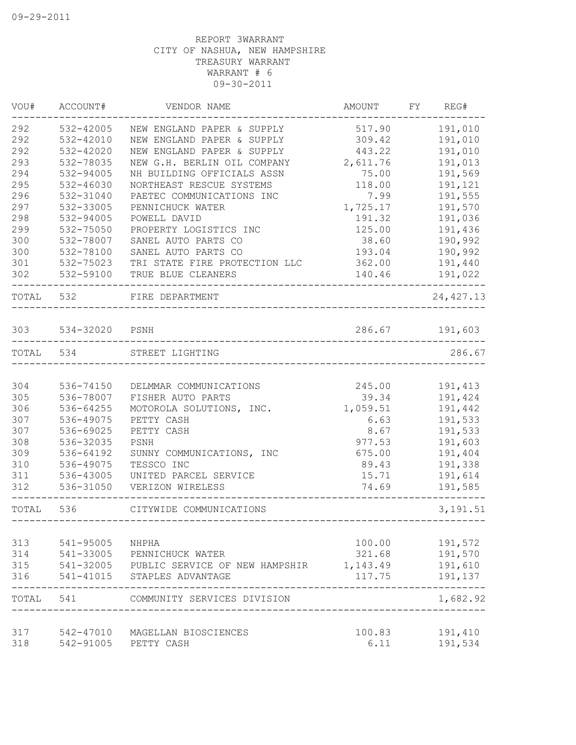09-29-2011

REPORT 3WARRANT
CITY OF NASHUA, NEW HAMPSHIRE
TREASURY WARRANT
WARRANT # 6
09-30-2011

| VOU# | ACCOUNT# | VENDOR NAME | AMOUNT | FY | REG# |
|---|---|---|---|---|---|
| 292 | 532-42005 | NEW ENGLAND PAPER & SUPPLY | 517.90 | | 191,010 |
| 292 | 532-42010 | NEW ENGLAND PAPER & SUPPLY | 309.42 | | 191,010 |
| 292 | 532-42020 | NEW ENGLAND PAPER & SUPPLY | 443.22 | | 191,010 |
| 293 | 532-78035 | NEW G.H. BERLIN OIL COMPANY | 2,611.76 | | 191,013 |
| 294 | 532-94005 | NH BUILDING OFFICIALS ASSN | 75.00 | | 191,569 |
| 295 | 532-46030 | NORTHEAST RESCUE SYSTEMS | 118.00 | | 191,121 |
| 296 | 532-31040 | PAETEC COMMUNICATIONS INC | 7.99 | | 191,555 |
| 297 | 532-33005 | PENNICHUCK WATER | 1,725.17 | | 191,570 |
| 298 | 532-94005 | POWELL DAVID | 191.32 | | 191,036 |
| 299 | 532-75050 | PROPERTY LOGISTICS INC | 125.00 | | 191,436 |
| 300 | 532-78007 | SANEL AUTO PARTS CO | 38.60 | | 190,992 |
| 300 | 532-78100 | SANEL AUTO PARTS CO | 193.04 | | 190,992 |
| 301 | 532-75023 | TRI STATE FIRE PROTECTION LLC | 362.00 | | 191,440 |
| 302 | 532-59100 | TRUE BLUE CLEANERS | 140.46 | | 191,022 |
| TOTAL | 532 | FIRE DEPARTMENT | | | 24,427.13 |
| 303 | 534-32020 | PSNH | 286.67 | | 191,603 |
| TOTAL | 534 | STREET LIGHTING | | | 286.67 |
| 304 | 536-74150 | DELMMAR COMMUNICATIONS | 245.00 | | 191,413 |
| 305 | 536-78007 | FISHER AUTO PARTS | 39.34 | | 191,424 |
| 306 | 536-64255 | MOTOROLA SOLUTIONS, INC. | 1,059.51 | | 191,442 |
| 307 | 536-49075 | PETTY CASH | 6.63 | | 191,533 |
| 307 | 536-69025 | PETTY CASH | 8.67 | | 191,533 |
| 308 | 536-32035 | PSNH | 977.53 | | 191,603 |
| 309 | 536-64192 | SUNNY COMMUNICATIONS, INC | 675.00 | | 191,404 |
| 310 | 536-49075 | TESSCO INC | 89.43 | | 191,338 |
| 311 | 536-43005 | UNITED PARCEL SERVICE | 15.71 | | 191,614 |
| 312 | 536-31050 | VERIZON WIRELESS | 74.69 | | 191,585 |
| TOTAL | 536 | CITYWIDE COMMUNICATIONS | | | 3,191.51 |
| 313 | 541-95005 | NHPHA | 100.00 | | 191,572 |
| 314 | 541-33005 | PENNICHUCK WATER | 321.68 | | 191,570 |
| 315 | 541-32005 | PUBLIC SERVICE OF NEW HAMPSHIR | 1,143.49 | | 191,610 |
| 316 | 541-41015 | STAPLES ADVANTAGE | 117.75 | | 191,137 |
| TOTAL | 541 | COMMUNITY SERVICES DIVISION | | | 1,682.92 |
| 317 | 542-47010 | MAGELLAN BIOSCIENCES | 100.83 | | 191,410 |
| 318 | 542-91005 | PETTY CASH | 6.11 | | 191,534 |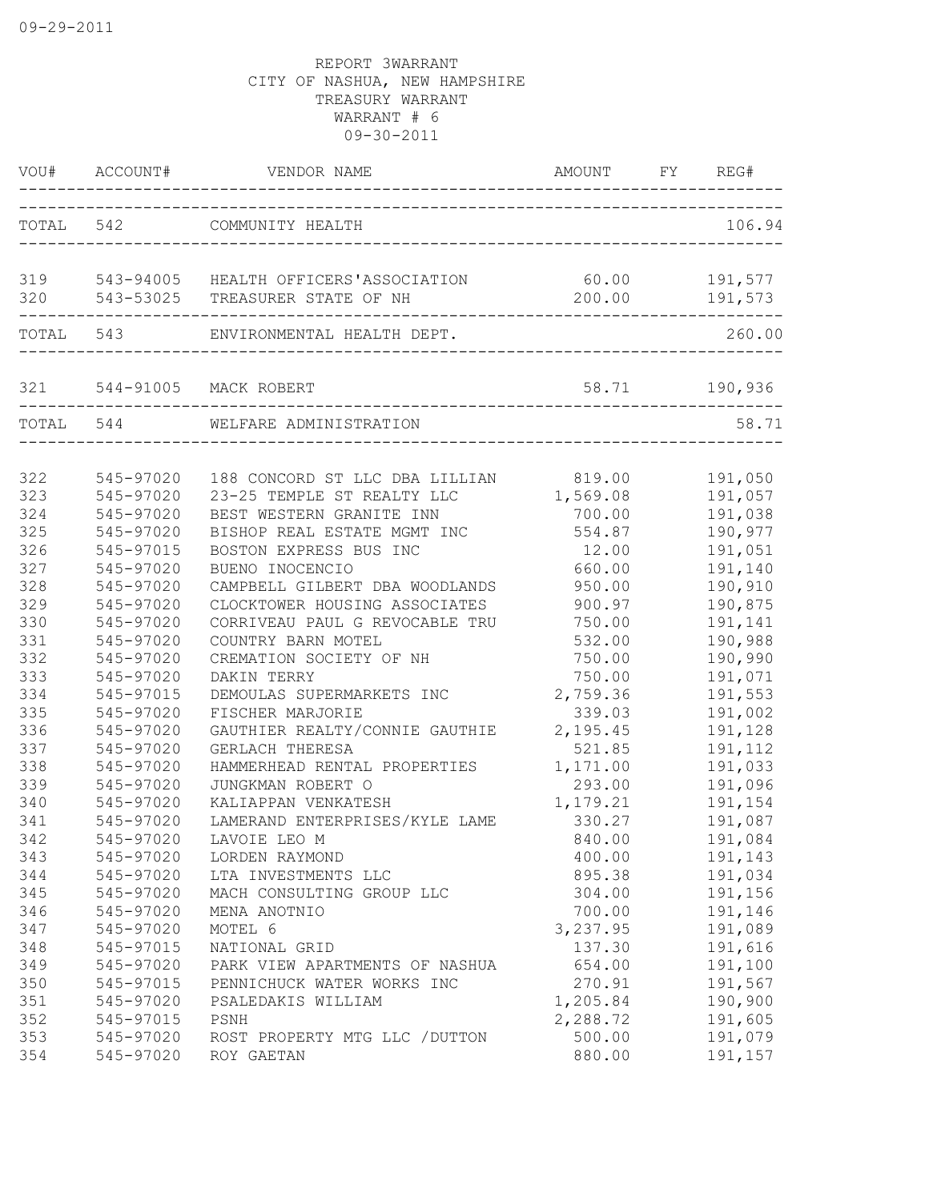09-29-2011

REPORT 3WARRANT
CITY OF NASHUA, NEW HAMPSHIRE
TREASURY WARRANT
WARRANT # 6
09-30-2011

| VOU# | ACCOUNT# | VENDOR NAME | AMOUNT | FY | REG# |
|---|---|---|---|---|---|
| TOTAL | 542 | COMMUNITY HEALTH | | | 106.94 |
| 319 | 543-94005 | HEALTH OFFICERS'ASSOCIATION | 60.00 | | 191,577 |
| 320 | 543-53025 | TREASURER STATE OF NH | 200.00 | | 191,573 |
| TOTAL | 543 | ENVIRONMENTAL HEALTH DEPT. | | | 260.00 |
| 321 | 544-91005 | MACK ROBERT | 58.71 | | 190,936 |
| TOTAL | 544 | WELFARE ADMINISTRATION | | | 58.71 |
| 322 | 545-97020 | 188 CONCORD ST LLC DBA LILLIAN | 819.00 | | 191,050 |
| 323 | 545-97020 | 23-25 TEMPLE ST REALTY LLC | 1,569.08 | | 191,057 |
| 324 | 545-97020 | BEST WESTERN GRANITE INN | 700.00 | | 191,038 |
| 325 | 545-97020 | BISHOP REAL ESTATE MGMT INC | 554.87 | | 190,977 |
| 326 | 545-97015 | BOSTON EXPRESS BUS INC | 12.00 | | 191,051 |
| 327 | 545-97020 | BUENO INOCENCIO | 660.00 | | 191,140 |
| 328 | 545-97020 | CAMPBELL GILBERT DBA WOODLANDS | 950.00 | | 190,910 |
| 329 | 545-97020 | CLOCKTOWER HOUSING ASSOCIATES | 900.97 | | 190,875 |
| 330 | 545-97020 | CORRIVEAU PAUL G REVOCABLE TRU | 750.00 | | 191,141 |
| 331 | 545-97020 | COUNTRY BARN MOTEL | 532.00 | | 190,988 |
| 332 | 545-97020 | CREMATION SOCIETY OF NH | 750.00 | | 190,990 |
| 333 | 545-97020 | DAKIN TERRY | 750.00 | | 191,071 |
| 334 | 545-97015 | DEMOULAS SUPERMARKETS INC | 2,759.36 | | 191,553 |
| 335 | 545-97020 | FISCHER MARJORIE | 339.03 | | 191,002 |
| 336 | 545-97020 | GAUTHIER REALTY/CONNIE GAUTHIE | 2,195.45 | | 191,128 |
| 337 | 545-97020 | GERLACH THERESA | 521.85 | | 191,112 |
| 338 | 545-97020 | HAMMERHEAD RENTAL PROPERTIES | 1,171.00 | | 191,033 |
| 339 | 545-97020 | JUNGKMAN ROBERT O | 293.00 | | 191,096 |
| 340 | 545-97020 | KALIAPPAN VENKATESH | 1,179.21 | | 191,154 |
| 341 | 545-97020 | LAMERAND ENTERPRISES/KYLE LAME | 330.27 | | 191,087 |
| 342 | 545-97020 | LAVOIE LEO M | 840.00 | | 191,084 |
| 343 | 545-97020 | LORDEN RAYMOND | 400.00 | | 191,143 |
| 344 | 545-97020 | LTA INVESTMENTS LLC | 895.38 | | 191,034 |
| 345 | 545-97020 | MACH CONSULTING GROUP LLC | 304.00 | | 191,156 |
| 346 | 545-97020 | MENA ANOTNIO | 700.00 | | 191,146 |
| 347 | 545-97020 | MOTEL 6 | 3,237.95 | | 191,089 |
| 348 | 545-97015 | NATIONAL GRID | 137.30 | | 191,616 |
| 349 | 545-97020 | PARK VIEW APARTMENTS OF NASHUA | 654.00 | | 191,100 |
| 350 | 545-97015 | PENNICHUCK WATER WORKS INC | 270.91 | | 191,567 |
| 351 | 545-97020 | PSALEDAKIS WILLIAM | 1,205.84 | | 190,900 |
| 352 | 545-97015 | PSNH | 2,288.72 | | 191,605 |
| 353 | 545-97020 | ROST PROPERTY MTG LLC /DUTTON | 500.00 | | 191,079 |
| 354 | 545-97020 | ROY GAETAN | 880.00 | | 191,157 |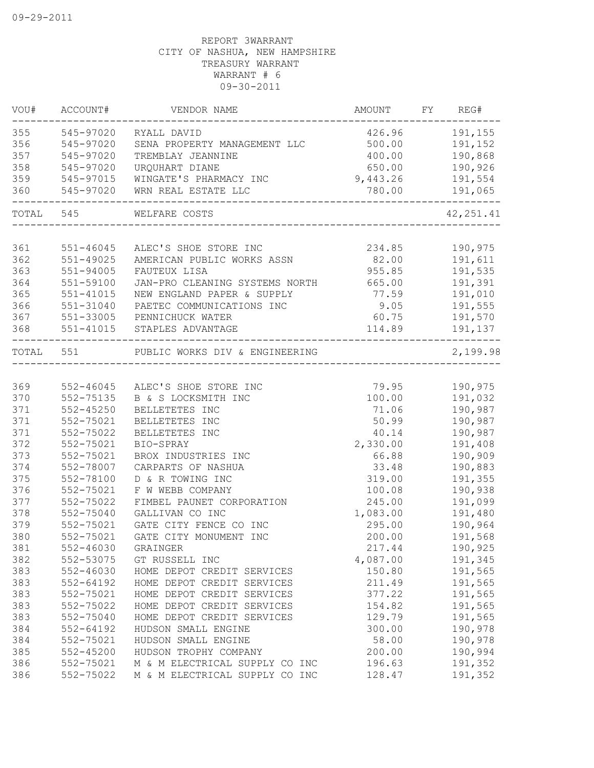09-29-2011

REPORT 3WARRANT
CITY OF NASHUA, NEW HAMPSHIRE
TREASURY WARRANT
WARRANT # 6
09-30-2011

| VOU# | ACCOUNT# | VENDOR NAME | AMOUNT | FY | REG# |
|---|---|---|---|---|---|
| 355 | 545-97020 | RYALL DAVID | 426.96 | | 191,155 |
| 356 | 545-97020 | SENA PROPERTY MANAGEMENT LLC | 500.00 | | 191,152 |
| 357 | 545-97020 | TREMBLAY JEANNINE | 400.00 | | 190,868 |
| 358 | 545-97020 | URQUHART DIANE | 650.00 | | 190,926 |
| 359 | 545-97015 | WINGATE'S PHARMACY INC | 9,443.26 | | 191,554 |
| 360 | 545-97020 | WRN REAL ESTATE LLC | 780.00 | | 191,065 |
| TOTAL | 545 | WELFARE COSTS | | | 42,251.41 |
| 361 | 551-46045 | ALEC'S SHOE STORE INC | 234.85 | | 190,975 |
| 362 | 551-49025 | AMERICAN PUBLIC WORKS ASSN | 82.00 | | 191,611 |
| 363 | 551-94005 | FAUTEUX LISA | 955.85 | | 191,535 |
| 364 | 551-59100 | JAN-PRO CLEANING SYSTEMS NORTH | 665.00 | | 191,391 |
| 365 | 551-41015 | NEW ENGLAND PAPER & SUPPLY | 77.59 | | 191,010 |
| 366 | 551-31040 | PAETEC COMMUNICATIONS INC | 9.05 | | 191,555 |
| 367 | 551-33005 | PENNICHUCK WATER | 60.75 | | 191,570 |
| 368 | 551-41015 | STAPLES ADVANTAGE | 114.89 | | 191,137 |
| TOTAL | 551 | PUBLIC WORKS DIV & ENGINEERING | | | 2,199.98 |
| 369 | 552-46045 | ALEC'S SHOE STORE INC | 79.95 | | 190,975 |
| 370 | 552-75135 | B & S LOCKSMITH INC | 100.00 | | 191,032 |
| 371 | 552-45250 | BELLETETES INC | 71.06 | | 190,987 |
| 371 | 552-75021 | BELLETETES INC | 50.99 | | 190,987 |
| 371 | 552-75022 | BELLETETES INC | 40.14 | | 190,987 |
| 372 | 552-75021 | BIO-SPRAY | 2,330.00 | | 191,408 |
| 373 | 552-75021 | BROX INDUSTRIES INC | 66.88 | | 190,909 |
| 374 | 552-78007 | CARPARTS OF NASHUA | 33.48 | | 190,883 |
| 375 | 552-78100 | D & R TOWING INC | 319.00 | | 191,355 |
| 376 | 552-75021 | F W WEBB COMPANY | 100.08 | | 190,938 |
| 377 | 552-75022 | FIMBEL PAUNET CORPORATION | 245.00 | | 191,099 |
| 378 | 552-75040 | GALLIVAN CO INC | 1,083.00 | | 191,480 |
| 379 | 552-75021 | GATE CITY FENCE CO INC | 295.00 | | 190,964 |
| 380 | 552-75021 | GATE CITY MONUMENT INC | 200.00 | | 191,568 |
| 381 | 552-46030 | GRAINGER | 217.44 | | 190,925 |
| 382 | 552-53075 | GT RUSSELL INC | 4,087.00 | | 191,345 |
| 383 | 552-46030 | HOME DEPOT CREDIT SERVICES | 150.80 | | 191,565 |
| 383 | 552-64192 | HOME DEPOT CREDIT SERVICES | 211.49 | | 191,565 |
| 383 | 552-75021 | HOME DEPOT CREDIT SERVICES | 377.22 | | 191,565 |
| 383 | 552-75022 | HOME DEPOT CREDIT SERVICES | 154.82 | | 191,565 |
| 383 | 552-75040 | HOME DEPOT CREDIT SERVICES | 129.79 | | 191,565 |
| 384 | 552-64192 | HUDSON SMALL ENGINE | 300.00 | | 190,978 |
| 384 | 552-75021 | HUDSON SMALL ENGINE | 58.00 | | 190,978 |
| 385 | 552-45200 | HUDSON TROPHY COMPANY | 200.00 | | 190,994 |
| 386 | 552-75021 | M & M ELECTRICAL SUPPLY CO INC | 196.63 | | 191,352 |
| 386 | 552-75022 | M & M ELECTRICAL SUPPLY CO INC | 128.47 | | 191,352 |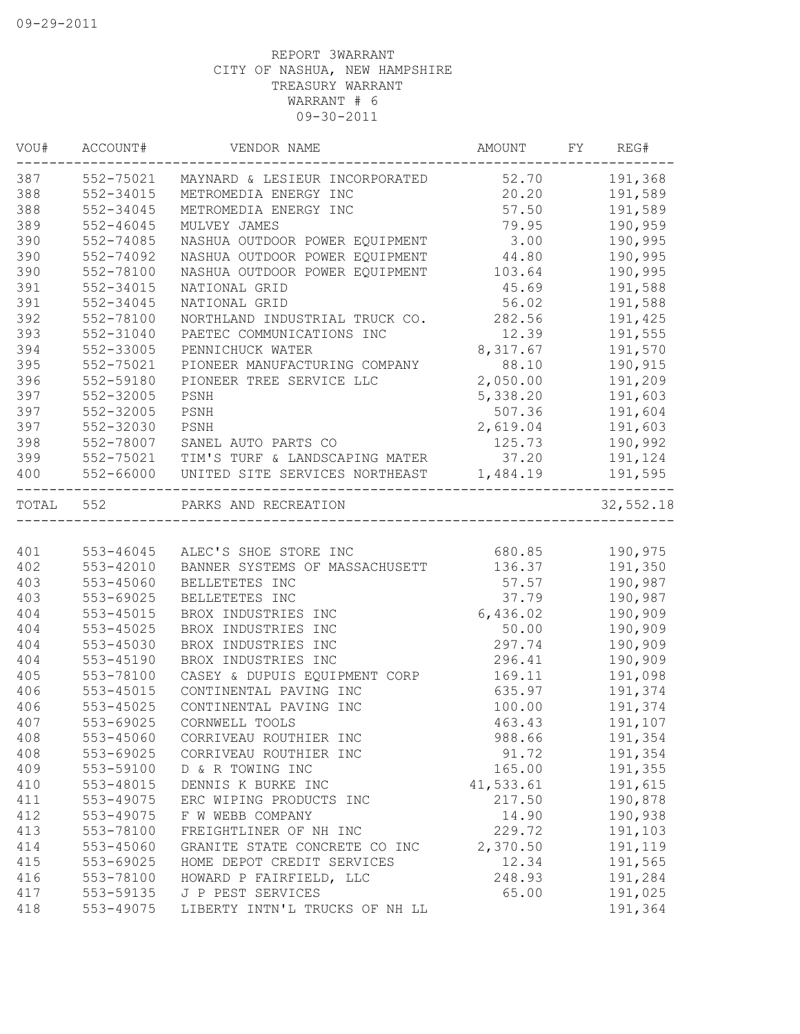REPORT 3WARRANT
CITY OF NASHUA, NEW HAMPSHIRE
TREASURY WARRANT
WARRANT # 6
09-30-2011

| VOU# | ACCOUNT# | VENDOR NAME | AMOUNT | FY | REG# |
|---|---|---|---|---|---|
| 387 | 552-75021 | MAYNARD & LESIEUR INCORPORATED | 52.70 | | 191,368 |
| 388 | 552-34015 | METROMEDIA ENERGY INC | 20.20 | | 191,589 |
| 388 | 552-34045 | METROMEDIA ENERGY INC | 57.50 | | 191,589 |
| 389 | 552-46045 | MULVEY JAMES | 79.95 | | 190,959 |
| 390 | 552-74085 | NASHUA OUTDOOR POWER EQUIPMENT | 3.00 | | 190,995 |
| 390 | 552-74092 | NASHUA OUTDOOR POWER EQUIPMENT | 44.80 | | 190,995 |
| 390 | 552-78100 | NASHUA OUTDOOR POWER EQUIPMENT | 103.64 | | 190,995 |
| 391 | 552-34015 | NATIONAL GRID | 45.69 | | 191,588 |
| 391 | 552-34045 | NATIONAL GRID | 56.02 | | 191,588 |
| 392 | 552-78100 | NORTHLAND INDUSTRIAL TRUCK CO. | 282.56 | | 191,425 |
| 393 | 552-31040 | PAETEC COMMUNICATIONS INC | 12.39 | | 191,555 |
| 394 | 552-33005 | PENNICHUCK WATER | 8,317.67 | | 191,570 |
| 395 | 552-75021 | PIONEER MANUFACTURING COMPANY | 88.10 | | 190,915 |
| 396 | 552-59180 | PIONEER TREE SERVICE LLC | 2,050.00 | | 191,209 |
| 397 | 552-32005 | PSNH | 5,338.20 | | 191,603 |
| 397 | 552-32005 | PSNH | 507.36 | | 191,604 |
| 397 | 552-32030 | PSNH | 2,619.04 | | 191,603 |
| 398 | 552-78007 | SANEL AUTO PARTS CO | 125.73 | | 190,992 |
| 399 | 552-75021 | TIM'S TURF & LANDSCAPING MATER | 37.20 | | 191,124 |
| 400 | 552-66000 | UNITED SITE SERVICES NORTHEAST | 1,484.19 | | 191,595 |
| TOTAL | 552 | PARKS AND RECREATION | | | 32,552.18 |
| 401 | 553-46045 | ALEC'S SHOE STORE INC | 680.85 | | 190,975 |
| 402 | 553-42010 | BANNER SYSTEMS OF MASSACHUSETT | 136.37 | | 191,350 |
| 403 | 553-45060 | BELLETETES INC | 57.57 | | 190,987 |
| 403 | 553-69025 | BELLETETES INC | 37.79 | | 190,987 |
| 404 | 553-45015 | BROX INDUSTRIES INC | 6,436.02 | | 190,909 |
| 404 | 553-45025 | BROX INDUSTRIES INC | 50.00 | | 190,909 |
| 404 | 553-45030 | BROX INDUSTRIES INC | 297.74 | | 190,909 |
| 404 | 553-45190 | BROX INDUSTRIES INC | 296.41 | | 190,909 |
| 405 | 553-78100 | CASEY & DUPUIS EQUIPMENT CORP | 169.11 | | 191,098 |
| 406 | 553-45015 | CONTINENTAL PAVING INC | 635.97 | | 191,374 |
| 406 | 553-45025 | CONTINENTAL PAVING INC | 100.00 | | 191,374 |
| 407 | 553-69025 | CORNWELL TOOLS | 463.43 | | 191,107 |
| 408 | 553-45060 | CORRIVEAU ROUTHIER INC | 988.66 | | 191,354 |
| 408 | 553-69025 | CORRIVEAU ROUTHIER INC | 91.72 | | 191,354 |
| 409 | 553-59100 | D & R TOWING INC | 165.00 | | 191,355 |
| 410 | 553-48015 | DENNIS K BURKE INC | 41,533.61 | | 191,615 |
| 411 | 553-49075 | ERC WIPING PRODUCTS INC | 217.50 | | 190,878 |
| 412 | 553-49075 | F W WEBB COMPANY | 14.90 | | 190,938 |
| 413 | 553-78100 | FREIGHTLINER OF NH INC | 229.72 | | 191,103 |
| 414 | 553-45060 | GRANITE STATE CONCRETE CO INC | 2,370.50 | | 191,119 |
| 415 | 553-69025 | HOME DEPOT CREDIT SERVICES | 12.34 | | 191,565 |
| 416 | 553-78100 | HOWARD P FAIRFIELD, LLC | 248.93 | | 191,284 |
| 417 | 553-59135 | J P PEST SERVICES | 65.00 | | 191,025 |
| 418 | 553-49075 | LIBERTY INTN'L TRUCKS OF NH LL | | | 191,364 |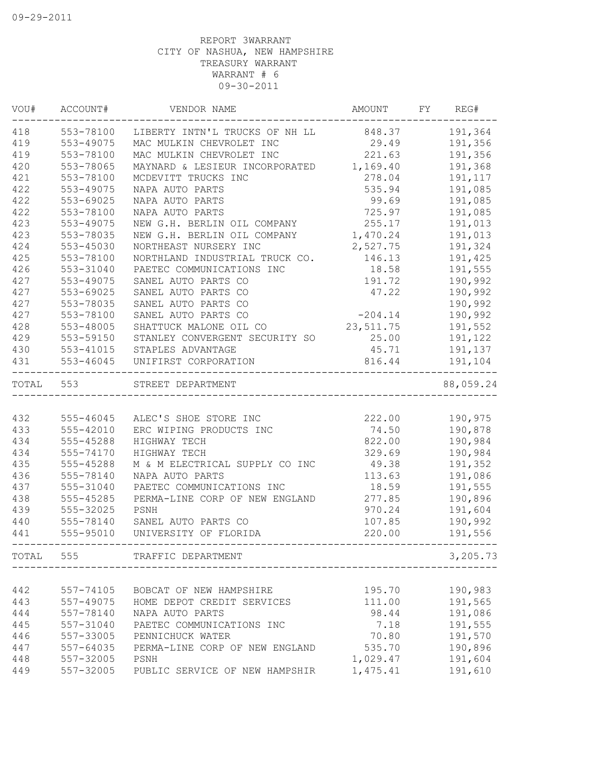09-29-2011

REPORT 3WARRANT
CITY OF NASHUA, NEW HAMPSHIRE
TREASURY WARRANT
WARRANT # 6
09-30-2011

| VOU# | ACCOUNT# | VENDOR NAME | AMOUNT | FY | REG# |
|---|---|---|---|---|---|
| 418 | 553-78100 | LIBERTY INTN'L TRUCKS OF NH LL | 848.37 | | 191,364 |
| 419 | 553-49075 | MAC MULKIN CHEVROLET INC | 29.49 | | 191,356 |
| 419 | 553-78100 | MAC MULKIN CHEVROLET INC | 221.63 | | 191,356 |
| 420 | 553-78065 | MAYNARD & LESIEUR INCORPORATED | 1,169.40 | | 191,368 |
| 421 | 553-78100 | MCDEVITT TRUCKS INC | 278.04 | | 191,117 |
| 422 | 553-49075 | NAPA AUTO PARTS | 535.94 | | 191,085 |
| 422 | 553-69025 | NAPA AUTO PARTS | 99.69 | | 191,085 |
| 422 | 553-78100 | NAPA AUTO PARTS | 725.97 | | 191,085 |
| 423 | 553-49075 | NEW G.H. BERLIN OIL COMPANY | 255.17 | | 191,013 |
| 423 | 553-78035 | NEW G.H. BERLIN OIL COMPANY | 1,470.24 | | 191,013 |
| 424 | 553-45030 | NORTHEAST NURSERY INC | 2,527.75 | | 191,324 |
| 425 | 553-78100 | NORTHLAND INDUSTRIAL TRUCK CO. | 146.13 | | 191,425 |
| 426 | 553-31040 | PAETEC COMMUNICATIONS INC | 18.58 | | 191,555 |
| 427 | 553-49075 | SANEL AUTO PARTS CO | 191.72 | | 190,992 |
| 427 | 553-69025 | SANEL AUTO PARTS CO | 47.22 | | 190,992 |
| 427 | 553-78035 | SANEL AUTO PARTS CO | | | 190,992 |
| 427 | 553-78100 | SANEL AUTO PARTS CO | -204.14 | | 190,992 |
| 428 | 553-48005 | SHATTUCK MALONE OIL CO | 23,511.75 | | 191,552 |
| 429 | 553-59150 | STANLEY CONVERGENT SECURITY SO | 25.00 | | 191,122 |
| 430 | 553-41015 | STAPLES ADVANTAGE | 45.71 | | 191,137 |
| 431 | 553-46045 | UNIFIRST CORPORATION | 816.44 | | 191,104 |
| TOTAL | 553 | STREET DEPARTMENT | | | 88,059.24 |
| 432 | 555-46045 | ALEC'S SHOE STORE INC | 222.00 | | 190,975 |
| 433 | 555-42010 | ERC WIPING PRODUCTS INC | 74.50 | | 190,878 |
| 434 | 555-45288 | HIGHWAY TECH | 822.00 | | 190,984 |
| 434 | 555-74170 | HIGHWAY TECH | 329.69 | | 190,984 |
| 435 | 555-45288 | M & M ELECTRICAL SUPPLY CO INC | 49.38 | | 191,352 |
| 436 | 555-78140 | NAPA AUTO PARTS | 113.63 | | 191,086 |
| 437 | 555-31040 | PAETEC COMMUNICATIONS INC | 18.59 | | 191,555 |
| 438 | 555-45285 | PERMA-LINE CORP OF NEW ENGLAND | 277.85 | | 190,896 |
| 439 | 555-32025 | PSNH | 970.24 | | 191,604 |
| 440 | 555-78140 | SANEL AUTO PARTS CO | 107.85 | | 190,992 |
| 441 | 555-95010 | UNIVERSITY OF FLORIDA | 220.00 | | 191,556 |
| TOTAL | 555 | TRAFFIC DEPARTMENT | | | 3,205.73 |
| 442 | 557-74105 | BOBCAT OF NEW HAMPSHIRE | 195.70 | | 190,983 |
| 443 | 557-49075 | HOME DEPOT CREDIT SERVICES | 111.00 | | 191,565 |
| 444 | 557-78140 | NAPA AUTO PARTS | 98.44 | | 191,086 |
| 445 | 557-31040 | PAETEC COMMUNICATIONS INC | 7.18 | | 191,555 |
| 446 | 557-33005 | PENNICHUCK WATER | 70.80 | | 191,570 |
| 447 | 557-64035 | PERMA-LINE CORP OF NEW ENGLAND | 535.70 | | 190,896 |
| 448 | 557-32005 | PSNH | 1,029.47 | | 191,604 |
| 449 | 557-32005 | PUBLIC SERVICE OF NEW HAMPSHIR | 1,475.41 | | 191,610 |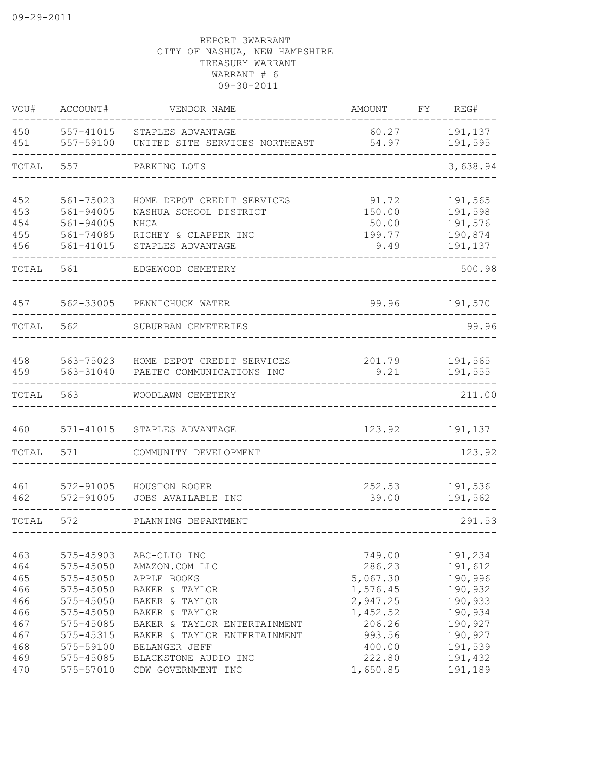09-29-2011

REPORT 3WARRANT
CITY OF NASHUA, NEW HAMPSHIRE
TREASURY WARRANT
WARRANT # 6
09-30-2011

| VOU# | ACCOUNT# | VENDOR NAME | AMOUNT | FY | REG# |
|---|---|---|---|---|---|
| 450 | 557-41015 | STAPLES ADVANTAGE | 60.27 | | 191,137 |
| 451 | 557-59100 | UNITED SITE SERVICES NORTHEAST | 54.97 | | 191,595 |
| TOTAL | 557 | PARKING LOTS | | | 3,638.94 |
| 452 | 561-75023 | HOME DEPOT CREDIT SERVICES | 91.72 | | 191,565 |
| 453 | 561-94005 | NASHUA SCHOOL DISTRICT | 150.00 | | 191,598 |
| 454 | 561-94005 | NHCA | 50.00 | | 191,576 |
| 455 | 561-74085 | RICHEY & CLAPPER INC | 199.77 | | 190,874 |
| 456 | 561-41015 | STAPLES ADVANTAGE | 9.49 | | 191,137 |
| TOTAL | 561 | EDGEWOOD CEMETERY | | | 500.98 |
| 457 | 562-33005 | PENNICHUCK WATER | 99.96 | | 191,570 |
| TOTAL | 562 | SUBURBAN CEMETERIES | | | 99.96 |
| 458 | 563-75023 | HOME DEPOT CREDIT SERVICES | 201.79 | | 191,565 |
| 459 | 563-31040 | PAETEC COMMUNICATIONS INC | 9.21 | | 191,555 |
| TOTAL | 563 | WOODLAWN CEMETERY | | | 211.00 |
| 460 | 571-41015 | STAPLES ADVANTAGE | 123.92 | | 191,137 |
| TOTAL | 571 | COMMUNITY DEVELOPMENT | | | 123.92 |
| 461 | 572-91005 | HOUSTON ROGER | 252.53 | | 191,536 |
| 462 | 572-91005 | JOBS AVAILABLE INC | 39.00 | | 191,562 |
| TOTAL | 572 | PLANNING DEPARTMENT | | | 291.53 |
| 463 | 575-45903 | ABC-CLIO INC | 749.00 | | 191,234 |
| 464 | 575-45050 | AMAZON.COM LLC | 286.23 | | 191,612 |
| 465 | 575-45050 | APPLE BOOKS | 5,067.30 | | 190,996 |
| 466 | 575-45050 | BAKER & TAYLOR | 1,576.45 | | 190,932 |
| 466 | 575-45050 | BAKER & TAYLOR | 2,947.25 | | 190,933 |
| 466 | 575-45050 | BAKER & TAYLOR | 1,452.52 | | 190,934 |
| 467 | 575-45085 | BAKER & TAYLOR ENTERTAINMENT | 206.26 | | 190,927 |
| 467 | 575-45315 | BAKER & TAYLOR ENTERTAINMENT | 993.56 | | 190,927 |
| 468 | 575-59100 | BELANGER JEFF | 400.00 | | 191,539 |
| 469 | 575-45085 | BLACKSTONE AUDIO INC | 222.80 | | 191,432 |
| 470 | 575-57010 | CDW GOVERNMENT INC | 1,650.85 | | 191,189 |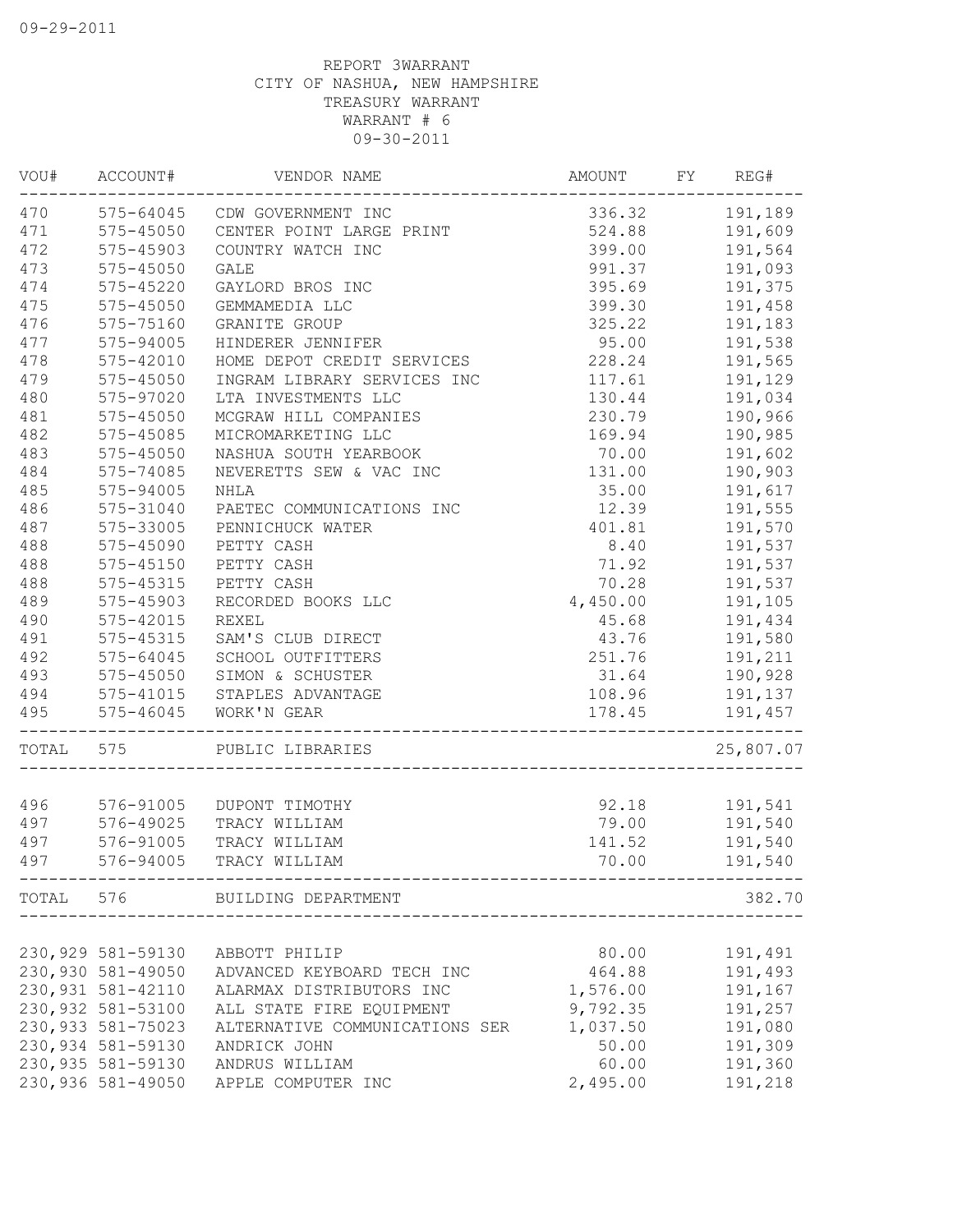09-29-2011

REPORT 3WARRANT
CITY OF NASHUA, NEW HAMPSHIRE
TREASURY WARRANT
WARRANT # 6
09-30-2011

| VOU# | ACCOUNT# | VENDOR NAME | AMOUNT | FY | REG# |
|---|---|---|---|---|---|
| 470 | 575-64045 | CDW GOVERNMENT INC | 336.32 | | 191,189 |
| 471 | 575-45050 | CENTER POINT LARGE PRINT | 524.88 | | 191,609 |
| 472 | 575-45903 | COUNTRY WATCH INC | 399.00 | | 191,564 |
| 473 | 575-45050 | GALE | 991.37 | | 191,093 |
| 474 | 575-45220 | GAYLORD BROS INC | 395.69 | | 191,375 |
| 475 | 575-45050 | GEMMAMEDIA LLC | 399.30 | | 191,458 |
| 476 | 575-75160 | GRANITE GROUP | 325.22 | | 191,183 |
| 477 | 575-94005 | HINDERER JENNIFER | 95.00 | | 191,538 |
| 478 | 575-42010 | HOME DEPOT CREDIT SERVICES | 228.24 | | 191,565 |
| 479 | 575-45050 | INGRAM LIBRARY SERVICES INC | 117.61 | | 191,129 |
| 480 | 575-97020 | LTA INVESTMENTS LLC | 130.44 | | 191,034 |
| 481 | 575-45050 | MCGRAW HILL COMPANIES | 230.79 | | 190,966 |
| 482 | 575-45085 | MICROMARKETING LLC | 169.94 | | 190,985 |
| 483 | 575-45050 | NASHUA SOUTH YEARBOOK | 70.00 | | 191,602 |
| 484 | 575-74085 | NEVERETTS SEW & VAC INC | 131.00 | | 190,903 |
| 485 | 575-94005 | NHLA | 35.00 | | 191,617 |
| 486 | 575-31040 | PAETEC COMMUNICATIONS INC | 12.39 | | 191,555 |
| 487 | 575-33005 | PENNICHUCK WATER | 401.81 | | 191,570 |
| 488 | 575-45090 | PETTY CASH | 8.40 | | 191,537 |
| 488 | 575-45150 | PETTY CASH | 71.92 | | 191,537 |
| 488 | 575-45315 | PETTY CASH | 70.28 | | 191,537 |
| 489 | 575-45903 | RECORDED BOOKS LLC | 4,450.00 | | 191,105 |
| 490 | 575-42015 | REXEL | 45.68 | | 191,434 |
| 491 | 575-45315 | SAM'S CLUB DIRECT | 43.76 | | 191,580 |
| 492 | 575-64045 | SCHOOL OUTFITTERS | 251.76 | | 191,211 |
| 493 | 575-45050 | SIMON & SCHUSTER | 31.64 | | 190,928 |
| 494 | 575-41015 | STAPLES ADVANTAGE | 108.96 | | 191,137 |
| 495 | 575-46045 | WORK'N GEAR | 178.45 | | 191,457 |
| TOTAL | 575 | PUBLIC LIBRARIES | | | 25,807.07 |
| 496 | 576-91005 | DUPONT TIMOTHY | 92.18 | | 191,541 |
| 497 | 576-49025 | TRACY WILLIAM | 79.00 | | 191,540 |
| 497 | 576-91005 | TRACY WILLIAM | 141.52 | | 191,540 |
| 497 | 576-94005 | TRACY WILLIAM | 70.00 | | 191,540 |
| TOTAL | 576 | BUILDING DEPARTMENT | | | 382.70 |
| 230,929 | 581-59130 | ABBOTT PHILIP | 80.00 | | 191,491 |
| 230,930 | 581-49050 | ADVANCED KEYBOARD TECH INC | 464.88 | | 191,493 |
| 230,931 | 581-42110 | ALARMAX DISTRIBUTORS INC | 1,576.00 | | 191,167 |
| 230,932 | 581-53100 | ALL STATE FIRE EQUIPMENT | 9,792.35 | | 191,257 |
| 230,933 | 581-75023 | ALTERNATIVE COMMUNICATIONS SER | 1,037.50 | | 191,080 |
| 230,934 | 581-59130 | ANDRICK JOHN | 50.00 | | 191,309 |
| 230,935 | 581-59130 | ANDRUS WILLIAM | 60.00 | | 191,360 |
| 230,936 | 581-49050 | APPLE COMPUTER INC | 2,495.00 | | 191,218 |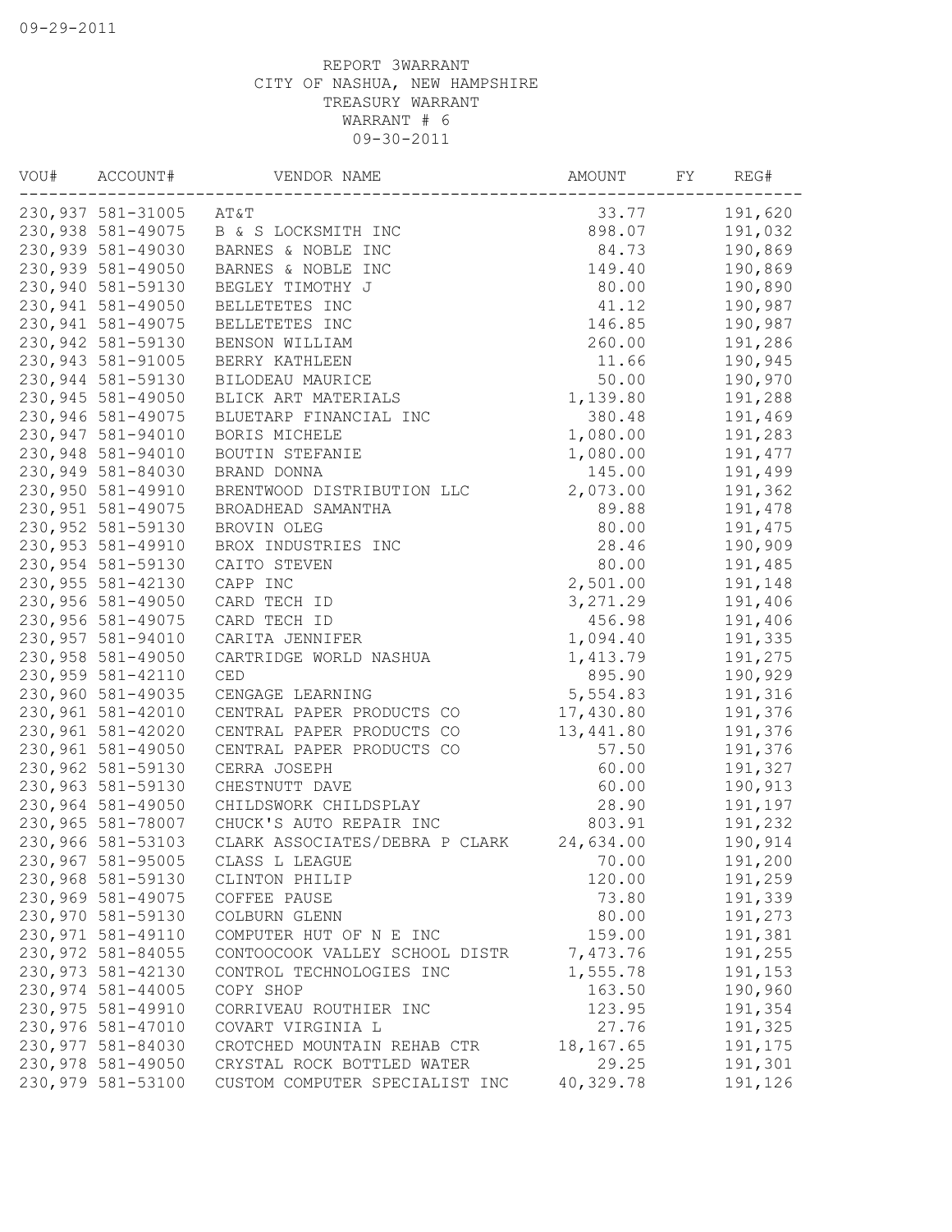09-29-2011

REPORT 3WARRANT
CITY OF NASHUA, NEW HAMPSHIRE
TREASURY WARRANT
WARRANT # 6
09-30-2011

| VOU# | ACCOUNT# | VENDOR NAME | AMOUNT | FY | REG# |
|---|---|---|---|---|---|
| 230,937 | 581-31005 | AT&T | 33.77 | | 191,620 |
| 230,938 | 581-49075 | B & S LOCKSMITH INC | 898.07 | | 191,032 |
| 230,939 | 581-49030 | BARNES & NOBLE INC | 84.73 | | 190,869 |
| 230,939 | 581-49050 | BARNES & NOBLE INC | 149.40 | | 190,869 |
| 230,940 | 581-59130 | BEGLEY TIMOTHY J | 80.00 | | 190,890 |
| 230,941 | 581-49050 | BELLETETES INC | 41.12 | | 190,987 |
| 230,941 | 581-49075 | BELLETETES INC | 146.85 | | 190,987 |
| 230,942 | 581-59130 | BENSON WILLIAM | 260.00 | | 191,286 |
| 230,943 | 581-91005 | BERRY KATHLEEN | 11.66 | | 190,945 |
| 230,944 | 581-59130 | BILODEAU MAURICE | 50.00 | | 190,970 |
| 230,945 | 581-49050 | BLICK ART MATERIALS | 1,139.80 | | 191,288 |
| 230,946 | 581-49075 | BLUETARP FINANCIAL INC | 380.48 | | 191,469 |
| 230,947 | 581-94010 | BORIS MICHELE | 1,080.00 | | 191,283 |
| 230,948 | 581-94010 | BOUTIN STEFANIE | 1,080.00 | | 191,477 |
| 230,949 | 581-84030 | BRAND DONNA | 145.00 | | 191,499 |
| 230,950 | 581-49910 | BRENTWOOD DISTRIBUTION LLC | 2,073.00 | | 191,362 |
| 230,951 | 581-49075 | BROADHEAD SAMANTHA | 89.88 | | 191,478 |
| 230,952 | 581-59130 | BROVIN OLEG | 80.00 | | 191,475 |
| 230,953 | 581-49910 | BROX INDUSTRIES INC | 28.46 | | 190,909 |
| 230,954 | 581-59130 | CAITO STEVEN | 80.00 | | 191,485 |
| 230,955 | 581-42130 | CAPP INC | 2,501.00 | | 191,148 |
| 230,956 | 581-49050 | CARD TECH ID | 3,271.29 | | 191,406 |
| 230,956 | 581-49075 | CARD TECH ID | 456.98 | | 191,406 |
| 230,957 | 581-94010 | CARITA JENNIFER | 1,094.40 | | 191,335 |
| 230,958 | 581-49050 | CARTRIDGE WORLD NASHUA | 1,413.79 | | 191,275 |
| 230,959 | 581-42110 | CED | 895.90 | | 190,929 |
| 230,960 | 581-49035 | CENGAGE LEARNING | 5,554.83 | | 191,316 |
| 230,961 | 581-42010 | CENTRAL PAPER PRODUCTS CO | 17,430.80 | | 191,376 |
| 230,961 | 581-42020 | CENTRAL PAPER PRODUCTS CO | 13,441.80 | | 191,376 |
| 230,961 | 581-49050 | CENTRAL PAPER PRODUCTS CO | 57.50 | | 191,376 |
| 230,962 | 581-59130 | CERRA JOSEPH | 60.00 | | 191,327 |
| 230,963 | 581-59130 | CHESTNUTT DAVE | 60.00 | | 190,913 |
| 230,964 | 581-49050 | CHILDSWORK CHILDSPLAY | 28.90 | | 191,197 |
| 230,965 | 581-78007 | CHUCK'S AUTO REPAIR INC | 803.91 | | 191,232 |
| 230,966 | 581-53103 | CLARK ASSOCIATES/DEBRA P CLARK | 24,634.00 | | 190,914 |
| 230,967 | 581-95005 | CLASS L LEAGUE | 70.00 | | 191,200 |
| 230,968 | 581-59130 | CLINTON PHILIP | 120.00 | | 191,259 |
| 230,969 | 581-49075 | COFFEE PAUSE | 73.80 | | 191,339 |
| 230,970 | 581-59130 | COLBURN GLENN | 80.00 | | 191,273 |
| 230,971 | 581-49110 | COMPUTER HUT OF N E INC | 159.00 | | 191,381 |
| 230,972 | 581-84055 | CONTOOCOOK VALLEY SCHOOL DISTR | 7,473.76 | | 191,255 |
| 230,973 | 581-42130 | CONTROL TECHNOLOGIES INC | 1,555.78 | | 191,153 |
| 230,974 | 581-44005 | COPY SHOP | 163.50 | | 190,960 |
| 230,975 | 581-49910 | CORRIVEAU ROUTHIER INC | 123.95 | | 191,354 |
| 230,976 | 581-47010 | COVART VIRGINIA L | 27.76 | | 191,325 |
| 230,977 | 581-84030 | CROTCHED MOUNTAIN REHAB CTR | 18,167.65 | | 191,175 |
| 230,978 | 581-49050 | CRYSTAL ROCK BOTTLED WATER | 29.25 | | 191,301 |
| 230,979 | 581-53100 | CUSTOM COMPUTER SPECIALIST INC | 40,329.78 | | 191,126 |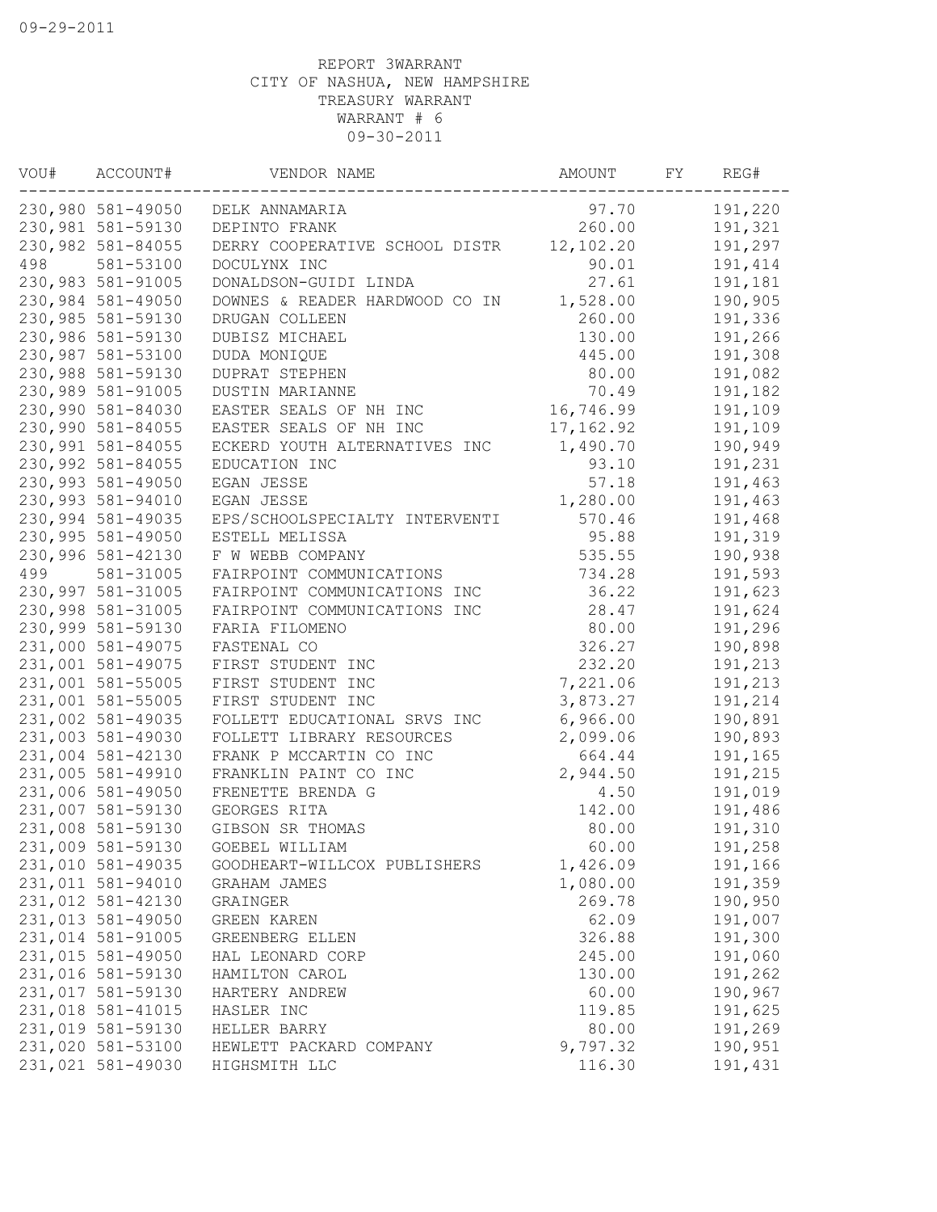09-29-2011

REPORT 3WARRANT
CITY OF NASHUA, NEW HAMPSHIRE
TREASURY WARRANT
WARRANT # 6
09-30-2011

| VOU# | ACCOUNT# | VENDOR NAME | AMOUNT | FY | REG# |
|---|---|---|---|---|---|
| 230,980 | 581-49050 | DELK ANNAMARIA | 97.70 | | 191,220 |
| 230,981 | 581-59130 | DEPINTO FRANK | 260.00 | | 191,321 |
| 230,982 | 581-84055 | DERRY COOPERATIVE SCHOOL DISTR | 12,102.20 | | 191,297 |
| 498 | 581-53100 | DOCULYNX INC | 90.01 | | 191,414 |
| 230,983 | 581-91005 | DONALDSON-GUIDI LINDA | 27.61 | | 191,181 |
| 230,984 | 581-49050 | DOWNES & READER HARDWOOD CO IN | 1,528.00 | | 190,905 |
| 230,985 | 581-59130 | DRUGAN COLLEEN | 260.00 | | 191,336 |
| 230,986 | 581-59130 | DUBISZ MICHAEL | 130.00 | | 191,266 |
| 230,987 | 581-53100 | DUDA MONIQUE | 445.00 | | 191,308 |
| 230,988 | 581-59130 | DUPRAT STEPHEN | 80.00 | | 191,082 |
| 230,989 | 581-91005 | DUSTIN MARIANNE | 70.49 | | 191,182 |
| 230,990 | 581-84030 | EASTER SEALS OF NH INC | 16,746.99 | | 191,109 |
| 230,990 | 581-84055 | EASTER SEALS OF NH INC | 17,162.92 | | 191,109 |
| 230,991 | 581-84055 | ECKERD YOUTH ALTERNATIVES INC | 1,490.70 | | 190,949 |
| 230,992 | 581-84055 | EDUCATION INC | 93.10 | | 191,231 |
| 230,993 | 581-49050 | EGAN JESSE | 57.18 | | 191,463 |
| 230,993 | 581-94010 | EGAN JESSE | 1,280.00 | | 191,463 |
| 230,994 | 581-49035 | EPS/SCHOOLSPECIALTY INTERVENTI | 570.46 | | 191,468 |
| 230,995 | 581-49050 | ESTELL MELISSA | 95.88 | | 191,319 |
| 230,996 | 581-42130 | F W WEBB COMPANY | 535.55 | | 190,938 |
| 499 | 581-31005 | FAIRPOINT COMMUNICATIONS | 734.28 | | 191,593 |
| 230,997 | 581-31005 | FAIRPOINT COMMUNICATIONS INC | 36.22 | | 191,623 |
| 230,998 | 581-31005 | FAIRPOINT COMMUNICATIONS INC | 28.47 | | 191,624 |
| 230,999 | 581-59130 | FARIA FILOMENO | 80.00 | | 191,296 |
| 231,000 | 581-49075 | FASTENAL CO | 326.27 | | 190,898 |
| 231,001 | 581-49075 | FIRST STUDENT INC | 232.20 | | 191,213 |
| 231,001 | 581-55005 | FIRST STUDENT INC | 7,221.06 | | 191,213 |
| 231,001 | 581-55005 | FIRST STUDENT INC | 3,873.27 | | 191,214 |
| 231,002 | 581-49035 | FOLLETT EDUCATIONAL SRVS INC | 6,966.00 | | 190,891 |
| 231,003 | 581-49030 | FOLLETT LIBRARY RESOURCES | 2,099.06 | | 190,893 |
| 231,004 | 581-42130 | FRANK P MCCARTIN CO INC | 664.44 | | 191,165 |
| 231,005 | 581-49910 | FRANKLIN PAINT CO INC | 2,944.50 | | 191,215 |
| 231,006 | 581-49050 | FRENETTE BRENDA G | 4.50 | | 191,019 |
| 231,007 | 581-59130 | GEORGES RITA | 142.00 | | 191,486 |
| 231,008 | 581-59130 | GIBSON SR THOMAS | 80.00 | | 191,310 |
| 231,009 | 581-59130 | GOEBEL WILLIAM | 60.00 | | 191,258 |
| 231,010 | 581-49035 | GOODHEART-WILLCOX PUBLISHERS | 1,426.09 | | 191,166 |
| 231,011 | 581-94010 | GRAHAM JAMES | 1,080.00 | | 191,359 |
| 231,012 | 581-42130 | GRAINGER | 269.78 | | 190,950 |
| 231,013 | 581-49050 | GREEN KAREN | 62.09 | | 191,007 |
| 231,014 | 581-91005 | GREENBERG ELLEN | 326.88 | | 191,300 |
| 231,015 | 581-49050 | HAL LEONARD CORP | 245.00 | | 191,060 |
| 231,016 | 581-59130 | HAMILTON CAROL | 130.00 | | 191,262 |
| 231,017 | 581-59130 | HARTERY ANDREW | 60.00 | | 190,967 |
| 231,018 | 581-41015 | HASLER INC | 119.85 | | 191,625 |
| 231,019 | 581-59130 | HELLER BARRY | 80.00 | | 191,269 |
| 231,020 | 581-53100 | HEWLETT PACKARD COMPANY | 9,797.32 | | 190,951 |
| 231,021 | 581-49030 | HIGHSMITH LLC | 116.30 | | 191,431 |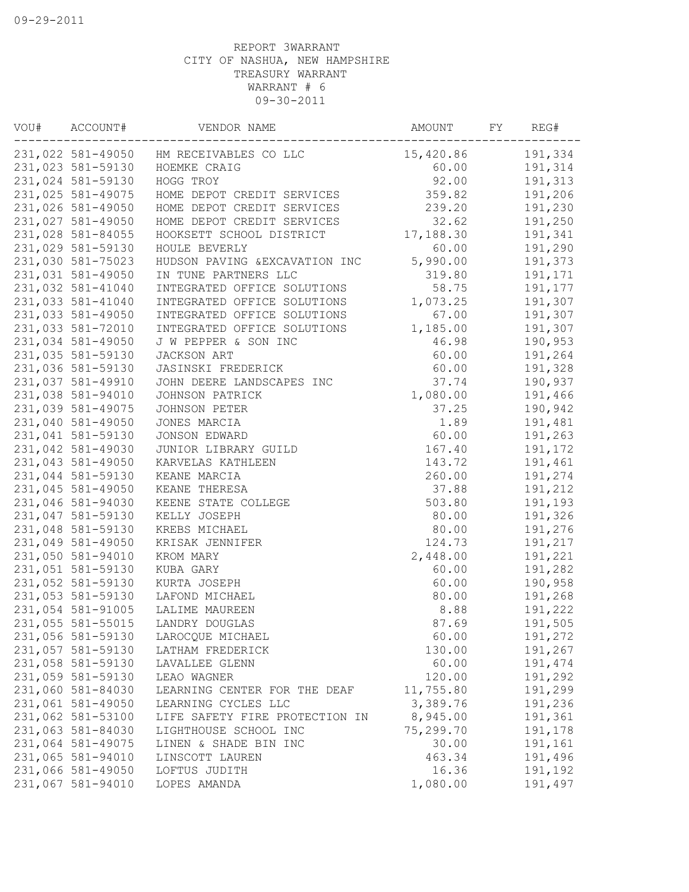09-29-2011

REPORT 3WARRANT
CITY OF NASHUA, NEW HAMPSHIRE
TREASURY WARRANT
WARRANT # 6
09-30-2011

| VOU# | ACCOUNT# | VENDOR NAME | AMOUNT | FY | REG# |
|---|---|---|---|---|---|
| 231,022 | 581-49050 | HM RECEIVABLES CO LLC | 15,420.86 | | 191,334 |
| 231,023 | 581-59130 | HOEMKE CRAIG | 60.00 | | 191,314 |
| 231,024 | 581-59130 | HOGG TROY | 92.00 | | 191,313 |
| 231,025 | 581-49075 | HOME DEPOT CREDIT SERVICES | 359.82 | | 191,206 |
| 231,026 | 581-49050 | HOME DEPOT CREDIT SERVICES | 239.20 | | 191,230 |
| 231,027 | 581-49050 | HOME DEPOT CREDIT SERVICES | 32.62 | | 191,250 |
| 231,028 | 581-84055 | HOOKSETT SCHOOL DISTRICT | 17,188.30 | | 191,341 |
| 231,029 | 581-59130 | HOULE BEVERLY | 60.00 | | 191,290 |
| 231,030 | 581-75023 | HUDSON PAVING &EXCAVATION INC | 5,990.00 | | 191,373 |
| 231,031 | 581-49050 | IN TUNE PARTNERS LLC | 319.80 | | 191,171 |
| 231,032 | 581-41040 | INTEGRATED OFFICE SOLUTIONS | 58.75 | | 191,177 |
| 231,033 | 581-41040 | INTEGRATED OFFICE SOLUTIONS | 1,073.25 | | 191,307 |
| 231,033 | 581-49050 | INTEGRATED OFFICE SOLUTIONS | 67.00 | | 191,307 |
| 231,033 | 581-72010 | INTEGRATED OFFICE SOLUTIONS | 1,185.00 | | 191,307 |
| 231,034 | 581-49050 | J W PEPPER & SON INC | 46.98 | | 190,953 |
| 231,035 | 581-59130 | JACKSON ART | 60.00 | | 191,264 |
| 231,036 | 581-59130 | JASINSKI FREDERICK | 60.00 | | 191,328 |
| 231,037 | 581-49910 | JOHN DEERE LANDSCAPES INC | 37.74 | | 190,937 |
| 231,038 | 581-94010 | JOHNSON PATRICK | 1,080.00 | | 191,466 |
| 231,039 | 581-49075 | JOHNSON PETER | 37.25 | | 190,942 |
| 231,040 | 581-49050 | JONES MARCIA | 1.89 | | 191,481 |
| 231,041 | 581-59130 | JONSON EDWARD | 60.00 | | 191,263 |
| 231,042 | 581-49030 | JUNIOR LIBRARY GUILD | 167.40 | | 191,172 |
| 231,043 | 581-49050 | KARVELAS KATHLEEN | 143.72 | | 191,461 |
| 231,044 | 581-59130 | KEANE MARCIA | 260.00 | | 191,274 |
| 231,045 | 581-49050 | KEANE THERESA | 37.88 | | 191,212 |
| 231,046 | 581-94030 | KEENE STATE COLLEGE | 503.80 | | 191,193 |
| 231,047 | 581-59130 | KELLY JOSEPH | 80.00 | | 191,326 |
| 231,048 | 581-59130 | KREBS MICHAEL | 80.00 | | 191,276 |
| 231,049 | 581-49050 | KRISAK JENNIFER | 124.73 | | 191,217 |
| 231,050 | 581-94010 | KROM MARY | 2,448.00 | | 191,221 |
| 231,051 | 581-59130 | KUBA GARY | 60.00 | | 191,282 |
| 231,052 | 581-59130 | KURTA JOSEPH | 60.00 | | 190,958 |
| 231,053 | 581-59130 | LAFOND MICHAEL | 80.00 | | 191,268 |
| 231,054 | 581-91005 | LALIME MAUREEN | 8.88 | | 191,222 |
| 231,055 | 581-55015 | LANDRY DOUGLAS | 87.69 | | 191,505 |
| 231,056 | 581-59130 | LAROCQUE MICHAEL | 60.00 | | 191,272 |
| 231,057 | 581-59130 | LATHAM FREDERICK | 130.00 | | 191,267 |
| 231,058 | 581-59130 | LAVALLEE GLENN | 60.00 | | 191,474 |
| 231,059 | 581-59130 | LEAO WAGNER | 120.00 | | 191,292 |
| 231,060 | 581-84030 | LEARNING CENTER FOR THE DEAF | 11,755.80 | | 191,299 |
| 231,061 | 581-49050 | LEARNING CYCLES LLC | 3,389.76 | | 191,236 |
| 231,062 | 581-53100 | LIFE SAFETY FIRE PROTECTION IN | 8,945.00 | | 191,361 |
| 231,063 | 581-84030 | LIGHTHOUSE SCHOOL INC | 75,299.70 | | 191,178 |
| 231,064 | 581-49075 | LINEN & SHADE BIN INC | 30.00 | | 191,161 |
| 231,065 | 581-94010 | LINSCOTT LAUREN | 463.34 | | 191,496 |
| 231,066 | 581-49050 | LOFTUS JUDITH | 16.36 | | 191,192 |
| 231,067 | 581-94010 | LOPES AMANDA | 1,080.00 | | 191,497 |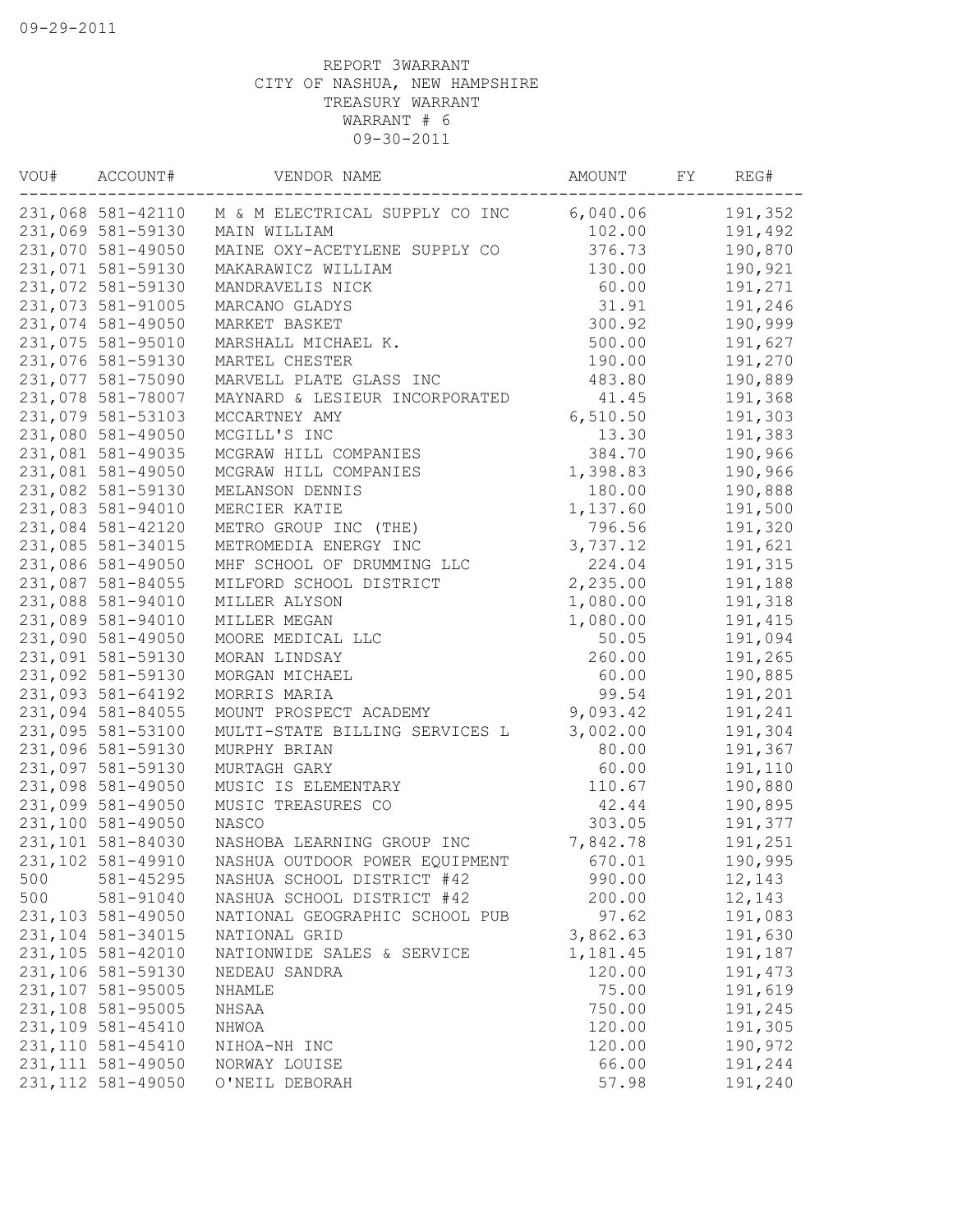09-29-2011

REPORT 3WARRANT
CITY OF NASHUA, NEW HAMPSHIRE
TREASURY WARRANT
WARRANT # 6
09-30-2011

| VOU# | ACCOUNT# | VENDOR NAME | AMOUNT | FY | REG# |
|---|---|---|---|---|---|
| 231,068 | 581-42110 | M & M ELECTRICAL SUPPLY CO INC | 6,040.06 | | 191,352 |
| 231,069 | 581-59130 | MAIN WILLIAM | 102.00 | | 191,492 |
| 231,070 | 581-49050 | MAINE OXY-ACETYLENE SUPPLY CO | 376.73 | | 190,870 |
| 231,071 | 581-59130 | MAKARAWICZ WILLIAM | 130.00 | | 190,921 |
| 231,072 | 581-59130 | MANDRAVELIS NICK | 60.00 | | 191,271 |
| 231,073 | 581-91005 | MARCANO GLADYS | 31.91 | | 191,246 |
| 231,074 | 581-49050 | MARKET BASKET | 300.92 | | 190,999 |
| 231,075 | 581-95010 | MARSHALL MICHAEL K. | 500.00 | | 191,627 |
| 231,076 | 581-59130 | MARTEL CHESTER | 190.00 | | 191,270 |
| 231,077 | 581-75090 | MARVELL PLATE GLASS INC | 483.80 | | 190,889 |
| 231,078 | 581-78007 | MAYNARD & LESIEUR INCORPORATED | 41.45 | | 191,368 |
| 231,079 | 581-53103 | MCCARTNEY AMY | 6,510.50 | | 191,303 |
| 231,080 | 581-49050 | MCGILL'S INC | 13.30 | | 191,383 |
| 231,081 | 581-49035 | MCGRAW HILL COMPANIES | 384.70 | | 190,966 |
| 231,081 | 581-49050 | MCGRAW HILL COMPANIES | 1,398.83 | | 190,966 |
| 231,082 | 581-59130 | MELANSON DENNIS | 180.00 | | 190,888 |
| 231,083 | 581-94010 | MERCIER KATIE | 1,137.60 | | 191,500 |
| 231,084 | 581-42120 | METRO GROUP INC (THE) | 796.56 | | 191,320 |
| 231,085 | 581-34015 | METROMEDIA ENERGY INC | 3,737.12 | | 191,621 |
| 231,086 | 581-49050 | MHF SCHOOL OF DRUMMING LLC | 224.04 | | 191,315 |
| 231,087 | 581-84055 | MILFORD SCHOOL DISTRICT | 2,235.00 | | 191,188 |
| 231,088 | 581-94010 | MILLER ALYSON | 1,080.00 | | 191,318 |
| 231,089 | 581-94010 | MILLER MEGAN | 1,080.00 | | 191,415 |
| 231,090 | 581-49050 | MOORE MEDICAL LLC | 50.05 | | 191,094 |
| 231,091 | 581-59130 | MORAN LINDSAY | 260.00 | | 191,265 |
| 231,092 | 581-59130 | MORGAN MICHAEL | 60.00 | | 190,885 |
| 231,093 | 581-64192 | MORRIS MARIA | 99.54 | | 191,201 |
| 231,094 | 581-84055 | MOUNT PROSPECT ACADEMY | 9,093.42 | | 191,241 |
| 231,095 | 581-53100 | MULTI-STATE BILLING SERVICES L | 3,002.00 | | 191,304 |
| 231,096 | 581-59130 | MURPHY BRIAN | 80.00 | | 191,367 |
| 231,097 | 581-59130 | MURTAGH GARY | 60.00 | | 191,110 |
| 231,098 | 581-49050 | MUSIC IS ELEMENTARY | 110.67 | | 190,880 |
| 231,099 | 581-49050 | MUSIC TREASURES CO | 42.44 | | 190,895 |
| 231,100 | 581-49050 | NASCO | 303.05 | | 191,377 |
| 231,101 | 581-84030 | NASHOBA LEARNING GROUP INC | 7,842.78 | | 191,251 |
| 231,102 | 581-49910 | NASHUA OUTDOOR POWER EQUIPMENT | 670.01 | | 190,995 |
| 500 | 581-45295 | NASHUA SCHOOL DISTRICT #42 | 990.00 | | 12,143 |
| 500 | 581-91040 | NASHUA SCHOOL DISTRICT #42 | 200.00 | | 12,143 |
| 231,103 | 581-49050 | NATIONAL GEOGRAPHIC SCHOOL PUB | 97.62 | | 191,083 |
| 231,104 | 581-34015 | NATIONAL GRID | 3,862.63 | | 191,630 |
| 231,105 | 581-42010 | NATIONWIDE SALES & SERVICE | 1,181.45 | | 191,187 |
| 231,106 | 581-59130 | NEDEAU SANDRA | 120.00 | | 191,473 |
| 231,107 | 581-95005 | NHAMLE | 75.00 | | 191,619 |
| 231,108 | 581-95005 | NHSAA | 750.00 | | 191,245 |
| 231,109 | 581-45410 | NHWOA | 120.00 | | 191,305 |
| 231,110 | 581-45410 | NIHOA-NH INC | 120.00 | | 190,972 |
| 231,111 | 581-49050 | NORWAY LOUISE | 66.00 | | 191,244 |
| 231,112 | 581-49050 | O'NEIL DEBORAH | 57.98 | | 191,240 |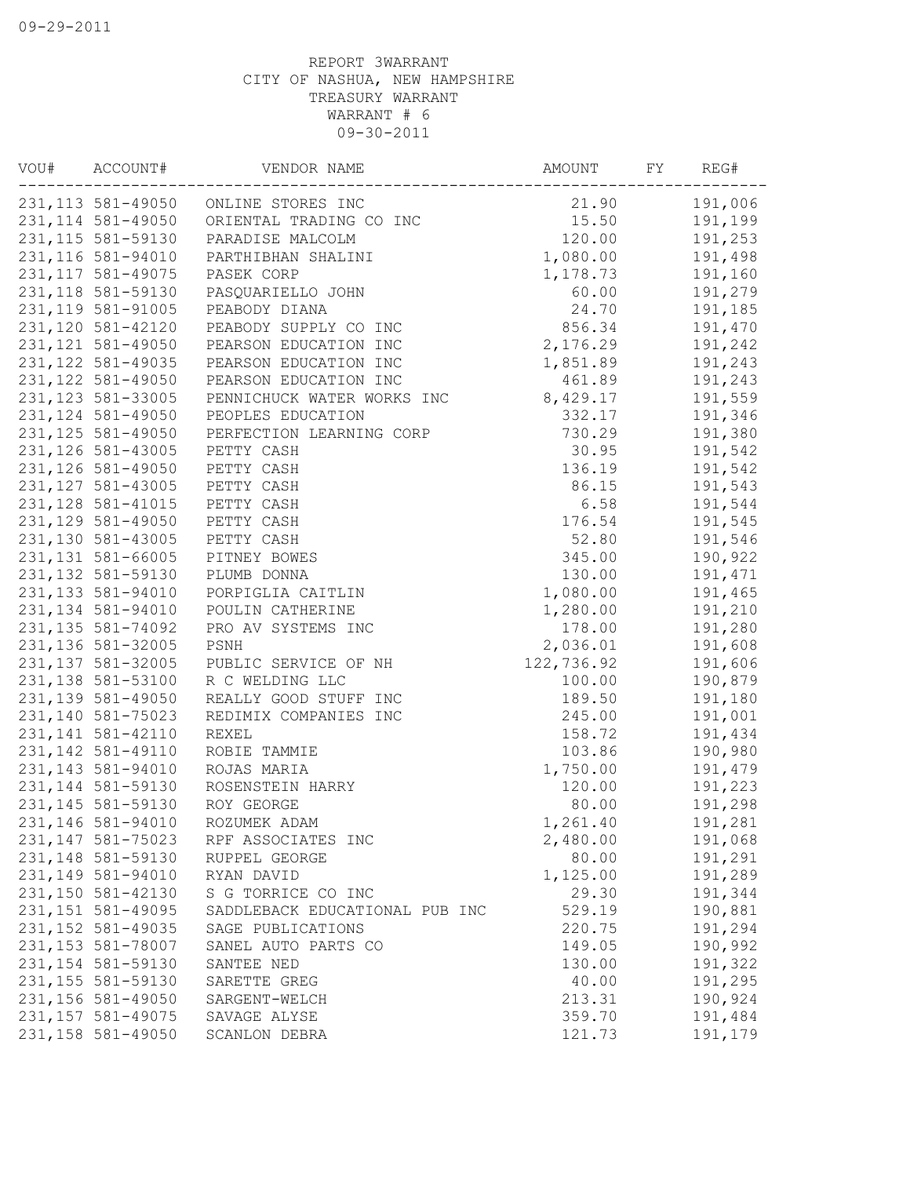REPORT 3WARRANT
CITY OF NASHUA, NEW HAMPSHIRE
TREASURY WARRANT
WARRANT # 6
09-30-2011

| VOU# | ACCOUNT# | VENDOR NAME | AMOUNT | FY | REG# |
|---|---|---|---|---|---|
| 231,113 | 581-49050 | ONLINE STORES INC | 21.90 | | 191,006 |
| 231,114 | 581-49050 | ORIENTAL TRADING CO INC | 15.50 | | 191,199 |
| 231,115 | 581-59130 | PARADISE MALCOLM | 120.00 | | 191,253 |
| 231,116 | 581-94010 | PARTHIBHAN SHALINI | 1,080.00 | | 191,498 |
| 231,117 | 581-49075 | PASEK CORP | 1,178.73 | | 191,160 |
| 231,118 | 581-59130 | PASQUARIELLO JOHN | 60.00 | | 191,279 |
| 231,119 | 581-91005 | PEABODY DIANA | 24.70 | | 191,185 |
| 231,120 | 581-42120 | PEABODY SUPPLY CO INC | 856.34 | | 191,470 |
| 231,121 | 581-49050 | PEARSON EDUCATION INC | 2,176.29 | | 191,242 |
| 231,122 | 581-49035 | PEARSON EDUCATION INC | 1,851.89 | | 191,243 |
| 231,122 | 581-49050 | PEARSON EDUCATION INC | 461.89 | | 191,243 |
| 231,123 | 581-33005 | PENNICHUCK WATER WORKS INC | 8,429.17 | | 191,559 |
| 231,124 | 581-49050 | PEOPLES EDUCATION | 332.17 | | 191,346 |
| 231,125 | 581-49050 | PERFECTION LEARNING CORP | 730.29 | | 191,380 |
| 231,126 | 581-43005 | PETTY CASH | 30.95 | | 191,542 |
| 231,126 | 581-49050 | PETTY CASH | 136.19 | | 191,542 |
| 231,127 | 581-43005 | PETTY CASH | 86.15 | | 191,543 |
| 231,128 | 581-41015 | PETTY CASH | 6.58 | | 191,544 |
| 231,129 | 581-49050 | PETTY CASH | 176.54 | | 191,545 |
| 231,130 | 581-43005 | PETTY CASH | 52.80 | | 191,546 |
| 231,131 | 581-66005 | PITNEY BOWES | 345.00 | | 190,922 |
| 231,132 | 581-59130 | PLUMB DONNA | 130.00 | | 191,471 |
| 231,133 | 581-94010 | PORPIGLIA CAITLIN | 1,080.00 | | 191,465 |
| 231,134 | 581-94010 | POULIN CATHERINE | 1,280.00 | | 191,210 |
| 231,135 | 581-74092 | PRO AV SYSTEMS INC | 178.00 | | 191,280 |
| 231,136 | 581-32005 | PSNH | 2,036.01 | | 191,608 |
| 231,137 | 581-32005 | PUBLIC SERVICE OF NH | 122,736.92 | | 191,606 |
| 231,138 | 581-53100 | R C WELDING LLC | 100.00 | | 190,879 |
| 231,139 | 581-49050 | REALLY GOOD STUFF INC | 189.50 | | 191,180 |
| 231,140 | 581-75023 | REDIMIX COMPANIES INC | 245.00 | | 191,001 |
| 231,141 | 581-42110 | REXEL | 158.72 | | 191,434 |
| 231,142 | 581-49110 | ROBIE TAMMIE | 103.86 | | 190,980 |
| 231,143 | 581-94010 | ROJAS MARIA | 1,750.00 | | 191,479 |
| 231,144 | 581-59130 | ROSENSTEIN HARRY | 120.00 | | 191,223 |
| 231,145 | 581-59130 | ROY GEORGE | 80.00 | | 191,298 |
| 231,146 | 581-94010 | ROZUMEK ADAM | 1,261.40 | | 191,281 |
| 231,147 | 581-75023 | RPF ASSOCIATES INC | 2,480.00 | | 191,068 |
| 231,148 | 581-59130 | RUPPEL GEORGE | 80.00 | | 191,291 |
| 231,149 | 581-94010 | RYAN DAVID | 1,125.00 | | 191,289 |
| 231,150 | 581-42130 | S G TORRICE CO INC | 29.30 | | 191,344 |
| 231,151 | 581-49095 | SADDLEBACK EDUCATIONAL PUB INC | 529.19 | | 190,881 |
| 231,152 | 581-49035 | SAGE PUBLICATIONS | 220.75 | | 191,294 |
| 231,153 | 581-78007 | SANEL AUTO PARTS CO | 149.05 | | 190,992 |
| 231,154 | 581-59130 | SANTEE NED | 130.00 | | 191,322 |
| 231,155 | 581-59130 | SARETTE GREG | 40.00 | | 191,295 |
| 231,156 | 581-49050 | SARGENT-WELCH | 213.31 | | 190,924 |
| 231,157 | 581-49075 | SAVAGE ALYSE | 359.70 | | 191,484 |
| 231,158 | 581-49050 | SCANLON DEBRA | 121.73 | | 191,179 |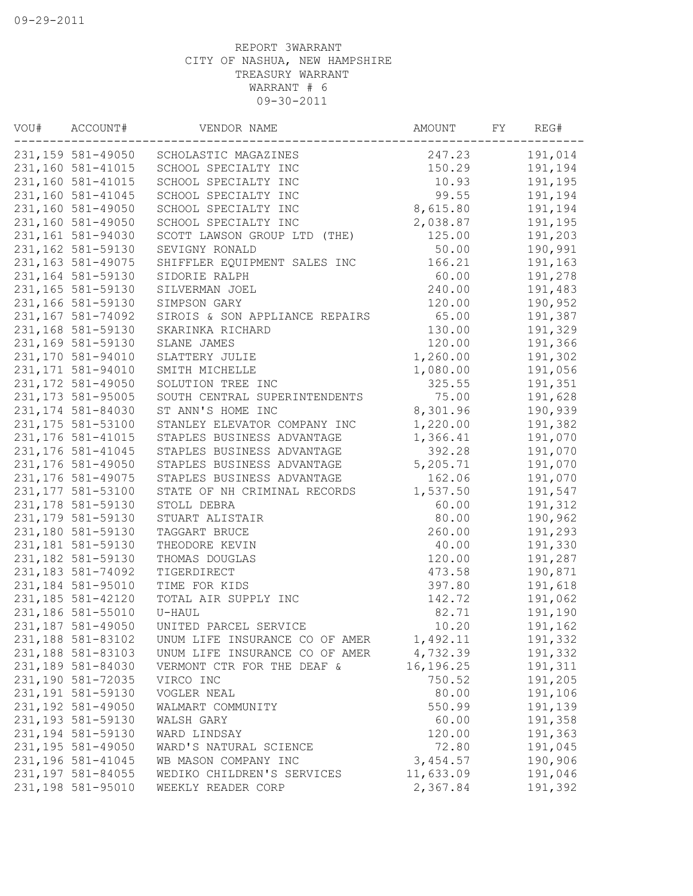09-29-2011

REPORT 3WARRANT
CITY OF NASHUA, NEW HAMPSHIRE
TREASURY WARRANT
WARRANT # 6
09-30-2011

| VOU# | ACCOUNT# | VENDOR NAME | AMOUNT | FY | REG# |
|---|---|---|---|---|---|
| 231,159 | 581-49050 | SCHOLASTIC MAGAZINES | 247.23 | | 191,014 |
| 231,160 | 581-41015 | SCHOOL SPECIALTY INC | 150.29 | | 191,194 |
| 231,160 | 581-41015 | SCHOOL SPECIALTY INC | 10.93 | | 191,195 |
| 231,160 | 581-41045 | SCHOOL SPECIALTY INC | 99.55 | | 191,194 |
| 231,160 | 581-49050 | SCHOOL SPECIALTY INC | 8,615.80 | | 191,194 |
| 231,160 | 581-49050 | SCHOOL SPECIALTY INC | 2,038.87 | | 191,195 |
| 231,161 | 581-94030 | SCOTT LAWSON GROUP LTD (THE) | 125.00 | | 191,203 |
| 231,162 | 581-59130 | SEVIGNY RONALD | 50.00 | | 190,991 |
| 231,163 | 581-49075 | SHIFFLER EQUIPMENT SALES INC | 166.21 | | 191,163 |
| 231,164 | 581-59130 | SIDORIE RALPH | 60.00 | | 191,278 |
| 231,165 | 581-59130 | SILVERMAN JOEL | 240.00 | | 191,483 |
| 231,166 | 581-59130 | SIMPSON GARY | 120.00 | | 190,952 |
| 231,167 | 581-74092 | SIROIS & SON APPLIANCE REPAIRS | 65.00 | | 191,387 |
| 231,168 | 581-59130 | SKARINKA RICHARD | 130.00 | | 191,329 |
| 231,169 | 581-59130 | SLANE JAMES | 120.00 | | 191,366 |
| 231,170 | 581-94010 | SLATTERY JULIE | 1,260.00 | | 191,302 |
| 231,171 | 581-94010 | SMITH MICHELLE | 1,080.00 | | 191,056 |
| 231,172 | 581-49050 | SOLUTION TREE INC | 325.55 | | 191,351 |
| 231,173 | 581-95005 | SOUTH CENTRAL SUPERINTENDENTS | 75.00 | | 191,628 |
| 231,174 | 581-84030 | ST ANN'S HOME INC | 8,301.96 | | 190,939 |
| 231,175 | 581-53100 | STANLEY ELEVATOR COMPANY INC | 1,220.00 | | 191,382 |
| 231,176 | 581-41015 | STAPLES BUSINESS ADVANTAGE | 1,366.41 | | 191,070 |
| 231,176 | 581-41045 | STAPLES BUSINESS ADVANTAGE | 392.28 | | 191,070 |
| 231,176 | 581-49050 | STAPLES BUSINESS ADVANTAGE | 5,205.71 | | 191,070 |
| 231,176 | 581-49075 | STAPLES BUSINESS ADVANTAGE | 162.06 | | 191,070 |
| 231,177 | 581-53100 | STATE OF NH CRIMINAL RECORDS | 1,537.50 | | 191,547 |
| 231,178 | 581-59130 | STOLL DEBRA | 60.00 | | 191,312 |
| 231,179 | 581-59130 | STUART ALISTAIR | 80.00 | | 190,962 |
| 231,180 | 581-59130 | TAGGART BRUCE | 260.00 | | 191,293 |
| 231,181 | 581-59130 | THEODORE KEVIN | 40.00 | | 191,330 |
| 231,182 | 581-59130 | THOMAS DOUGLAS | 120.00 | | 191,287 |
| 231,183 | 581-74092 | TIGERDIRECT | 473.58 | | 190,871 |
| 231,184 | 581-95010 | TIME FOR KIDS | 397.80 | | 191,618 |
| 231,185 | 581-42120 | TOTAL AIR SUPPLY INC | 142.72 | | 191,062 |
| 231,186 | 581-55010 | U-HAUL | 82.71 | | 191,190 |
| 231,187 | 581-49050 | UNITED PARCEL SERVICE | 10.20 | | 191,162 |
| 231,188 | 581-83102 | UNUM LIFE INSURANCE CO OF AMER | 1,492.11 | | 191,332 |
| 231,188 | 581-83103 | UNUM LIFE INSURANCE CO OF AMER | 4,732.39 | | 191,332 |
| 231,189 | 581-84030 | VERMONT CTR FOR THE DEAF & | 16,196.25 | | 191,311 |
| 231,190 | 581-72035 | VIRCO INC | 750.52 | | 191,205 |
| 231,191 | 581-59130 | VOGLER NEAL | 80.00 | | 191,106 |
| 231,192 | 581-49050 | WALMART COMMUNITY | 550.99 | | 191,139 |
| 231,193 | 581-59130 | WALSH GARY | 60.00 | | 191,358 |
| 231,194 | 581-59130 | WARD LINDSAY | 120.00 | | 191,363 |
| 231,195 | 581-49050 | WARD'S NATURAL SCIENCE | 72.80 | | 191,045 |
| 231,196 | 581-41045 | WB MASON COMPANY INC | 3,454.57 | | 190,906 |
| 231,197 | 581-84055 | WEDIKO CHILDREN'S SERVICES | 11,633.09 | | 191,046 |
| 231,198 | 581-95010 | WEEKLY READER CORP | 2,367.84 | | 191,392 |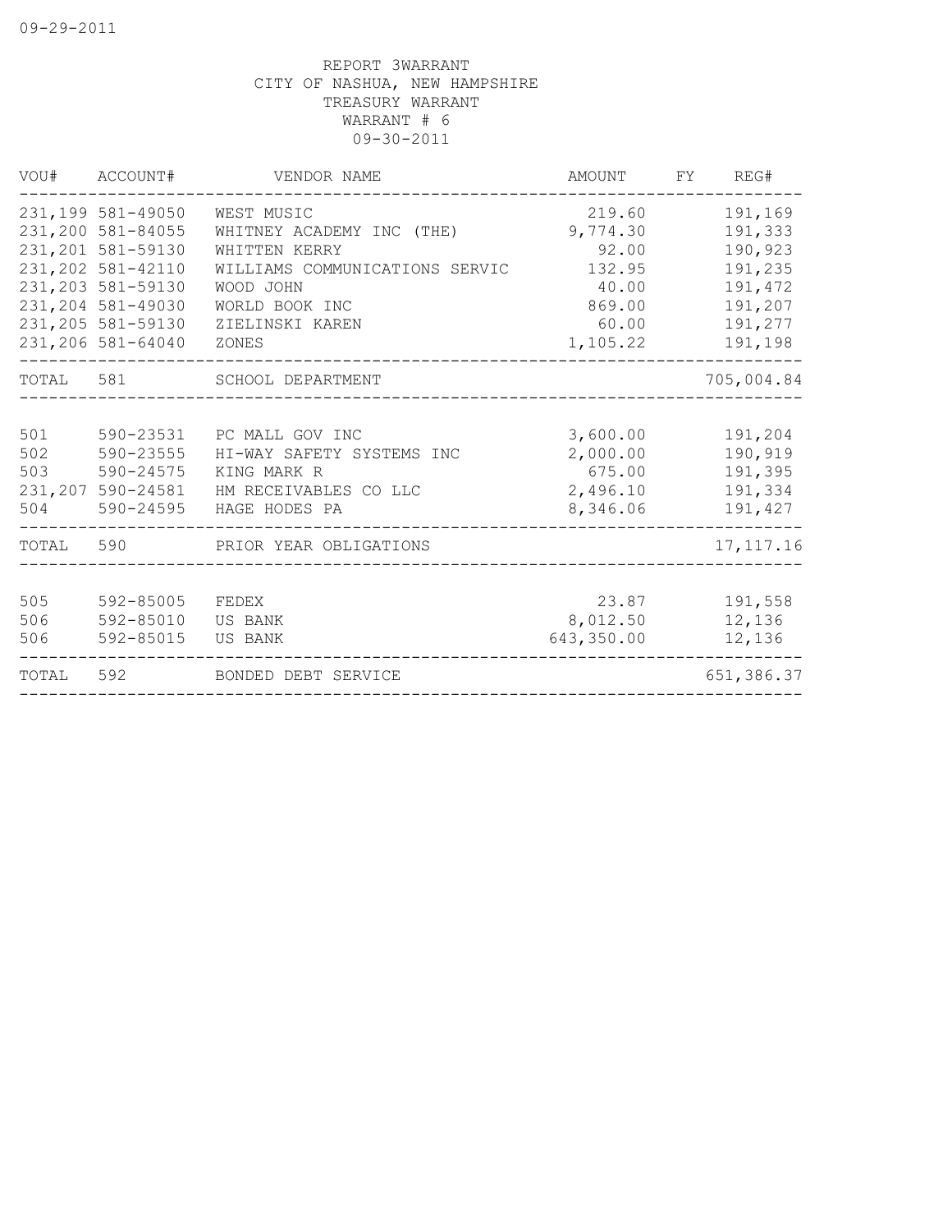09-29-2011

REPORT 3WARRANT
CITY OF NASHUA, NEW HAMPSHIRE
TREASURY WARRANT
WARRANT # 6
09-30-2011

| VOU# | ACCOUNT# | VENDOR NAME | AMOUNT | FY | REG# |
|---|---|---|---|---|---|
| 231,199 | 581-49050 | WEST MUSIC | 219.60 | | 191,169 |
| 231,200 | 581-84055 | WHITNEY ACADEMY INC (THE) | 9,774.30 | | 191,333 |
| 231,201 | 581-59130 | WHITTEN KERRY | 92.00 | | 190,923 |
| 231,202 | 581-42110 | WILLIAMS COMMUNICATIONS SERVIC | 132.95 | | 191,235 |
| 231,203 | 581-59130 | WOOD JOHN | 40.00 | | 191,472 |
| 231,204 | 581-49030 | WORLD BOOK INC | 869.00 | | 191,207 |
| 231,205 | 581-59130 | ZIELINSKI KAREN | 60.00 | | 191,277 |
| 231,206 | 581-64040 | ZONES | 1,105.22 | | 191,198 |
| TOTAL | 581 | SCHOOL DEPARTMENT | | | 705,004.84 |
| 501 | 590-23531 | PC MALL GOV INC | 3,600.00 | | 191,204 |
| 502 | 590-23555 | HI-WAY SAFETY SYSTEMS INC | 2,000.00 | | 190,919 |
| 503 | 590-24575 | KING MARK R | 675.00 | | 191,395 |
| 231,207 | 590-24581 | HM RECEIVABLES CO LLC | 2,496.10 | | 191,334 |
| 504 | 590-24595 | HAGE HODES PA | 8,346.06 | | 191,427 |
| TOTAL | 590 | PRIOR YEAR OBLIGATIONS | | | 17,117.16 |
| 505 | 592-85005 | FEDEX | 23.87 | | 191,558 |
| 506 | 592-85010 | US BANK | 8,012.50 | | 12,136 |
| 506 | 592-85015 | US BANK | 643,350.00 | | 12,136 |
| TOTAL | 592 | BONDED DEBT SERVICE | | | 651,386.37 |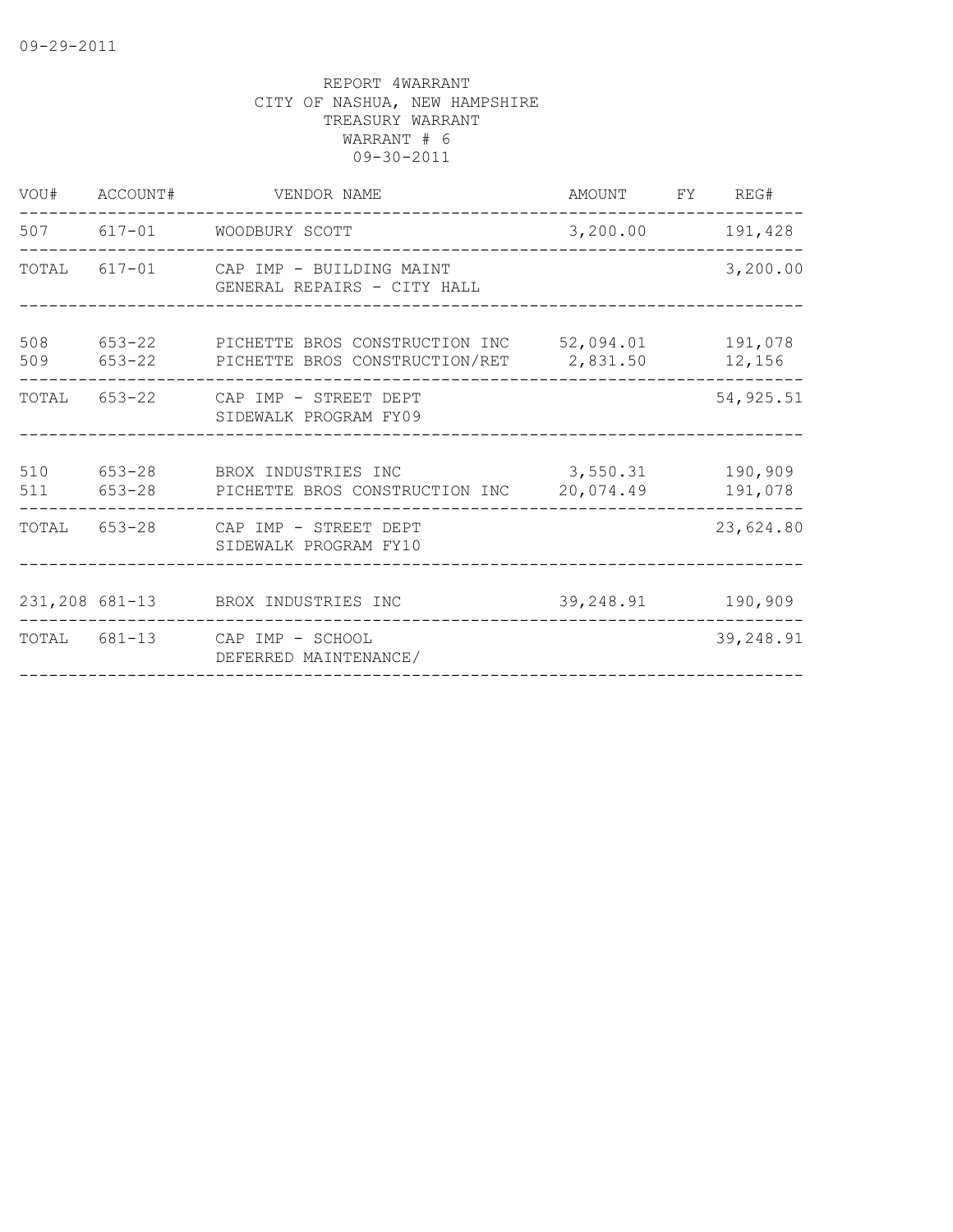09-29-2011

REPORT 4WARRANT
CITY OF NASHUA, NEW HAMPSHIRE
TREASURY WARRANT
WARRANT # 6
09-30-2011

| VOU# | ACCOUNT# | VENDOR NAME | AMOUNT | FY | REG# |
|---|---|---|---|---|---|
| 507 | 617-01 | WOODBURY SCOTT | 3,200.00 | | 191,428 |
| TOTAL | 617-01 | CAP IMP - BUILDING MAINT<br>GENERAL REPAIRS - CITY HALL | | | 3,200.00 |
| 508 | 653-22 | PICHETTE BROS CONSTRUCTION INC | 52,094.01 | | 191,078 |
| 509 | 653-22 | PICHETTE BROS CONSTRUCTION/RET | 2,831.50 | | 12,156 |
| TOTAL | 653-22 | CAP IMP - STREET DEPT<br>SIDEWALK PROGRAM FY09 | | | 54,925.51 |
| 510 | 653-28 | BROX INDUSTRIES INC | 3,550.31 | | 190,909 |
| 511 | 653-28 | PICHETTE BROS CONSTRUCTION INC | 20,074.49 | | 191,078 |
| TOTAL | 653-28 | CAP IMP - STREET DEPT<br>SIDEWALK PROGRAM FY10 | | | 23,624.80 |
| 231,208 | 681-13 | BROX INDUSTRIES INC | 39,248.91 | | 190,909 |
| TOTAL | 681-13 | CAP IMP - SCHOOL<br>DEFERRED MAINTENANCE/ | | | 39,248.91 |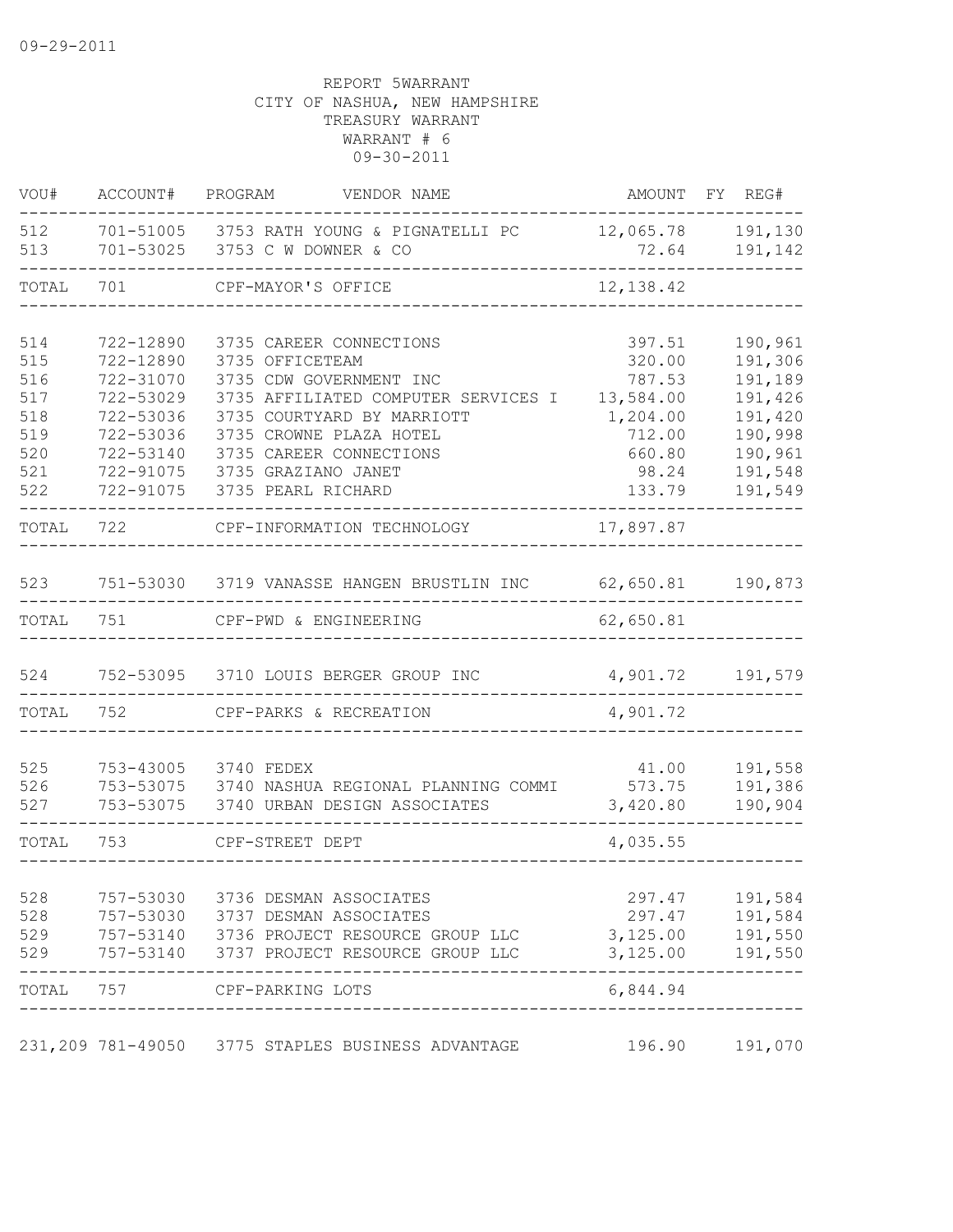09-29-2011

REPORT 5WARRANT
CITY OF NASHUA, NEW HAMPSHIRE
TREASURY WARRANT
WARRANT # 6
09-30-2011

| VOU# | ACCOUNT# | PROGRAM | VENDOR NAME | AMOUNT | FY | REG# |
|---|---|---|---|---|---|---|
| 512 | 701-51005 | 3753 | RATH YOUNG & PIGNATELLI PC | 12,065.78 | | 191,130 |
| 513 | 701-53025 | 3753 | C W DOWNER & CO | 72.64 | | 191,142 |
| TOTAL | 701 | | CPF-MAYOR'S OFFICE | 12,138.42 | | |
| 514 | 722-12890 | 3735 | CAREER CONNECTIONS | 397.51 | | 190,961 |
| 515 | 722-12890 | 3735 | OFFICETEAM | 320.00 | | 191,306 |
| 516 | 722-31070 | 3735 | CDW GOVERNMENT INC | 787.53 | | 191,189 |
| 517 | 722-53029 | 3735 | AFFILIATED COMPUTER SERVICES I | 13,584.00 | | 191,426 |
| 518 | 722-53036 | 3735 | COURTYARD BY MARRIOTT | 1,204.00 | | 191,420 |
| 519 | 722-53036 | 3735 | CROWNE PLAZA HOTEL | 712.00 | | 190,998 |
| 520 | 722-53140 | 3735 | CAREER CONNECTIONS | 660.80 | | 190,961 |
| 521 | 722-91075 | 3735 | GRAZIANO JANET | 98.24 | | 191,548 |
| 522 | 722-91075 | 3735 | PEARL RICHARD | 133.79 | | 191,549 |
| TOTAL | 722 | | CPF-INFORMATION TECHNOLOGY | 17,897.87 | | |
| 523 | 751-53030 | 3719 | VANASSE HANGEN BRUSTLIN INC | 62,650.81 | | 190,873 |
| TOTAL | 751 | | CPF-PWD & ENGINEERING | 62,650.81 | | |
| 524 | 752-53095 | 3710 | LOUIS BERGER GROUP INC | 4,901.72 | | 191,579 |
| TOTAL | 752 | | CPF-PARKS & RECREATION | 4,901.72 | | |
| 525 | 753-43005 | 3740 | FEDEX | 41.00 | | 191,558 |
| 526 | 753-53075 | 3740 | NASHUA REGIONAL PLANNING COMMI | 573.75 | | 191,386 |
| 527 | 753-53075 | 3740 | URBAN DESIGN ASSOCIATES | 3,420.80 | | 190,904 |
| TOTAL | 753 | | CPF-STREET DEPT | 4,035.55 | | |
| 528 | 757-53030 | 3736 | DESMAN ASSOCIATES | 297.47 | | 191,584 |
| 528 | 757-53030 | 3737 | DESMAN ASSOCIATES | 297.47 | | 191,584 |
| 529 | 757-53140 | 3736 | PROJECT RESOURCE GROUP LLC | 3,125.00 | | 191,550 |
| 529 | 757-53140 | 3737 | PROJECT RESOURCE GROUP LLC | 3,125.00 | | 191,550 |
| TOTAL | 757 | | CPF-PARKING LOTS | 6,844.94 | | |
| 231,209 | 781-49050 | 3775 | STAPLES BUSINESS ADVANTAGE | 196.90 | | 191,070 |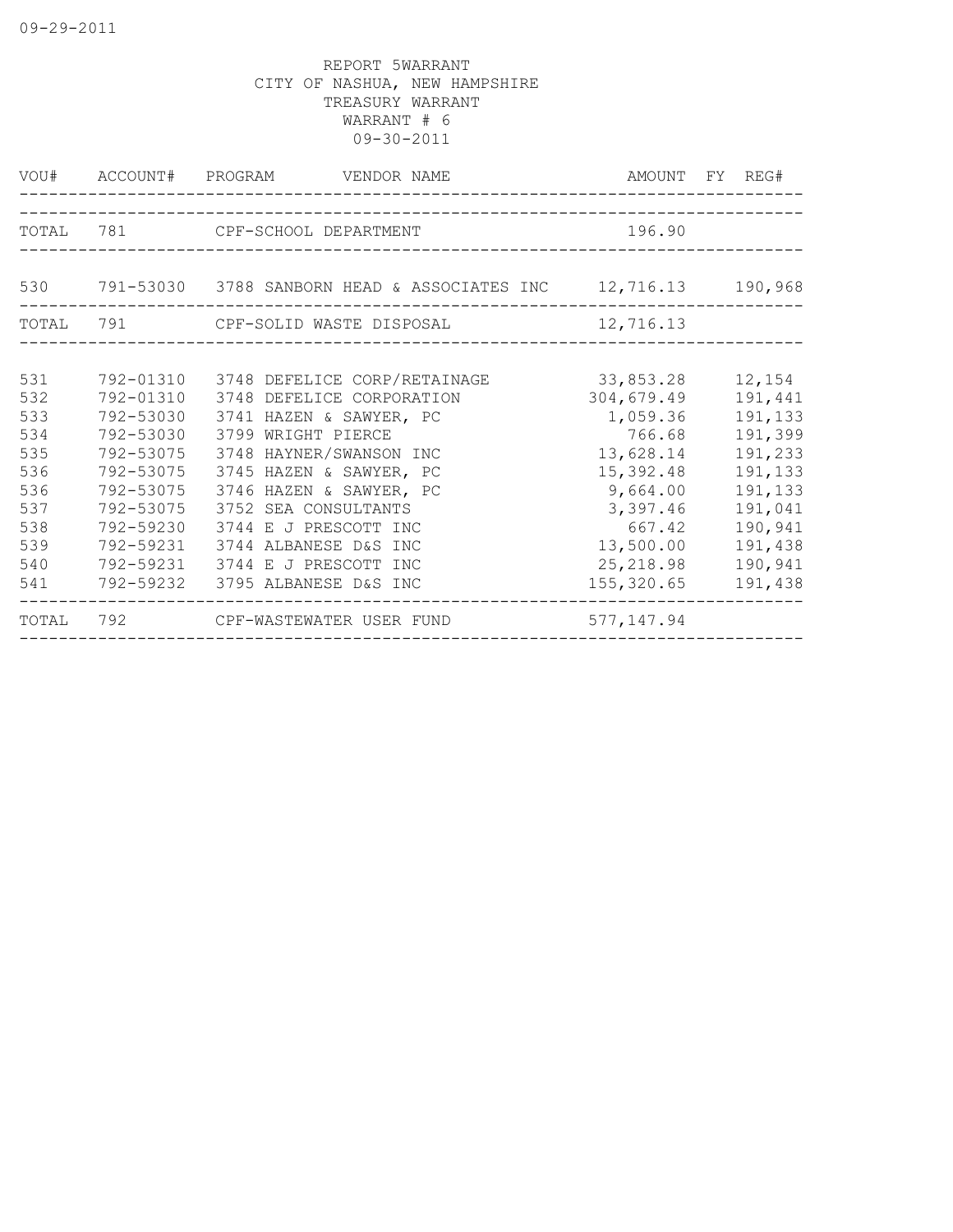REPORT 5WARRANT
CITY OF NASHUA, NEW HAMPSHIRE
TREASURY WARRANT
WARRANT # 6
09-30-2011

| VOU# | ACCOUNT# | PROGRAM | VENDOR NAME | AMOUNT | FY | REG# |
|---|---|---|---|---|---|---|
| TOTAL | 781 | | CPF-SCHOOL DEPARTMENT | 196.90 | | |
| 530 | 791-53030 | 3788 | SANBORN HEAD & ASSOCIATES INC | 12,716.13 | | 190,968 |
| TOTAL | 791 | | CPF-SOLID WASTE DISPOSAL | 12,716.13 | | |
| 531 | 792-01310 | 3748 | DEFELICE CORP/RETAINAGE | 33,853.28 | | 12,154 |
| 532 | 792-01310 | 3748 | DEFELICE CORPORATION | 304,679.49 | | 191,441 |
| 533 | 792-53030 | 3741 | HAZEN & SAWYER, PC | 1,059.36 | | 191,133 |
| 534 | 792-53030 | 3799 | WRIGHT PIERCE | 766.68 | | 191,399 |
| 535 | 792-53075 | 3748 | HAYNER/SWANSON INC | 13,628.14 | | 191,233 |
| 536 | 792-53075 | 3745 | HAZEN & SAWYER, PC | 15,392.48 | | 191,133 |
| 536 | 792-53075 | 3746 | HAZEN & SAWYER, PC | 9,664.00 | | 191,133 |
| 537 | 792-53075 | 3752 | SEA CONSULTANTS | 3,397.46 | | 191,041 |
| 538 | 792-59230 | 3744 | E J PRESCOTT INC | 667.42 | | 190,941 |
| 539 | 792-59231 | 3744 | ALBANESE D&S INC | 13,500.00 | | 191,438 |
| 540 | 792-59231 | 3744 | E J PRESCOTT INC | 25,218.98 | | 190,941 |
| 541 | 792-59232 | 3795 | ALBANESE D&S INC | 155,320.65 | | 191,438 |
| TOTAL | 792 | | CPF-WASTEWATER USER FUND | 577,147.94 | | |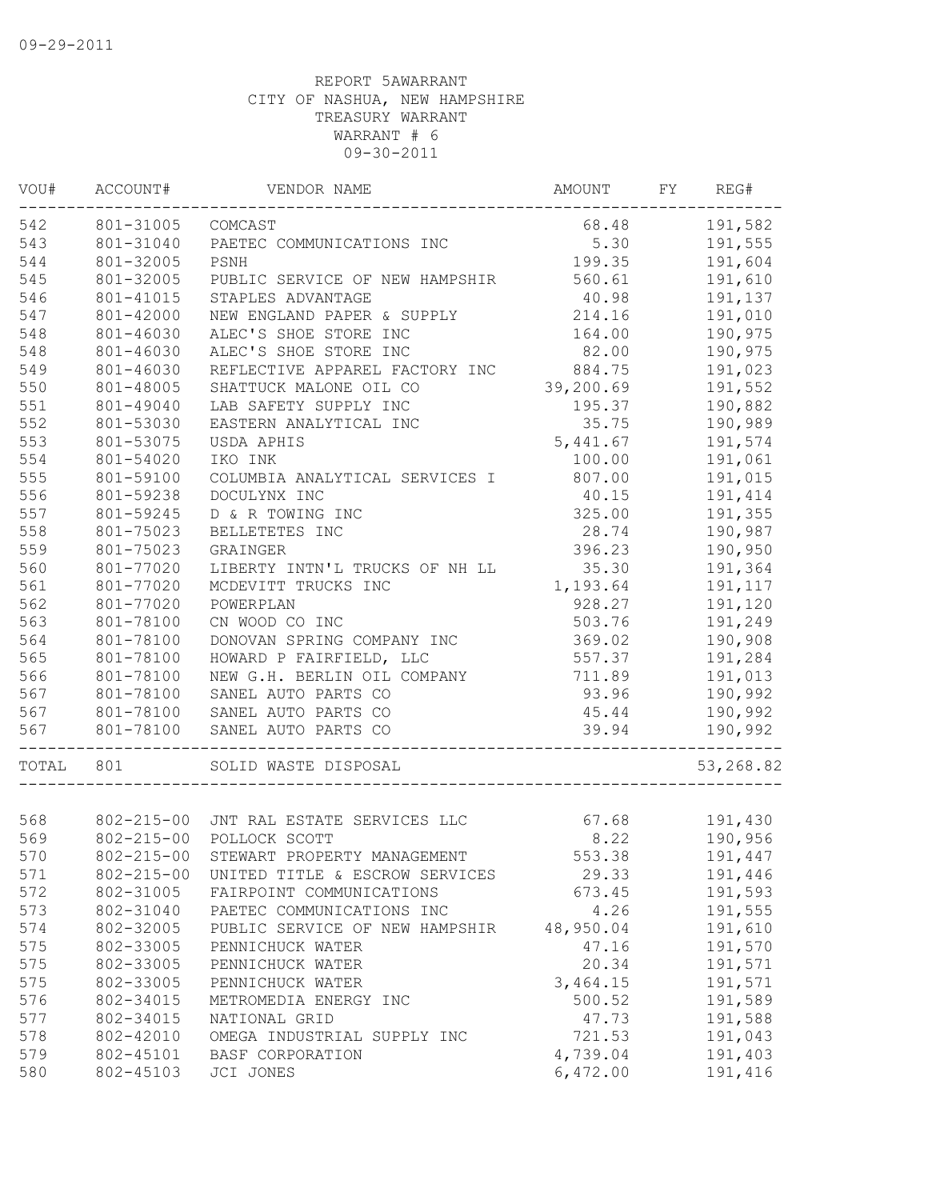09-29-2011

REPORT 5AWARRANT
CITY OF NASHUA, NEW HAMPSHIRE
TREASURY WARRANT
WARRANT # 6
09-30-2011

| VOU# | ACCOUNT# | VENDOR NAME | AMOUNT | FY | REG# |
|---|---|---|---|---|---|
| 542 | 801-31005 | COMCAST | 68.48 | | 191,582 |
| 543 | 801-31040 | PAETEC COMMUNICATIONS INC | 5.30 | | 191,555 |
| 544 | 801-32005 | PSNH | 199.35 | | 191,604 |
| 545 | 801-32005 | PUBLIC SERVICE OF NEW HAMPSHIR | 560.61 | | 191,610 |
| 546 | 801-41015 | STAPLES ADVANTAGE | 40.98 | | 191,137 |
| 547 | 801-42000 | NEW ENGLAND PAPER & SUPPLY | 214.16 | | 191,010 |
| 548 | 801-46030 | ALEC'S SHOE STORE INC | 164.00 | | 190,975 |
| 548 | 801-46030 | ALEC'S SHOE STORE INC | 82.00 | | 190,975 |
| 549 | 801-46030 | REFLECTIVE APPAREL FACTORY INC | 884.75 | | 191,023 |
| 550 | 801-48005 | SHATTUCK MALONE OIL CO | 39,200.69 | | 191,552 |
| 551 | 801-49040 | LAB SAFETY SUPPLY INC | 195.37 | | 190,882 |
| 552 | 801-53030 | EASTERN ANALYTICAL INC | 35.75 | | 190,989 |
| 553 | 801-53075 | USDA APHIS | 5,441.67 | | 191,574 |
| 554 | 801-54020 | IKO INK | 100.00 | | 191,061 |
| 555 | 801-59100 | COLUMBIA ANALYTICAL SERVICES I | 807.00 | | 191,015 |
| 556 | 801-59238 | DOCULYNX INC | 40.15 | | 191,414 |
| 557 | 801-59245 | D & R TOWING INC | 325.00 | | 191,355 |
| 558 | 801-75023 | BELLETETES INC | 28.74 | | 190,987 |
| 559 | 801-75023 | GRAINGER | 396.23 | | 190,950 |
| 560 | 801-77020 | LIBERTY INTN'L TRUCKS OF NH LL | 35.30 | | 191,364 |
| 561 | 801-77020 | MCDEVITT TRUCKS INC | 1,193.64 | | 191,117 |
| 562 | 801-77020 | POWERPLAN | 928.27 | | 191,120 |
| 563 | 801-78100 | CN WOOD CO INC | 503.76 | | 191,249 |
| 564 | 801-78100 | DONOVAN SPRING COMPANY INC | 369.02 | | 190,908 |
| 565 | 801-78100 | HOWARD P FAIRFIELD, LLC | 557.37 | | 191,284 |
| 566 | 801-78100 | NEW G.H. BERLIN OIL COMPANY | 711.89 | | 191,013 |
| 567 | 801-78100 | SANEL AUTO PARTS CO | 93.96 | | 190,992 |
| 567 | 801-78100 | SANEL AUTO PARTS CO | 45.44 | | 190,992 |
| 567 | 801-78100 | SANEL AUTO PARTS CO | 39.94 | | 190,992 |
| TOTAL | 801 | SOLID WASTE DISPOSAL | | | 53,268.82 |
| 568 | 802-215-00 | JNT RAL ESTATE SERVICES LLC | 67.68 | | 191,430 |
| 569 | 802-215-00 | POLLOCK SCOTT | 8.22 | | 190,956 |
| 570 | 802-215-00 | STEWART PROPERTY MANAGEMENT | 553.38 | | 191,447 |
| 571 | 802-215-00 | UNITED TITLE & ESCROW SERVICES | 29.33 | | 191,446 |
| 572 | 802-31005 | FAIRPOINT COMMUNICATIONS | 673.45 | | 191,593 |
| 573 | 802-31040 | PAETEC COMMUNICATIONS INC | 4.26 | | 191,555 |
| 574 | 802-32005 | PUBLIC SERVICE OF NEW HAMPSHIR | 48,950.04 | | 191,610 |
| 575 | 802-33005 | PENNICHUCK WATER | 47.16 | | 191,570 |
| 575 | 802-33005 | PENNICHUCK WATER | 20.34 | | 191,571 |
| 575 | 802-33005 | PENNICHUCK WATER | 3,464.15 | | 191,571 |
| 576 | 802-34015 | METROMEDIA ENERGY INC | 500.52 | | 191,589 |
| 577 | 802-34015 | NATIONAL GRID | 47.73 | | 191,588 |
| 578 | 802-42010 | OMEGA INDUSTRIAL SUPPLY INC | 721.53 | | 191,043 |
| 579 | 802-45101 | BASF CORPORATION | 4,739.04 | | 191,403 |
| 580 | 802-45103 | JCI JONES | 6,472.00 | | 191,416 |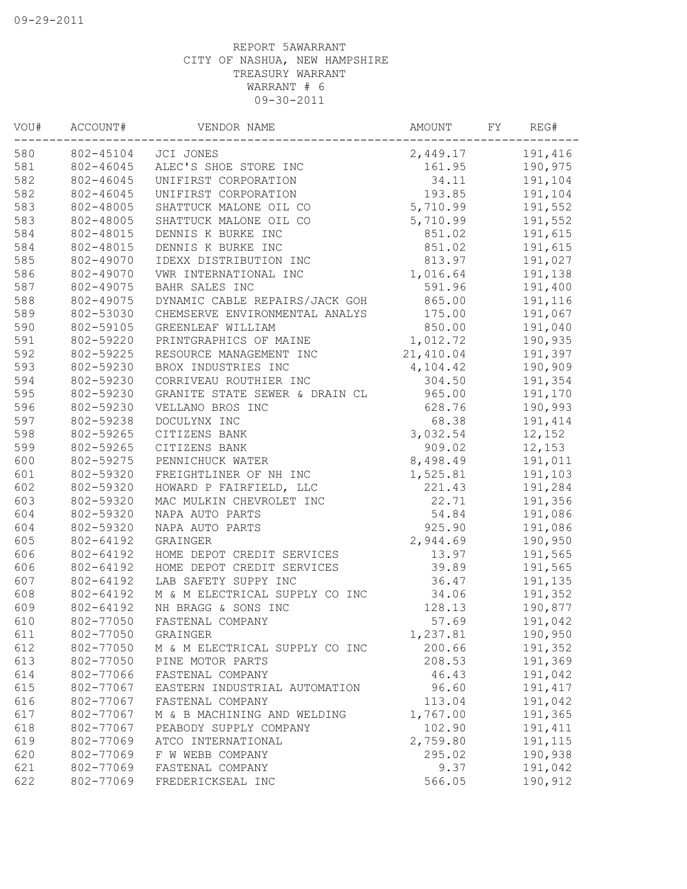09-29-2011

REPORT 5AWARRANT
CITY OF NASHUA, NEW HAMPSHIRE
TREASURY WARRANT
WARRANT # 6
09-30-2011

| VOU# | ACCOUNT# | VENDOR NAME | AMOUNT | FY | REG# |
|---|---|---|---|---|---|
| 580 | 802-45104 | JCI JONES | 2,449.17 | | 191,416 |
| 581 | 802-46045 | ALEC'S SHOE STORE INC | 161.95 | | 190,975 |
| 582 | 802-46045 | UNIFIRST CORPORATION | 34.11 | | 191,104 |
| 582 | 802-46045 | UNIFIRST CORPORATION | 193.85 | | 191,104 |
| 583 | 802-48005 | SHATTUCK MALONE OIL CO | 5,710.99 | | 191,552 |
| 583 | 802-48005 | SHATTUCK MALONE OIL CO | 5,710.99 | | 191,552 |
| 584 | 802-48015 | DENNIS K BURKE INC | 851.02 | | 191,615 |
| 584 | 802-48015 | DENNIS K BURKE INC | 851.02 | | 191,615 |
| 585 | 802-49070 | IDEXX DISTRIBUTION INC | 813.97 | | 191,027 |
| 586 | 802-49070 | VWR INTERNATIONAL INC | 1,016.64 | | 191,138 |
| 587 | 802-49075 | BAHR SALES INC | 591.96 | | 191,400 |
| 588 | 802-49075 | DYNAMIC CABLE REPAIRS/JACK GOH | 865.00 | | 191,116 |
| 589 | 802-53030 | CHEMSERVE ENVIRONMENTAL ANALYS | 175.00 | | 191,067 |
| 590 | 802-59105 | GREENLEAF WILLIAM | 850.00 | | 191,040 |
| 591 | 802-59220 | PRINTGRAPHICS OF MAINE | 1,012.72 | | 190,935 |
| 592 | 802-59225 | RESOURCE MANAGEMENT INC | 21,410.04 | | 191,397 |
| 593 | 802-59230 | BROX INDUSTRIES INC | 4,104.42 | | 190,909 |
| 594 | 802-59230 | CORRIVEAU ROUTHIER INC | 304.50 | | 191,354 |
| 595 | 802-59230 | GRANITE STATE SEWER & DRAIN CL | 965.00 | | 191,170 |
| 596 | 802-59230 | VELLANO BROS INC | 628.76 | | 190,993 |
| 597 | 802-59238 | DOCULYNX INC | 68.38 | | 191,414 |
| 598 | 802-59265 | CITIZENS BANK | 3,032.54 | | 12,152 |
| 599 | 802-59265 | CITIZENS BANK | 909.02 | | 12,153 |
| 600 | 802-59275 | PENNICHUCK WATER | 8,498.49 | | 191,011 |
| 601 | 802-59320 | FREIGHTLINER OF NH INC | 1,525.81 | | 191,103 |
| 602 | 802-59320 | HOWARD P FAIRFIELD, LLC | 221.43 | | 191,284 |
| 603 | 802-59320 | MAC MULKIN CHEVROLET INC | 22.71 | | 191,356 |
| 604 | 802-59320 | NAPA AUTO PARTS | 54.84 | | 191,086 |
| 604 | 802-59320 | NAPA AUTO PARTS | 925.90 | | 191,086 |
| 605 | 802-64192 | GRAINGER | 2,944.69 | | 190,950 |
| 606 | 802-64192 | HOME DEPOT CREDIT SERVICES | 13.97 | | 191,565 |
| 606 | 802-64192 | HOME DEPOT CREDIT SERVICES | 39.89 | | 191,565 |
| 607 | 802-64192 | LAB SAFETY SUPPY INC | 36.47 | | 191,135 |
| 608 | 802-64192 | M & M ELECTRICAL SUPPLY CO INC | 34.06 | | 191,352 |
| 609 | 802-64192 | NH BRAGG & SONS INC | 128.13 | | 190,877 |
| 610 | 802-77050 | FASTENAL COMPANY | 57.69 | | 191,042 |
| 611 | 802-77050 | GRAINGER | 1,237.81 | | 190,950 |
| 612 | 802-77050 | M & M ELECTRICAL SUPPLY CO INC | 200.66 | | 191,352 |
| 613 | 802-77050 | PINE MOTOR PARTS | 208.53 | | 191,369 |
| 614 | 802-77066 | FASTENAL COMPANY | 46.43 | | 191,042 |
| 615 | 802-77067 | EASTERN INDUSTRIAL AUTOMATION | 96.60 | | 191,417 |
| 616 | 802-77067 | FASTENAL COMPANY | 113.04 | | 191,042 |
| 617 | 802-77067 | M & B MACHINING AND WELDING | 1,767.00 | | 191,365 |
| 618 | 802-77067 | PEABODY SUPPLY COMPANY | 102.90 | | 191,411 |
| 619 | 802-77069 | ATCO INTERNATIONAL | 2,759.80 | | 191,115 |
| 620 | 802-77069 | F W WEBB COMPANY | 295.02 | | 190,938 |
| 621 | 802-77069 | FASTENAL COMPANY | 9.37 | | 191,042 |
| 622 | 802-77069 | FREDERICKSEAL INC | 566.05 | | 190,912 |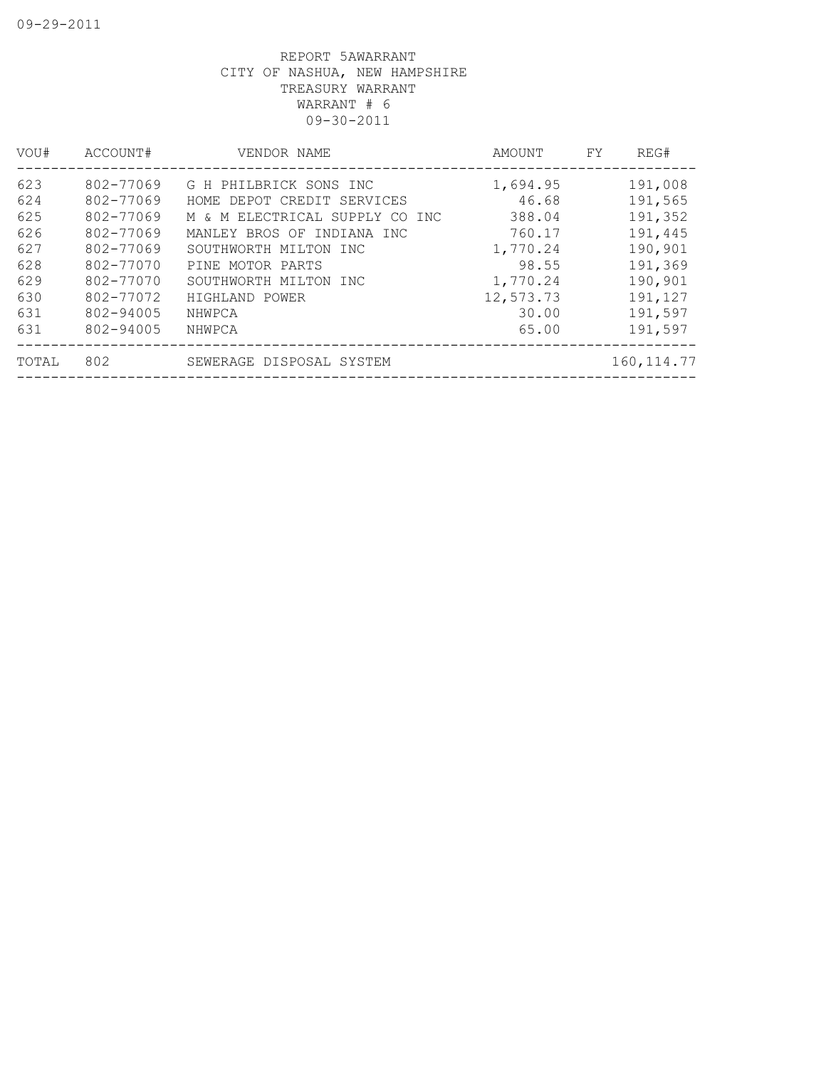REPORT 5AWARRANT
CITY OF NASHUA, NEW HAMPSHIRE
TREASURY WARRANT
WARRANT # 6
09-30-2011

| VOU# | ACCOUNT# | VENDOR NAME | AMOUNT | FY | REG# |
|---|---|---|---|---|---|
| 623 | 802-77069 | G H PHILBRICK SONS INC | 1,694.95 | | 191,008 |
| 624 | 802-77069 | HOME DEPOT CREDIT SERVICES | 46.68 | | 191,565 |
| 625 | 802-77069 | M & M ELECTRICAL SUPPLY CO INC | 388.04 | | 191,352 |
| 626 | 802-77069 | MANLEY BROS OF INDIANA INC | 760.17 | | 191,445 |
| 627 | 802-77069 | SOUTHWORTH MILTON INC | 1,770.24 | | 190,901 |
| 628 | 802-77070 | PINE MOTOR PARTS | 98.55 | | 191,369 |
| 629 | 802-77070 | SOUTHWORTH MILTON INC | 1,770.24 | | 190,901 |
| 630 | 802-77072 | HIGHLAND POWER | 12,573.73 | | 191,127 |
| 631 | 802-94005 | NHWPCA | 30.00 | | 191,597 |
| 631 | 802-94005 | NHWPCA | 65.00 | | 191,597 |
| TOTAL | 802 | SEWERAGE DISPOSAL SYSTEM | | | 160,114.77 |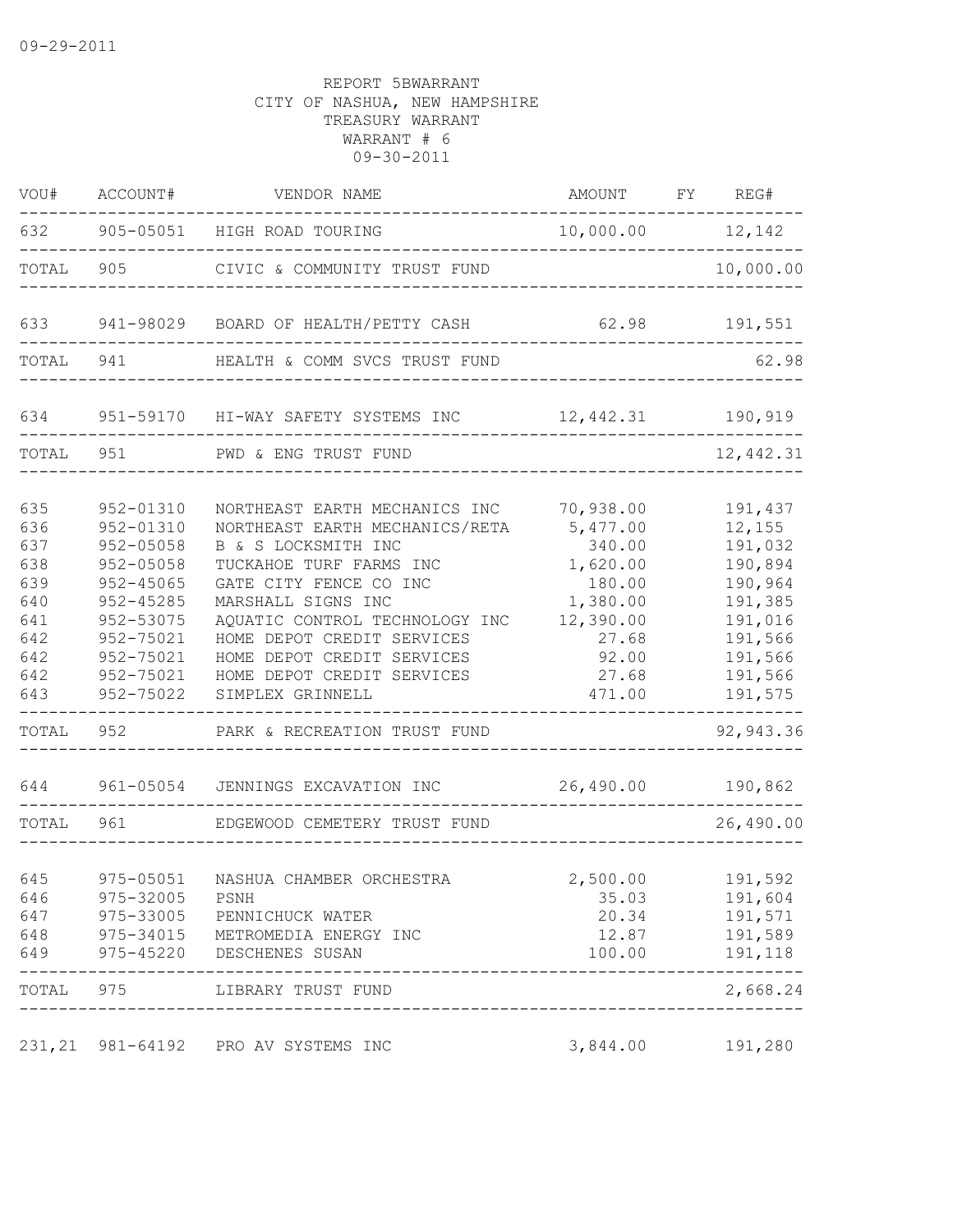09-29-2011

REPORT 5BWARRANT
CITY OF NASHUA, NEW HAMPSHIRE
TREASURY WARRANT
WARRANT # 6
09-30-2011

| VOU# | ACCOUNT# | VENDOR NAME | AMOUNT | FY | REG# |
|---|---|---|---|---|---|
| 632 | 905-05051 | HIGH ROAD TOURING | 10,000.00 | | 12,142 |
| TOTAL | 905 | CIVIC & COMMUNITY TRUST FUND | | | 10,000.00 |
| 633 | 941-98029 | BOARD OF HEALTH/PETTY CASH | 62.98 | | 191,551 |
| TOTAL | 941 | HEALTH & COMM SVCS TRUST FUND | | | 62.98 |
| 634 | 951-59170 | HI-WAY SAFETY SYSTEMS INC | 12,442.31 | | 190,919 |
| TOTAL | 951 | PWD & ENG TRUST FUND | | | 12,442.31 |
| 635 | 952-01310 | NORTHEAST EARTH MECHANICS INC | 70,938.00 | | 191,437 |
| 636 | 952-01310 | NORTHEAST EARTH MECHANICS/RETA | 5,477.00 | | 12,155 |
| 637 | 952-05058 | B & S LOCKSMITH INC | 340.00 | | 191,032 |
| 638 | 952-05058 | TUCKAHOE TURF FARMS INC | 1,620.00 | | 190,894 |
| 639 | 952-45065 | GATE CITY FENCE CO INC | 180.00 | | 190,964 |
| 640 | 952-45285 | MARSHALL SIGNS INC | 1,380.00 | | 191,385 |
| 641 | 952-53075 | AQUATIC CONTROL TECHNOLOGY INC | 12,390.00 | | 191,016 |
| 642 | 952-75021 | HOME DEPOT CREDIT SERVICES | 27.68 | | 191,566 |
| 642 | 952-75021 | HOME DEPOT CREDIT SERVICES | 92.00 | | 191,566 |
| 642 | 952-75021 | HOME DEPOT CREDIT SERVICES | 27.68 | | 191,566 |
| 643 | 952-75022 | SIMPLEX GRINNELL | 471.00 | | 191,575 |
| TOTAL | 952 | PARK & RECREATION TRUST FUND | | | 92,943.36 |
| 644 | 961-05054 | JENNINGS EXCAVATION INC | 26,490.00 | | 190,862 |
| TOTAL | 961 | EDGEWOOD CEMETERY TRUST FUND | | | 26,490.00 |
| 645 | 975-05051 | NASHUA CHAMBER ORCHESTRA | 2,500.00 | | 191,592 |
| 646 | 975-32005 | PSNH | 35.03 | | 191,604 |
| 647 | 975-33005 | PENNICHUCK WATER | 20.34 | | 191,571 |
| 648 | 975-34015 | METROMEDIA ENERGY INC | 12.87 | | 191,589 |
| 649 | 975-45220 | DESCHENES SUSAN | 100.00 | | 191,118 |
| TOTAL | 975 | LIBRARY TRUST FUND | | | 2,668.24 |
| 231,21 | 981-64192 | PRO AV SYSTEMS INC | 3,844.00 | | 191,280 |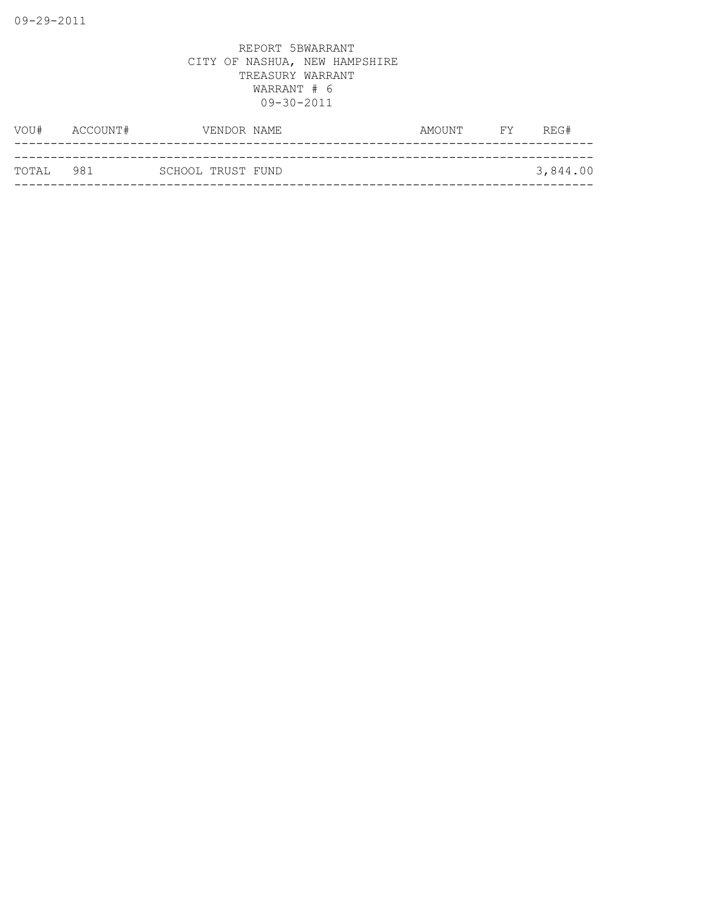REPORT 5BWARRANT
CITY OF NASHUA, NEW HAMPSHIRE
TREASURY WARRANT
WARRANT # 6
09-30-2011

| VOU# | ACCOUNT# | VENDOR NAME | AMOUNT | FY | REG# |
|---|---|---|---|---|---|
| TOTAL | 981 | SCHOOL TRUST FUND | | | 3,844.00 |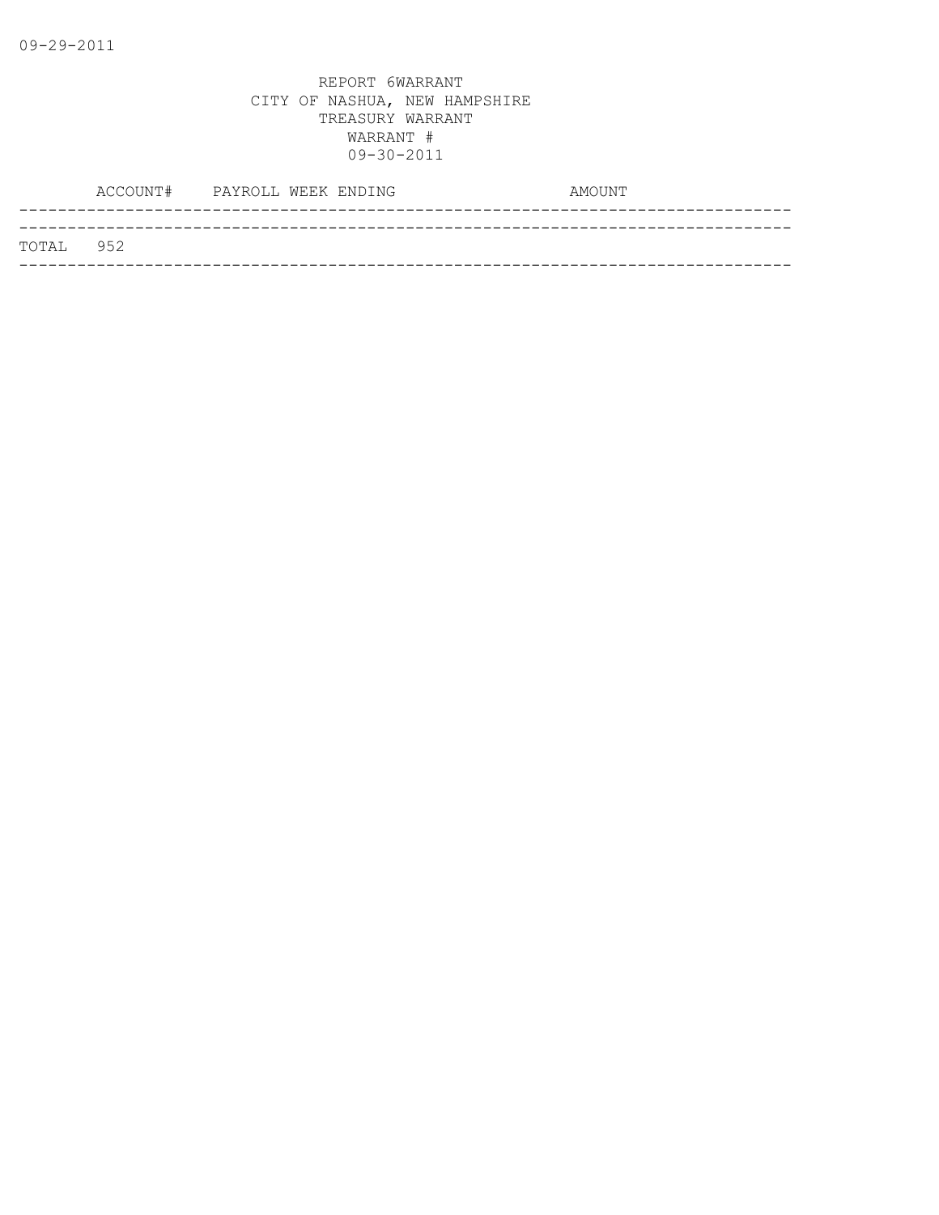REPORT 6WARRANT
CITY OF NASHUA, NEW HAMPSHIRE
TREASURY WARRANT
WARRANT #
09-30-2011

| | ACCOUNT# | PAYROLL WEEK ENDING | AMOUNT |
|---|---|---|---|
| TOTAL | 952 | | |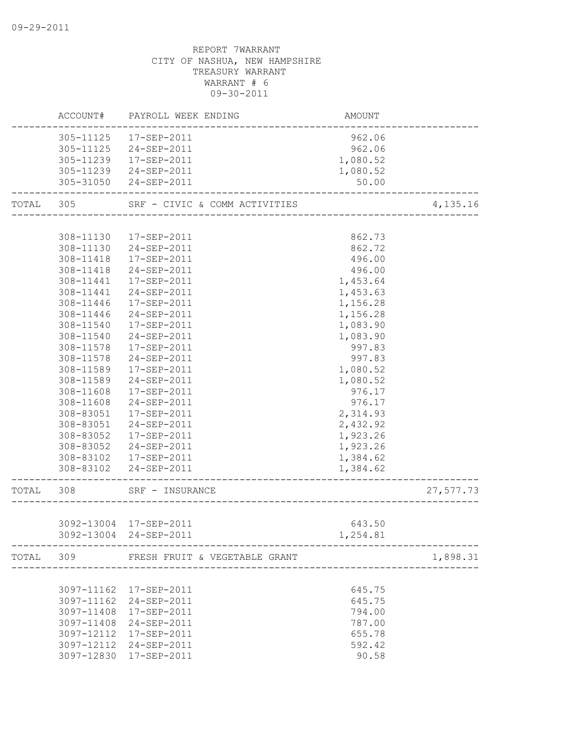REPORT 7WARRANT
CITY OF NASHUA, NEW HAMPSHIRE
TREASURY WARRANT
WARRANT # 6
09-30-2011

| | ACCOUNT# | PAYROLL WEEK ENDING | AMOUNT | |
|---|---|---|---|---|
| | 305-11125 | 17-SEP-2011 | 962.06 | |
| | 305-11125 | 24-SEP-2011 | 962.06 | |
| | 305-11239 | 17-SEP-2011 | 1,080.52 | |
| | 305-11239 | 24-SEP-2011 | 1,080.52 | |
| | 305-31050 | 24-SEP-2011 | 50.00 | |
| TOTAL | 305 | SRF - CIVIC & COMM ACTIVITIES | | 4,135.16 |
| | 308-11130 | 17-SEP-2011 | 862.73 | |
| | 308-11130 | 24-SEP-2011 | 862.72 | |
| | 308-11418 | 17-SEP-2011 | 496.00 | |
| | 308-11418 | 24-SEP-2011 | 496.00 | |
| | 308-11441 | 17-SEP-2011 | 1,453.64 | |
| | 308-11441 | 24-SEP-2011 | 1,453.63 | |
| | 308-11446 | 17-SEP-2011 | 1,156.28 | |
| | 308-11446 | 24-SEP-2011 | 1,156.28 | |
| | 308-11540 | 17-SEP-2011 | 1,083.90 | |
| | 308-11540 | 24-SEP-2011 | 1,083.90 | |
| | 308-11578 | 17-SEP-2011 | 997.83 | |
| | 308-11578 | 24-SEP-2011 | 997.83 | |
| | 308-11589 | 17-SEP-2011 | 1,080.52 | |
| | 308-11589 | 24-SEP-2011 | 1,080.52 | |
| | 308-11608 | 17-SEP-2011 | 976.17 | |
| | 308-11608 | 24-SEP-2011 | 976.17 | |
| | 308-83051 | 17-SEP-2011 | 2,314.93 | |
| | 308-83051 | 24-SEP-2011 | 2,432.92 | |
| | 308-83052 | 17-SEP-2011 | 1,923.26 | |
| | 308-83052 | 24-SEP-2011 | 1,923.26 | |
| | 308-83102 | 17-SEP-2011 | 1,384.62 | |
| | 308-83102 | 24-SEP-2011 | 1,384.62 | |
| TOTAL | 308 | SRF - INSURANCE | | 27,577.73 |
| | 3092-13004 | 17-SEP-2011 | 643.50 | |
| | 3092-13004 | 24-SEP-2011 | 1,254.81 | |
| TOTAL | 309 | FRESH FRUIT & VEGETABLE GRANT | | 1,898.31 |
| | 3097-11162 | 17-SEP-2011 | 645.75 | |
| | 3097-11162 | 24-SEP-2011 | 645.75 | |
| | 3097-11408 | 17-SEP-2011 | 794.00 | |
| | 3097-11408 | 24-SEP-2011 | 787.00 | |
| | 3097-12112 | 17-SEP-2011 | 655.78 | |
| | 3097-12112 | 24-SEP-2011 | 592.42 | |
| | 3097-12830 | 17-SEP-2011 | 90.58 | |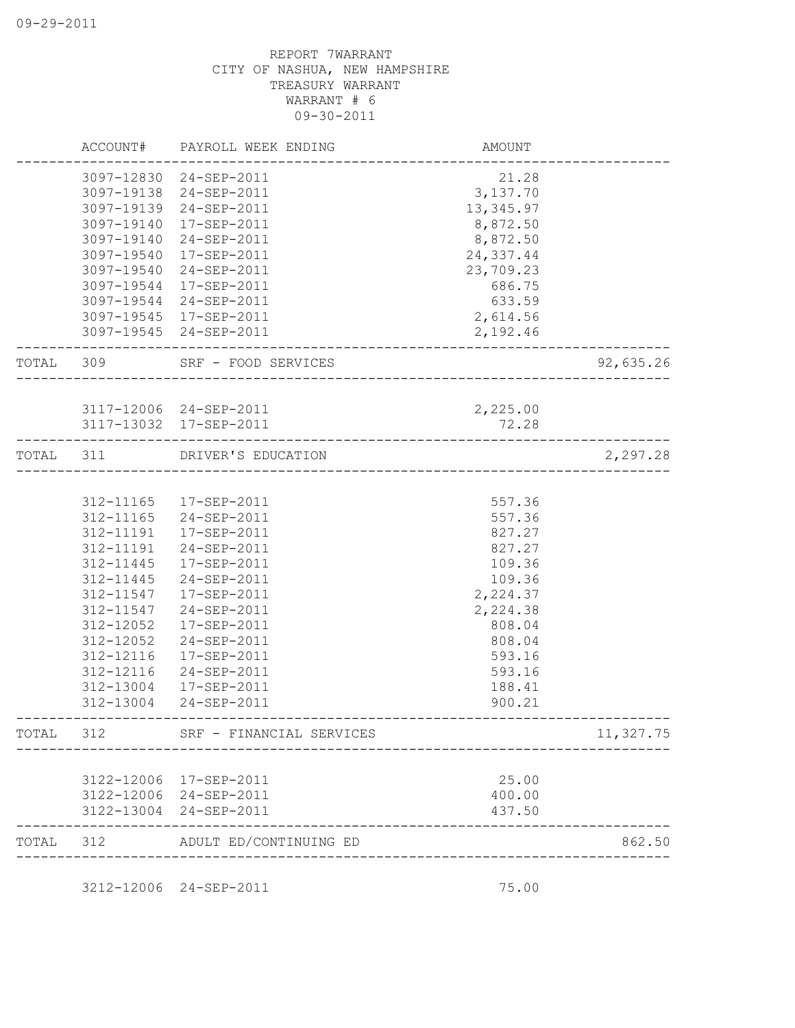09-29-2011

REPORT 7WARRANT
CITY OF NASHUA, NEW HAMPSHIRE
TREASURY WARRANT
WARRANT # 6
09-30-2011

| | ACCOUNT# | PAYROLL WEEK ENDING | AMOUNT | |
|---|---|---|---|---|
| | 3097-12830 | 24-SEP-2011 | 21.28 | |
| | 3097-19138 | 24-SEP-2011 | 3,137.70 | |
| | 3097-19139 | 24-SEP-2011 | 13,345.97 | |
| | 3097-19140 | 17-SEP-2011 | 8,872.50 | |
| | 3097-19140 | 24-SEP-2011 | 8,872.50 | |
| | 3097-19540 | 17-SEP-2011 | 24,337.44 | |
| | 3097-19540 | 24-SEP-2011 | 23,709.23 | |
| | 3097-19544 | 17-SEP-2011 | 686.75 | |
| | 3097-19544 | 24-SEP-2011 | 633.59 | |
| | 3097-19545 | 17-SEP-2011 | 2,614.56 | |
| | 3097-19545 | 24-SEP-2011 | 2,192.46 | |
| TOTAL | 309 | SRF - FOOD SERVICES | | 92,635.26 |
| | 3117-12006 | 24-SEP-2011 | 2,225.00 | |
| | 3117-13032 | 17-SEP-2011 | 72.28 | |
| TOTAL | 311 | DRIVER'S EDUCATION | | 2,297.28 |
| | 312-11165 | 17-SEP-2011 | 557.36 | |
| | 312-11165 | 24-SEP-2011 | 557.36 | |
| | 312-11191 | 17-SEP-2011 | 827.27 | |
| | 312-11191 | 24-SEP-2011 | 827.27 | |
| | 312-11445 | 17-SEP-2011 | 109.36 | |
| | 312-11445 | 24-SEP-2011 | 109.36 | |
| | 312-11547 | 17-SEP-2011 | 2,224.37 | |
| | 312-11547 | 24-SEP-2011 | 2,224.38 | |
| | 312-12052 | 17-SEP-2011 | 808.04 | |
| | 312-12052 | 24-SEP-2011 | 808.04 | |
| | 312-12116 | 17-SEP-2011 | 593.16 | |
| | 312-12116 | 24-SEP-2011 | 593.16 | |
| | 312-13004 | 17-SEP-2011 | 188.41 | |
| | 312-13004 | 24-SEP-2011 | 900.21 | |
| TOTAL | 312 | SRF - FINANCIAL SERVICES | | 11,327.75 |
| | 3122-12006 | 17-SEP-2011 | 25.00 | |
| | 3122-12006 | 24-SEP-2011 | 400.00 | |
| | 3122-13004 | 24-SEP-2011 | 437.50 | |
| TOTAL | 312 | ADULT ED/CONTINUING ED | | 862.50 |
| | 3212-12006 | 24-SEP-2011 | 75.00 | |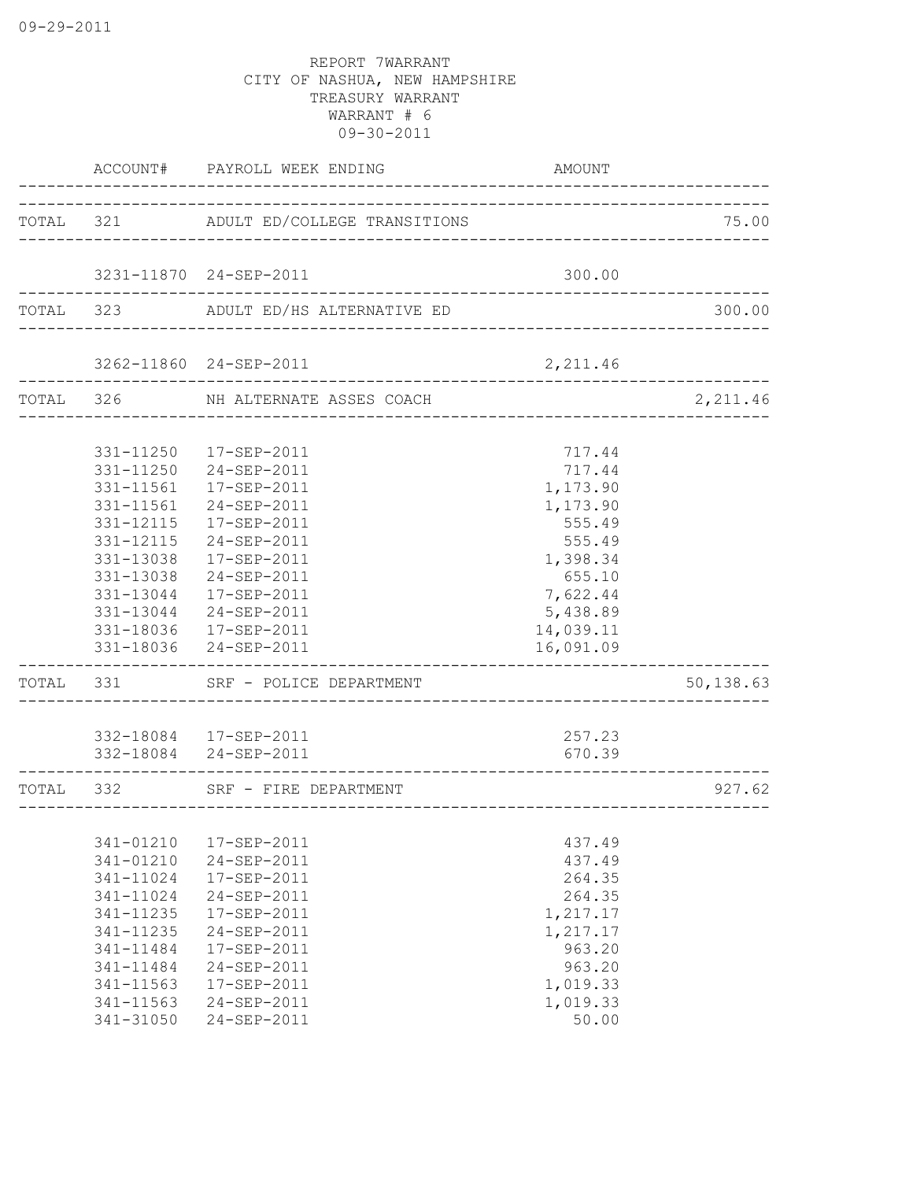REPORT 7WARRANT
CITY OF NASHUA, NEW HAMPSHIRE
TREASURY WARRANT
WARRANT # 6
09-30-2011

| | ACCOUNT# | PAYROLL WEEK ENDING | AMOUNT | |
|---|---|---|---|---|
| TOTAL | 321 | ADULT ED/COLLEGE TRANSITIONS | | 75.00 |
| | 3231-11870 | 24-SEP-2011 | 300.00 | |
| TOTAL | 323 | ADULT ED/HS ALTERNATIVE ED | | 300.00 |
| | 3262-11860 | 24-SEP-2011 | 2,211.46 | |
| TOTAL | 326 | NH ALTERNATE ASSES COACH | | 2,211.46 |
| | 331-11250 | 17-SEP-2011 | 717.44 | |
| | 331-11250 | 24-SEP-2011 | 717.44 | |
| | 331-11561 | 17-SEP-2011 | 1,173.90 | |
| | 331-11561 | 24-SEP-2011 | 1,173.90 | |
| | 331-12115 | 17-SEP-2011 | 555.49 | |
| | 331-12115 | 24-SEP-2011 | 555.49 | |
| | 331-13038 | 17-SEP-2011 | 1,398.34 | |
| | 331-13038 | 24-SEP-2011 | 655.10 | |
| | 331-13044 | 17-SEP-2011 | 7,622.44 | |
| | 331-13044 | 24-SEP-2011 | 5,438.89 | |
| | 331-18036 | 17-SEP-2011 | 14,039.11 | |
| | 331-18036 | 24-SEP-2011 | 16,091.09 | |
| TOTAL | 331 | SRF - POLICE DEPARTMENT | | 50,138.63 |
| | 332-18084 | 17-SEP-2011 | 257.23 | |
| | 332-18084 | 24-SEP-2011 | 670.39 | |
| TOTAL | 332 | SRF - FIRE DEPARTMENT | | 927.62 |
| | 341-01210 | 17-SEP-2011 | 437.49 | |
| | 341-01210 | 24-SEP-2011 | 437.49 | |
| | 341-11024 | 17-SEP-2011 | 264.35 | |
| | 341-11024 | 24-SEP-2011 | 264.35 | |
| | 341-11235 | 17-SEP-2011 | 1,217.17 | |
| | 341-11235 | 24-SEP-2011 | 1,217.17 | |
| | 341-11484 | 17-SEP-2011 | 963.20 | |
| | 341-11484 | 24-SEP-2011 | 963.20 | |
| | 341-11563 | 17-SEP-2011 | 1,019.33 | |
| | 341-11563 | 24-SEP-2011 | 1,019.33 | |
| | 341-31050 | 24-SEP-2011 | 50.00 | |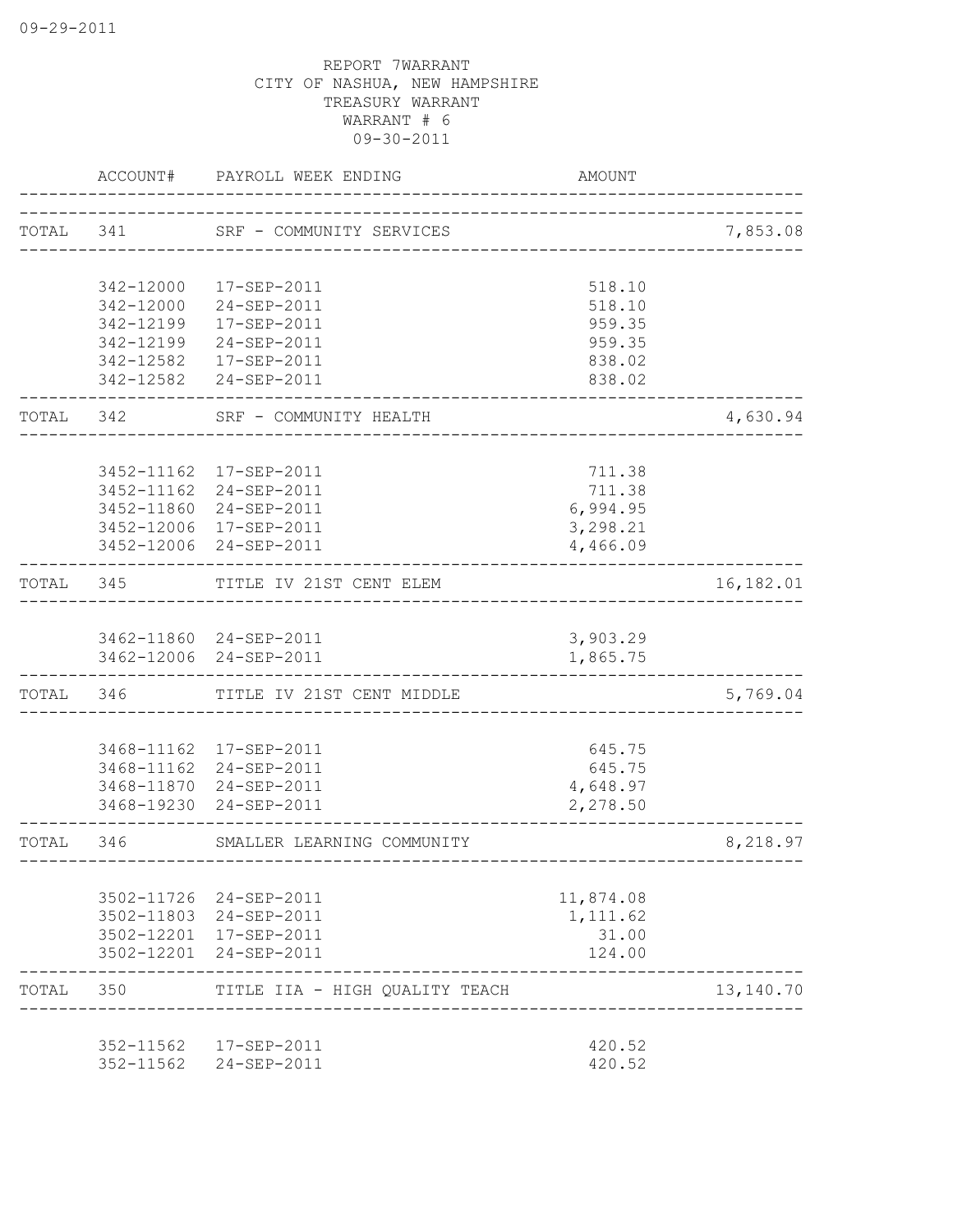09-29-2011

REPORT 7WARRANT
CITY OF NASHUA, NEW HAMPSHIRE
TREASURY WARRANT
WARRANT # 6
09-30-2011

| | ACCOUNT# | PAYROLL WEEK ENDING | AMOUNT | |
|---|---|---|---|---|
| TOTAL | 341 | SRF - COMMUNITY SERVICES | | 7,853.08 |
| | 342-12000 | 17-SEP-2011 | 518.10 | |
| | 342-12000 | 24-SEP-2011 | 518.10 | |
| | 342-12199 | 17-SEP-2011 | 959.35 | |
| | 342-12199 | 24-SEP-2011 | 959.35 | |
| | 342-12582 | 17-SEP-2011 | 838.02 | |
| | 342-12582 | 24-SEP-2011 | 838.02 | |
| TOTAL | 342 | SRF - COMMUNITY HEALTH | | 4,630.94 |
| | 3452-11162 | 17-SEP-2011 | 711.38 | |
| | 3452-11162 | 24-SEP-2011 | 711.38 | |
| | 3452-11860 | 24-SEP-2011 | 6,994.95 | |
| | 3452-12006 | 17-SEP-2011 | 3,298.21 | |
| | 3452-12006 | 24-SEP-2011 | 4,466.09 | |
| TOTAL | 345 | TITLE IV 21ST CENT ELEM | | 16,182.01 |
| | 3462-11860 | 24-SEP-2011 | 3,903.29 | |
| | 3462-12006 | 24-SEP-2011 | 1,865.75 | |
| TOTAL | 346 | TITLE IV 21ST CENT MIDDLE | | 5,769.04 |
| | 3468-11162 | 17-SEP-2011 | 645.75 | |
| | 3468-11162 | 24-SEP-2011 | 645.75 | |
| | 3468-11870 | 24-SEP-2011 | 4,648.97 | |
| | 3468-19230 | 24-SEP-2011 | 2,278.50 | |
| TOTAL | 346 | SMALLER LEARNING COMMUNITY | | 8,218.97 |
| | 3502-11726 | 24-SEP-2011 | 11,874.08 | |
| | 3502-11803 | 24-SEP-2011 | 1,111.62 | |
| | 3502-12201 | 17-SEP-2011 | 31.00 | |
| | 3502-12201 | 24-SEP-2011 | 124.00 | |
| TOTAL | 350 | TITLE IIA - HIGH QUALITY TEACH | | 13,140.70 |
| | 352-11562 | 17-SEP-2011 | 420.52 | |
| | 352-11562 | 24-SEP-2011 | 420.52 | |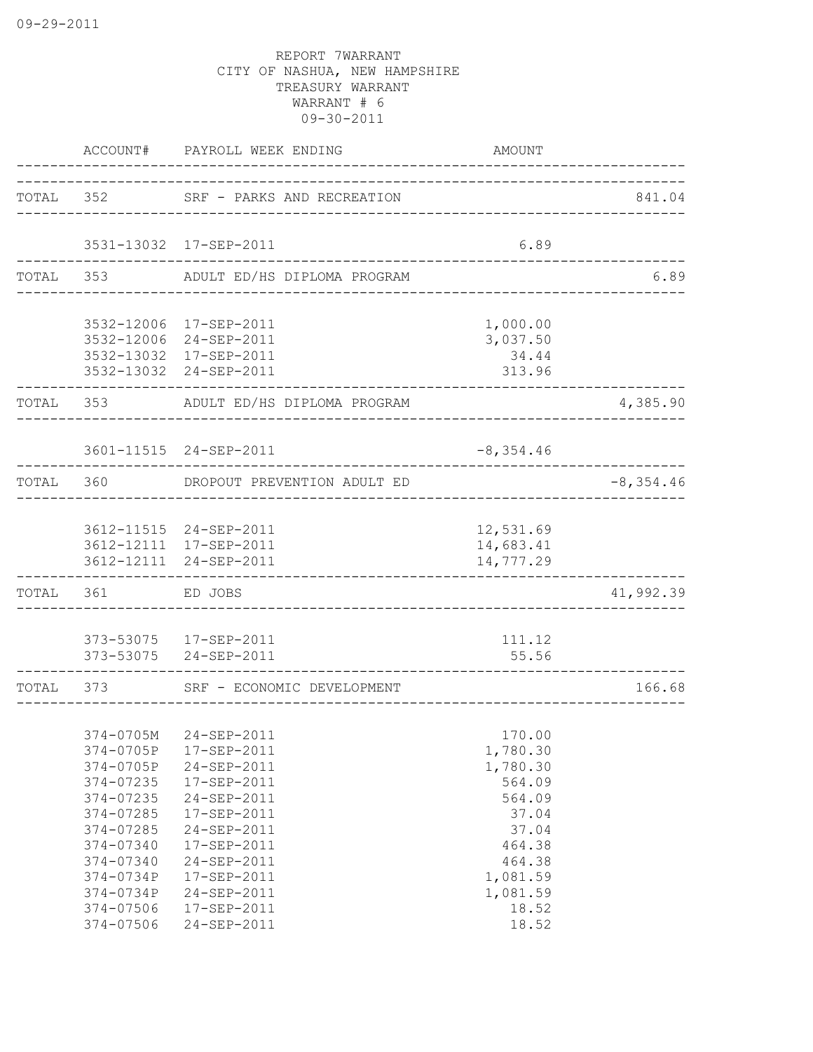09-29-2011

REPORT 7WARRANT
CITY OF NASHUA, NEW HAMPSHIRE
TREASURY WARRANT
WARRANT # 6
09-30-2011

| | ACCOUNT# | PAYROLL WEEK ENDING | AMOUNT | |
|---|---|---|---|---|
| TOTAL | 352 | SRF - PARKS AND RECREATION | | 841.04 |
| | 3531-13032 | 17-SEP-2011 | 6.89 | |
| TOTAL | 353 | ADULT ED/HS DIPLOMA PROGRAM | | 6.89 |
| | 3532-12006 | 17-SEP-2011 | 1,000.00 | |
| | 3532-12006 | 24-SEP-2011 | 3,037.50 | |
| | 3532-13032 | 17-SEP-2011 | 34.44 | |
| | 3532-13032 | 24-SEP-2011 | 313.96 | |
| TOTAL | 353 | ADULT ED/HS DIPLOMA PROGRAM | | 4,385.90 |
| | 3601-11515 | 24-SEP-2011 | -8,354.46 | |
| TOTAL | 360 | DROPOUT PREVENTION ADULT ED | | -8,354.46 |
| | 3612-11515 | 24-SEP-2011 | 12,531.69 | |
| | 3612-12111 | 17-SEP-2011 | 14,683.41 | |
| | 3612-12111 | 24-SEP-2011 | 14,777.29 | |
| TOTAL | 361 | ED JOBS | | 41,992.39 |
| | 373-53075 | 17-SEP-2011 | 111.12 | |
| | 373-53075 | 24-SEP-2011 | 55.56 | |
| TOTAL | 373 | SRF - ECONOMIC DEVELOPMENT | | 166.68 |
| | 374-0705M | 24-SEP-2011 | 170.00 | |
| | 374-0705P | 17-SEP-2011 | 1,780.30 | |
| | 374-0705P | 24-SEP-2011 | 1,780.30 | |
| | 374-07235 | 17-SEP-2011 | 564.09 | |
| | 374-07235 | 24-SEP-2011 | 564.09 | |
| | 374-07285 | 17-SEP-2011 | 37.04 | |
| | 374-07285 | 24-SEP-2011 | 37.04 | |
| | 374-07340 | 17-SEP-2011 | 464.38 | |
| | 374-07340 | 24-SEP-2011 | 464.38 | |
| | 374-0734P | 17-SEP-2011 | 1,081.59 | |
| | 374-0734P | 24-SEP-2011 | 1,081.59 | |
| | 374-07506 | 17-SEP-2011 | 18.52 | |
| | 374-07506 | 24-SEP-2011 | 18.52 | |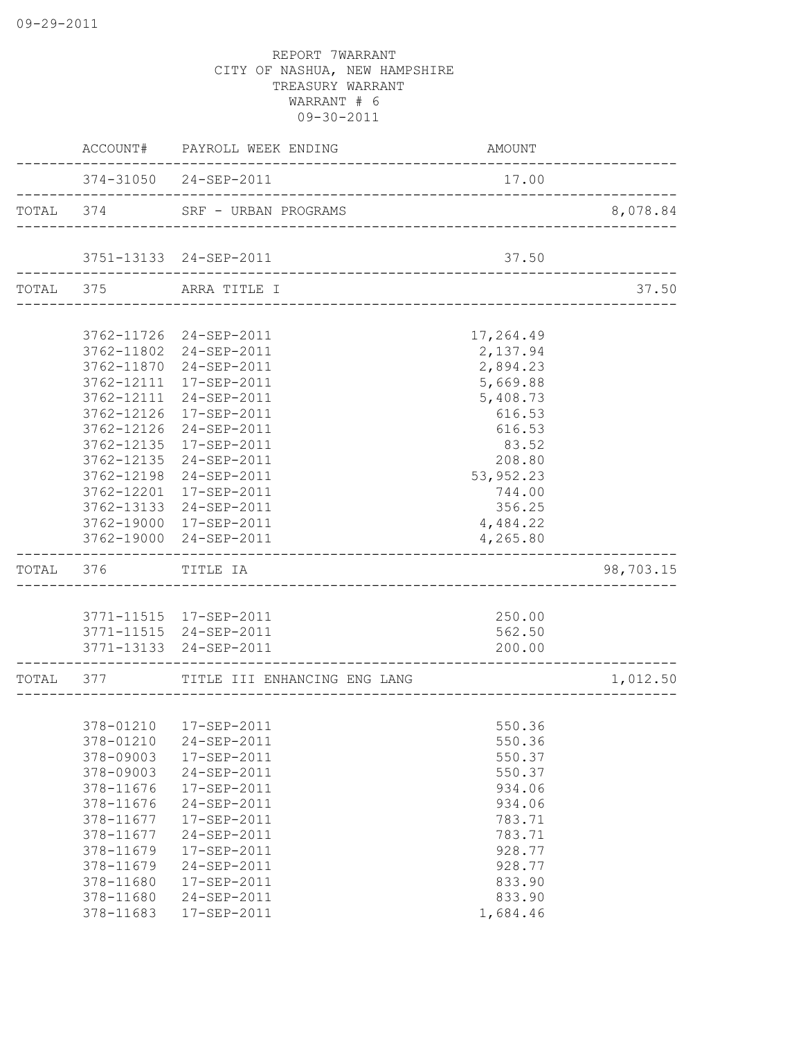09-29-2011

REPORT 7WARRANT
CITY OF NASHUA, NEW HAMPSHIRE
TREASURY WARRANT
WARRANT # 6
09-30-2011

| | ACCOUNT# | PAYROLL WEEK ENDING | AMOUNT | |
|---|---|---|---|---|
| | 374-31050 | 24-SEP-2011 | 17.00 | |
| TOTAL | 374 | SRF - URBAN PROGRAMS | | 8,078.84 |
| | 3751-13133 | 24-SEP-2011 | 37.50 | |
| TOTAL | 375 | ARRA TITLE I | | 37.50 |
| | 3762-11726 | 24-SEP-2011 | 17,264.49 | |
| | 3762-11802 | 24-SEP-2011 | 2,137.94 | |
| | 3762-11870 | 24-SEP-2011 | 2,894.23 | |
| | 3762-12111 | 17-SEP-2011 | 5,669.88 | |
| | 3762-12111 | 24-SEP-2011 | 5,408.73 | |
| | 3762-12126 | 17-SEP-2011 | 616.53 | |
| | 3762-12126 | 24-SEP-2011 | 616.53 | |
| | 3762-12135 | 17-SEP-2011 | 83.52 | |
| | 3762-12135 | 24-SEP-2011 | 208.80 | |
| | 3762-12198 | 24-SEP-2011 | 53,952.23 | |
| | 3762-12201 | 17-SEP-2011 | 744.00 | |
| | 3762-13133 | 24-SEP-2011 | 356.25 | |
| | 3762-19000 | 17-SEP-2011 | 4,484.22 | |
| | 3762-19000 | 24-SEP-2011 | 4,265.80 | |
| TOTAL | 376 | TITLE IA | | 98,703.15 |
| | 3771-11515 | 17-SEP-2011 | 250.00 | |
| | 3771-11515 | 24-SEP-2011 | 562.50 | |
| | 3771-13133 | 24-SEP-2011 | 200.00 | |
| TOTAL | 377 | TITLE III ENHANCING ENG LANG | | 1,012.50 |
| | 378-01210 | 17-SEP-2011 | 550.36 | |
| | 378-01210 | 24-SEP-2011 | 550.36 | |
| | 378-09003 | 17-SEP-2011 | 550.37 | |
| | 378-09003 | 24-SEP-2011 | 550.37 | |
| | 378-11676 | 17-SEP-2011 | 934.06 | |
| | 378-11676 | 24-SEP-2011 | 934.06 | |
| | 378-11677 | 17-SEP-2011 | 783.71 | |
| | 378-11677 | 24-SEP-2011 | 783.71 | |
| | 378-11679 | 17-SEP-2011 | 928.77 | |
| | 378-11679 | 24-SEP-2011 | 928.77 | |
| | 378-11680 | 17-SEP-2011 | 833.90 | |
| | 378-11680 | 24-SEP-2011 | 833.90 | |
| | 378-11683 | 17-SEP-2011 | 1,684.46 | |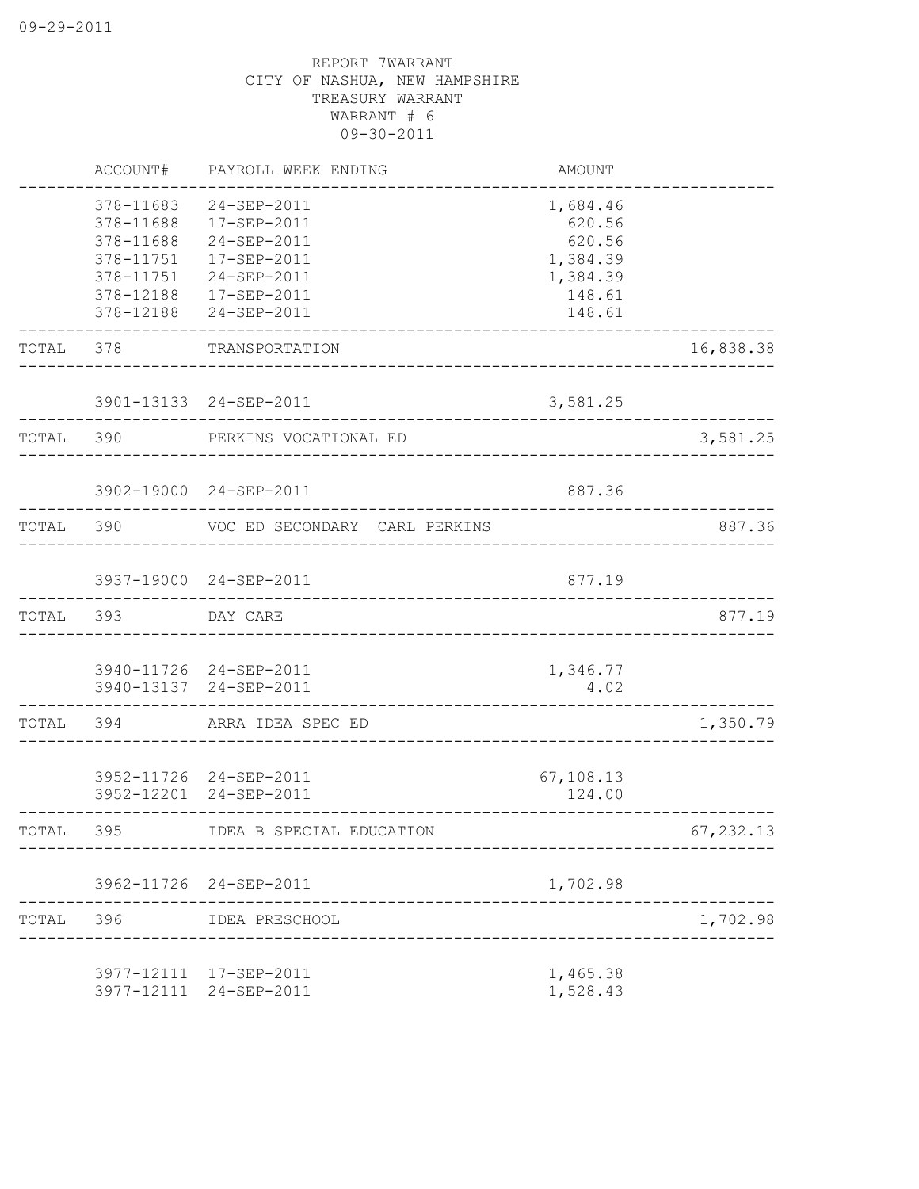REPORT 7WARRANT
CITY OF NASHUA, NEW HAMPSHIRE
TREASURY WARRANT
WARRANT # 6
09-30-2011

| | ACCOUNT# | PAYROLL WEEK ENDING | AMOUNT | |
|---|---|---|---|---|
| | 378-11683 | 24-SEP-2011 | 1,684.46 | |
| | 378-11688 | 17-SEP-2011 | 620.56 | |
| | 378-11688 | 24-SEP-2011 | 620.56 | |
| | 378-11751 | 17-SEP-2011 | 1,384.39 | |
| | 378-11751 | 24-SEP-2011 | 1,384.39 | |
| | 378-12188 | 17-SEP-2011 | 148.61 | |
| | 378-12188 | 24-SEP-2011 | 148.61 | |
| TOTAL | 378 | TRANSPORTATION | | 16,838.38 |
| | 3901-13133 | 24-SEP-2011 | 3,581.25 | |
| TOTAL | 390 | PERKINS VOCATIONAL ED | | 3,581.25 |
| | 3902-19000 | 24-SEP-2011 | 887.36 | |
| TOTAL | 390 | VOC ED SECONDARY CARL PERKINS | | 887.36 |
| | 3937-19000 | 24-SEP-2011 | 877.19 | |
| TOTAL | 393 | DAY CARE | | 877.19 |
| | 3940-11726 | 24-SEP-2011 | 1,346.77 | |
| | 3940-13137 | 24-SEP-2011 | 4.02 | |
| TOTAL | 394 | ARRA IDEA SPEC ED | | 1,350.79 |
| | 3952-11726 | 24-SEP-2011 | 67,108.13 | |
| | 3952-12201 | 24-SEP-2011 | 124.00 | |
| TOTAL | 395 | IDEA B SPECIAL EDUCATION | | 67,232.13 |
| | 3962-11726 | 24-SEP-2011 | 1,702.98 | |
| TOTAL | 396 | IDEA PRESCHOOL | | 1,702.98 |
| | 3977-12111 | 17-SEP-2011 | 1,465.38 | |
| | 3977-12111 | 24-SEP-2011 | 1,528.43 | |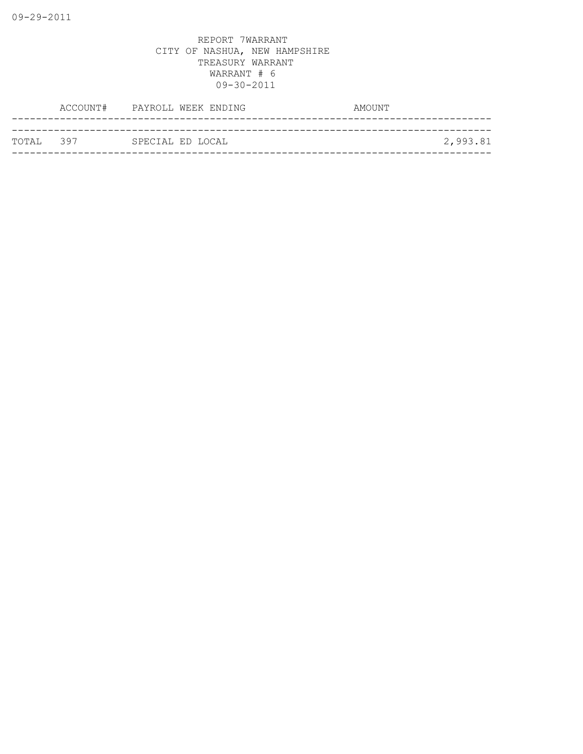09-29-2011

REPORT 7WARRANT
CITY OF NASHUA, NEW HAMPSHIRE
TREASURY WARRANT
WARRANT # 6
09-30-2011

| | ACCOUNT# | PAYROLL WEEK ENDING | AMOUNT |
|---|---|---|---|
| TOTAL | 397 | SPECIAL ED LOCAL | 2,993.81 |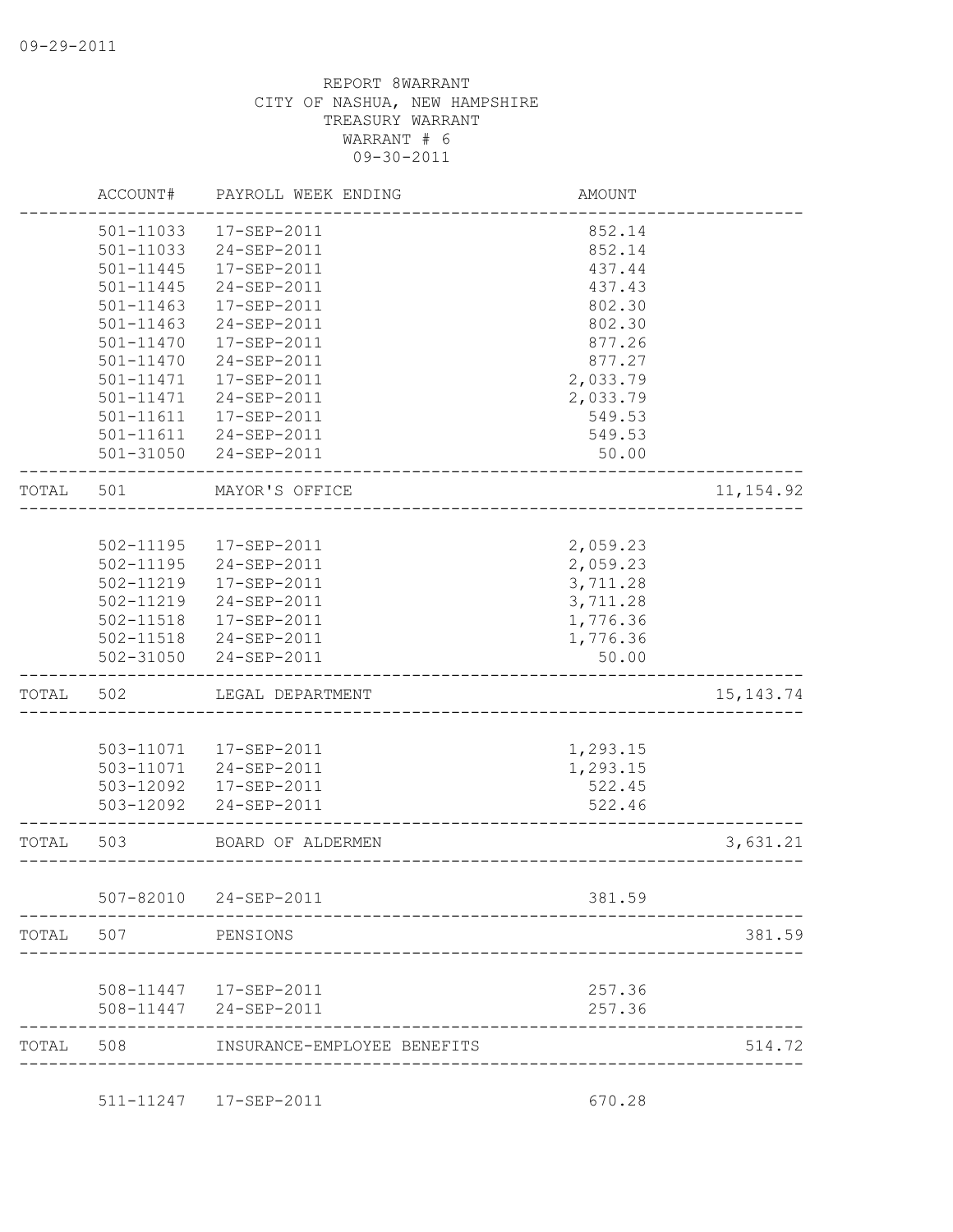09-29-2011

REPORT 8WARRANT
CITY OF NASHUA, NEW HAMPSHIRE
TREASURY WARRANT
WARRANT # 6
09-30-2011

| | ACCOUNT# | PAYROLL WEEK ENDING | AMOUNT | |
|---|---|---|---|---|
| | 501-11033 | 17-SEP-2011 | 852.14 | |
| | 501-11033 | 24-SEP-2011 | 852.14 | |
| | 501-11445 | 17-SEP-2011 | 437.44 | |
| | 501-11445 | 24-SEP-2011 | 437.43 | |
| | 501-11463 | 17-SEP-2011 | 802.30 | |
| | 501-11463 | 24-SEP-2011 | 802.30 | |
| | 501-11470 | 17-SEP-2011 | 877.26 | |
| | 501-11470 | 24-SEP-2011 | 877.27 | |
| | 501-11471 | 17-SEP-2011 | 2,033.79 | |
| | 501-11471 | 24-SEP-2011 | 2,033.79 | |
| | 501-11611 | 17-SEP-2011 | 549.53 | |
| | 501-11611 | 24-SEP-2011 | 549.53 | |
| | 501-31050 | 24-SEP-2011 | 50.00 | |
| TOTAL | 501 | MAYOR'S OFFICE | | 11,154.92 |
| | 502-11195 | 17-SEP-2011 | 2,059.23 | |
| | 502-11195 | 24-SEP-2011 | 2,059.23 | |
| | 502-11219 | 17-SEP-2011 | 3,711.28 | |
| | 502-11219 | 24-SEP-2011 | 3,711.28 | |
| | 502-11518 | 17-SEP-2011 | 1,776.36 | |
| | 502-11518 | 24-SEP-2011 | 1,776.36 | |
| | 502-31050 | 24-SEP-2011 | 50.00 | |
| TOTAL | 502 | LEGAL DEPARTMENT | | 15,143.74 |
| | 503-11071 | 17-SEP-2011 | 1,293.15 | |
| | 503-11071 | 24-SEP-2011 | 1,293.15 | |
| | 503-12092 | 17-SEP-2011 | 522.45 | |
| | 503-12092 | 24-SEP-2011 | 522.46 | |
| TOTAL | 503 | BOARD OF ALDERMEN | | 3,631.21 |
| | 507-82010 | 24-SEP-2011 | 381.59 | |
| TOTAL | 507 | PENSIONS | | 381.59 |
| | 508-11447 | 17-SEP-2011 | 257.36 | |
| | 508-11447 | 24-SEP-2011 | 257.36 | |
| TOTAL | 508 | INSURANCE-EMPLOYEE BENEFITS | | 514.72 |
| | 511-11247 | 17-SEP-2011 | 670.28 | |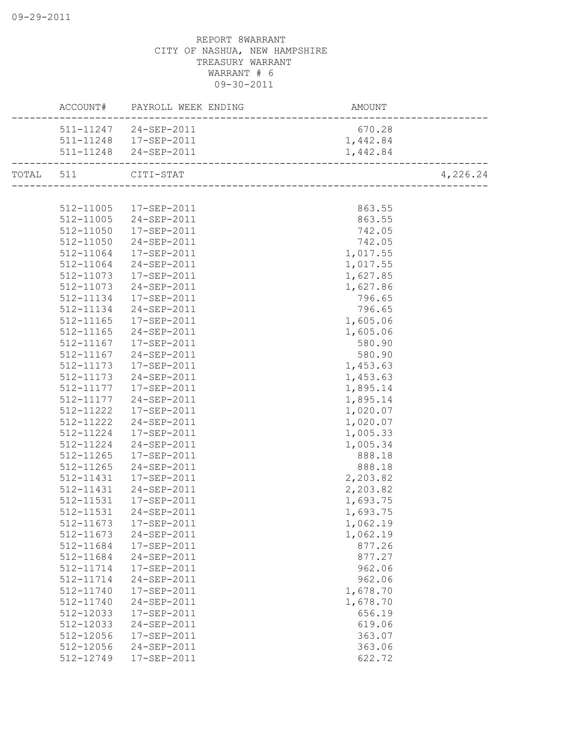REPORT 8WARRANT
CITY OF NASHUA, NEW HAMPSHIRE
TREASURY WARRANT
WARRANT # 6
09-30-2011

| | ACCOUNT# | PAYROLL WEEK ENDING | AMOUNT | |
|---|---|---|---|---|
| | 511-11247 | 24-SEP-2011 | 670.28 | |
| | 511-11248 | 17-SEP-2011 | 1,442.84 | |
| | 511-11248 | 24-SEP-2011 | 1,442.84 | |
| TOTAL | 511 | CITI-STAT | | 4,226.24 |
| | 512-11005 | 17-SEP-2011 | 863.55 | |
| | 512-11005 | 24-SEP-2011 | 863.55 | |
| | 512-11050 | 17-SEP-2011 | 742.05 | |
| | 512-11050 | 24-SEP-2011 | 742.05 | |
| | 512-11064 | 17-SEP-2011 | 1,017.55 | |
| | 512-11064 | 24-SEP-2011 | 1,017.55 | |
| | 512-11073 | 17-SEP-2011 | 1,627.85 | |
| | 512-11073 | 24-SEP-2011 | 1,627.86 | |
| | 512-11134 | 17-SEP-2011 | 796.65 | |
| | 512-11134 | 24-SEP-2011 | 796.65 | |
| | 512-11165 | 17-SEP-2011 | 1,605.06 | |
| | 512-11165 | 24-SEP-2011 | 1,605.06 | |
| | 512-11167 | 17-SEP-2011 | 580.90 | |
| | 512-11167 | 24-SEP-2011 | 580.90 | |
| | 512-11173 | 17-SEP-2011 | 1,453.63 | |
| | 512-11173 | 24-SEP-2011 | 1,453.63 | |
| | 512-11177 | 17-SEP-2011 | 1,895.14 | |
| | 512-11177 | 24-SEP-2011 | 1,895.14 | |
| | 512-11222 | 17-SEP-2011 | 1,020.07 | |
| | 512-11222 | 24-SEP-2011 | 1,020.07 | |
| | 512-11224 | 17-SEP-2011 | 1,005.33 | |
| | 512-11224 | 24-SEP-2011 | 1,005.34 | |
| | 512-11265 | 17-SEP-2011 | 888.18 | |
| | 512-11265 | 24-SEP-2011 | 888.18 | |
| | 512-11431 | 17-SEP-2011 | 2,203.82 | |
| | 512-11431 | 24-SEP-2011 | 2,203.82 | |
| | 512-11531 | 17-SEP-2011 | 1,693.75 | |
| | 512-11531 | 24-SEP-2011 | 1,693.75 | |
| | 512-11673 | 17-SEP-2011 | 1,062.19 | |
| | 512-11673 | 24-SEP-2011 | 1,062.19 | |
| | 512-11684 | 17-SEP-2011 | 877.26 | |
| | 512-11684 | 24-SEP-2011 | 877.27 | |
| | 512-11714 | 17-SEP-2011 | 962.06 | |
| | 512-11714 | 24-SEP-2011 | 962.06 | |
| | 512-11740 | 17-SEP-2011 | 1,678.70 | |
| | 512-11740 | 24-SEP-2011 | 1,678.70 | |
| | 512-12033 | 17-SEP-2011 | 656.19 | |
| | 512-12033 | 24-SEP-2011 | 619.06 | |
| | 512-12056 | 17-SEP-2011 | 363.07 | |
| | 512-12056 | 24-SEP-2011 | 363.06 | |
| | 512-12749 | 17-SEP-2011 | 622.72 | |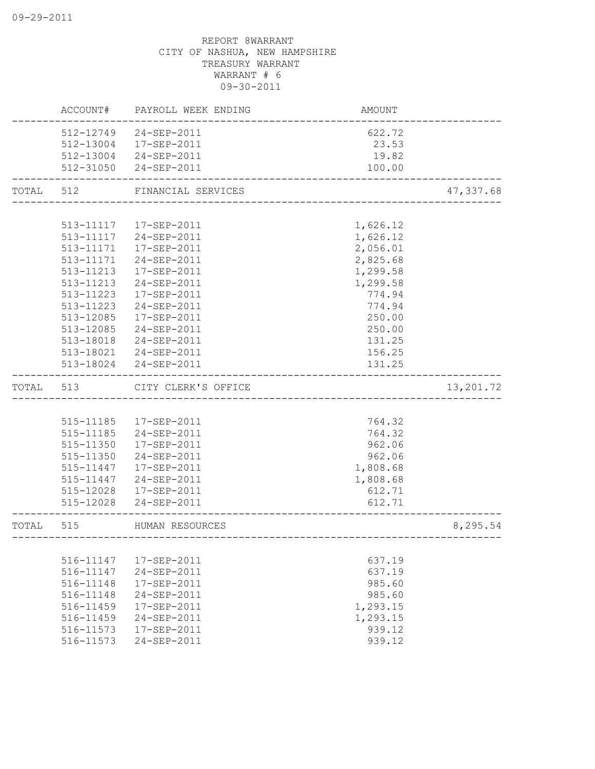REPORT 8WARRANT
CITY OF NASHUA, NEW HAMPSHIRE
TREASURY WARRANT
WARRANT # 6
09-30-2011

| | ACCOUNT# | PAYROLL WEEK ENDING | AMOUNT | |
|---|---|---|---|---|
| | 512-12749 | 24-SEP-2011 | 622.72 | |
| | 512-13004 | 17-SEP-2011 | 23.53 | |
| | 512-13004 | 24-SEP-2011 | 19.82 | |
| | 512-31050 | 24-SEP-2011 | 100.00 | |
| TOTAL | 512 | FINANCIAL SERVICES | | 47,337.68 |
| | 513-11117 | 17-SEP-2011 | 1,626.12 | |
| | 513-11117 | 24-SEP-2011 | 1,626.12 | |
| | 513-11171 | 17-SEP-2011 | 2,056.01 | |
| | 513-11171 | 24-SEP-2011 | 2,825.68 | |
| | 513-11213 | 17-SEP-2011 | 1,299.58 | |
| | 513-11213 | 24-SEP-2011 | 1,299.58 | |
| | 513-11223 | 17-SEP-2011 | 774.94 | |
| | 513-11223 | 24-SEP-2011 | 774.94 | |
| | 513-12085 | 17-SEP-2011 | 250.00 | |
| | 513-12085 | 24-SEP-2011 | 250.00 | |
| | 513-18018 | 24-SEP-2011 | 131.25 | |
| | 513-18021 | 24-SEP-2011 | 156.25 | |
| | 513-18024 | 24-SEP-2011 | 131.25 | |
| TOTAL | 513 | CITY CLERK'S OFFICE | | 13,201.72 |
| | 515-11185 | 17-SEP-2011 | 764.32 | |
| | 515-11185 | 24-SEP-2011 | 764.32 | |
| | 515-11350 | 17-SEP-2011 | 962.06 | |
| | 515-11350 | 24-SEP-2011 | 962.06 | |
| | 515-11447 | 17-SEP-2011 | 1,808.68 | |
| | 515-11447 | 24-SEP-2011 | 1,808.68 | |
| | 515-12028 | 17-SEP-2011 | 612.71 | |
| | 515-12028 | 24-SEP-2011 | 612.71 | |
| TOTAL | 515 | HUMAN RESOURCES | | 8,295.54 |
| | 516-11147 | 17-SEP-2011 | 637.19 | |
| | 516-11147 | 24-SEP-2011 | 637.19 | |
| | 516-11148 | 17-SEP-2011 | 985.60 | |
| | 516-11148 | 24-SEP-2011 | 985.60 | |
| | 516-11459 | 17-SEP-2011 | 1,293.15 | |
| | 516-11459 | 24-SEP-2011 | 1,293.15 | |
| | 516-11573 | 17-SEP-2011 | 939.12 | |
| | 516-11573 | 24-SEP-2011 | 939.12 | |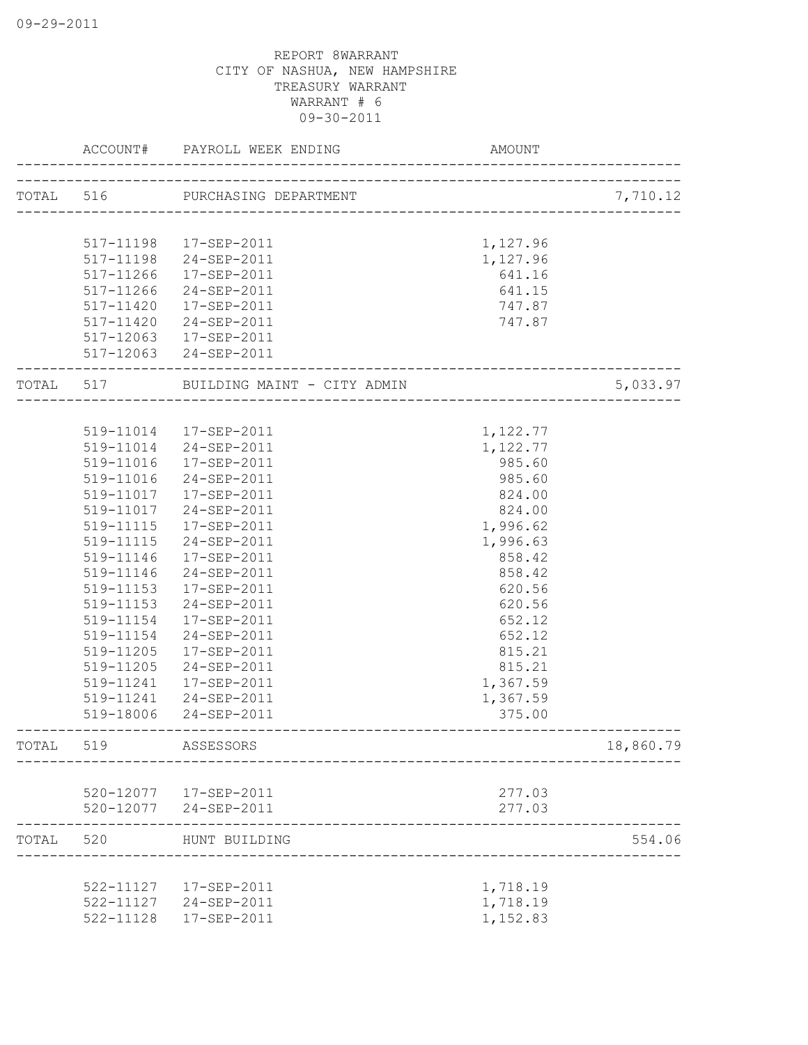REPORT 8WARRANT
CITY OF NASHUA, NEW HAMPSHIRE
TREASURY WARRANT
WARRANT # 6
09-30-2011

| | ACCOUNT# | PAYROLL WEEK ENDING | AMOUNT | |
|---|---|---|---|---|
| TOTAL | 516 | PURCHASING DEPARTMENT | | 7,710.12 |
| | 517-11198 | 17-SEP-2011 | 1,127.96 | |
| | 517-11198 | 24-SEP-2011 | 1,127.96 | |
| | 517-11266 | 17-SEP-2011 | 641.16 | |
| | 517-11266 | 24-SEP-2011 | 641.15 | |
| | 517-11420 | 17-SEP-2011 | 747.87 | |
| | 517-11420 | 24-SEP-2011 | 747.87 | |
| | 517-12063 | 17-SEP-2011 | | |
| | 517-12063 | 24-SEP-2011 | | |
| TOTAL | 517 | BUILDING MAINT - CITY ADMIN | | 5,033.97 |
| | 519-11014 | 17-SEP-2011 | 1,122.77 | |
| | 519-11014 | 24-SEP-2011 | 1,122.77 | |
| | 519-11016 | 17-SEP-2011 | 985.60 | |
| | 519-11016 | 24-SEP-2011 | 985.60 | |
| | 519-11017 | 17-SEP-2011 | 824.00 | |
| | 519-11017 | 24-SEP-2011 | 824.00 | |
| | 519-11115 | 17-SEP-2011 | 1,996.62 | |
| | 519-11115 | 24-SEP-2011 | 1,996.63 | |
| | 519-11146 | 17-SEP-2011 | 858.42 | |
| | 519-11146 | 24-SEP-2011 | 858.42 | |
| | 519-11153 | 17-SEP-2011 | 620.56 | |
| | 519-11153 | 24-SEP-2011 | 620.56 | |
| | 519-11154 | 17-SEP-2011 | 652.12 | |
| | 519-11154 | 24-SEP-2011 | 652.12 | |
| | 519-11205 | 17-SEP-2011 | 815.21 | |
| | 519-11205 | 24-SEP-2011 | 815.21 | |
| | 519-11241 | 17-SEP-2011 | 1,367.59 | |
| | 519-11241 | 24-SEP-2011 | 1,367.59 | |
| | 519-18006 | 24-SEP-2011 | 375.00 | |
| TOTAL | 519 | ASSESSORS | | 18,860.79 |
| | 520-12077 | 17-SEP-2011 | 277.03 | |
| | 520-12077 | 24-SEP-2011 | 277.03 | |
| TOTAL | 520 | HUNT BUILDING | | 554.06 |
| | 522-11127 | 17-SEP-2011 | 1,718.19 | |
| | 522-11127 | 24-SEP-2011 | 1,718.19 | |
| | 522-11128 | 17-SEP-2011 | 1,152.83 | |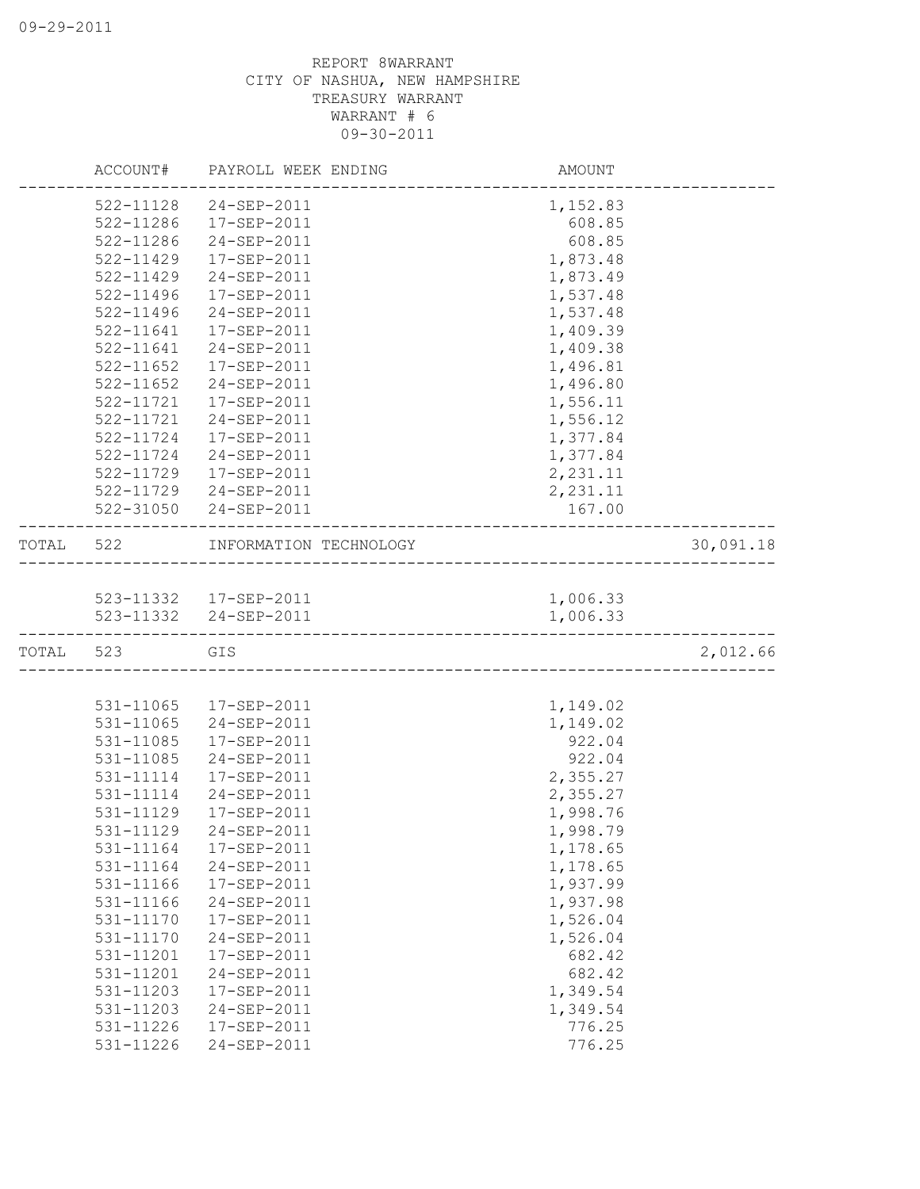REPORT 8WARRANT
CITY OF NASHUA, NEW HAMPSHIRE
TREASURY WARRANT
WARRANT # 6
09-30-2011

| | ACCOUNT# | PAYROLL WEEK ENDING | AMOUNT | |
|---|---|---|---|---|
| | 522-11128 | 24-SEP-2011 | 1,152.83 | |
| | 522-11286 | 17-SEP-2011 | 608.85 | |
| | 522-11286 | 24-SEP-2011 | 608.85 | |
| | 522-11429 | 17-SEP-2011 | 1,873.48 | |
| | 522-11429 | 24-SEP-2011 | 1,873.49 | |
| | 522-11496 | 17-SEP-2011 | 1,537.48 | |
| | 522-11496 | 24-SEP-2011 | 1,537.48 | |
| | 522-11641 | 17-SEP-2011 | 1,409.39 | |
| | 522-11641 | 24-SEP-2011 | 1,409.38 | |
| | 522-11652 | 17-SEP-2011 | 1,496.81 | |
| | 522-11652 | 24-SEP-2011 | 1,496.80 | |
| | 522-11721 | 17-SEP-2011 | 1,556.11 | |
| | 522-11721 | 24-SEP-2011 | 1,556.12 | |
| | 522-11724 | 17-SEP-2011 | 1,377.84 | |
| | 522-11724 | 24-SEP-2011 | 1,377.84 | |
| | 522-11729 | 17-SEP-2011 | 2,231.11 | |
| | 522-11729 | 24-SEP-2011 | 2,231.11 | |
| | 522-31050 | 24-SEP-2011 | 167.00 | |
| TOTAL | 522 | INFORMATION TECHNOLOGY | | 30,091.18 |
| | 523-11332 | 17-SEP-2011 | 1,006.33 | |
| | 523-11332 | 24-SEP-2011 | 1,006.33 | |
| TOTAL | 523 | GIS | | 2,012.66 |
| | 531-11065 | 17-SEP-2011 | 1,149.02 | |
| | 531-11065 | 24-SEP-2011 | 1,149.02 | |
| | 531-11085 | 17-SEP-2011 | 922.04 | |
| | 531-11085 | 24-SEP-2011 | 922.04 | |
| | 531-11114 | 17-SEP-2011 | 2,355.27 | |
| | 531-11114 | 24-SEP-2011 | 2,355.27 | |
| | 531-11129 | 17-SEP-2011 | 1,998.76 | |
| | 531-11129 | 24-SEP-2011 | 1,998.79 | |
| | 531-11164 | 17-SEP-2011 | 1,178.65 | |
| | 531-11164 | 24-SEP-2011 | 1,178.65 | |
| | 531-11166 | 17-SEP-2011 | 1,937.99 | |
| | 531-11166 | 24-SEP-2011 | 1,937.98 | |
| | 531-11170 | 17-SEP-2011 | 1,526.04 | |
| | 531-11170 | 24-SEP-2011 | 1,526.04 | |
| | 531-11201 | 17-SEP-2011 | 682.42 | |
| | 531-11201 | 24-SEP-2011 | 682.42 | |
| | 531-11203 | 17-SEP-2011 | 1,349.54 | |
| | 531-11203 | 24-SEP-2011 | 1,349.54 | |
| | 531-11226 | 17-SEP-2011 | 776.25 | |
| | 531-11226 | 24-SEP-2011 | 776.25 | |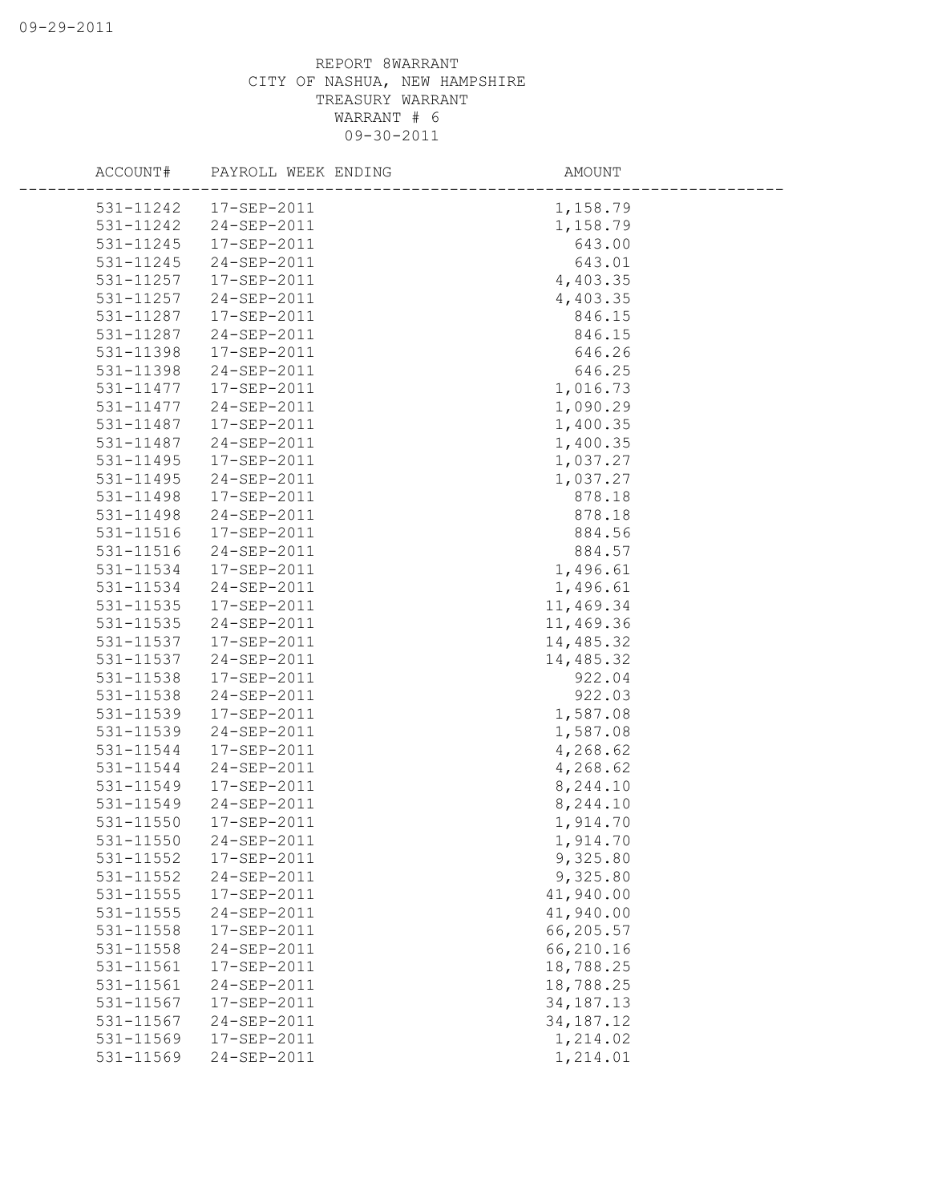REPORT 8WARRANT
CITY OF NASHUA, NEW HAMPSHIRE
TREASURY WARRANT
WARRANT # 6
09-30-2011

| ACCOUNT# | PAYROLL WEEK ENDING | AMOUNT |
|---|---|---|
| 531-11242 | 17-SEP-2011 | 1,158.79 |
| 531-11242 | 24-SEP-2011 | 1,158.79 |
| 531-11245 | 17-SEP-2011 | 643.00 |
| 531-11245 | 24-SEP-2011 | 643.01 |
| 531-11257 | 17-SEP-2011 | 4,403.35 |
| 531-11257 | 24-SEP-2011 | 4,403.35 |
| 531-11287 | 17-SEP-2011 | 846.15 |
| 531-11287 | 24-SEP-2011 | 846.15 |
| 531-11398 | 17-SEP-2011 | 646.26 |
| 531-11398 | 24-SEP-2011 | 646.25 |
| 531-11477 | 17-SEP-2011 | 1,016.73 |
| 531-11477 | 24-SEP-2011 | 1,090.29 |
| 531-11487 | 17-SEP-2011 | 1,400.35 |
| 531-11487 | 24-SEP-2011 | 1,400.35 |
| 531-11495 | 17-SEP-2011 | 1,037.27 |
| 531-11495 | 24-SEP-2011 | 1,037.27 |
| 531-11498 | 17-SEP-2011 | 878.18 |
| 531-11498 | 24-SEP-2011 | 878.18 |
| 531-11516 | 17-SEP-2011 | 884.56 |
| 531-11516 | 24-SEP-2011 | 884.57 |
| 531-11534 | 17-SEP-2011 | 1,496.61 |
| 531-11534 | 24-SEP-2011 | 1,496.61 |
| 531-11535 | 17-SEP-2011 | 11,469.34 |
| 531-11535 | 24-SEP-2011 | 11,469.36 |
| 531-11537 | 17-SEP-2011 | 14,485.32 |
| 531-11537 | 24-SEP-2011 | 14,485.32 |
| 531-11538 | 17-SEP-2011 | 922.04 |
| 531-11538 | 24-SEP-2011 | 922.03 |
| 531-11539 | 17-SEP-2011 | 1,587.08 |
| 531-11539 | 24-SEP-2011 | 1,587.08 |
| 531-11544 | 17-SEP-2011 | 4,268.62 |
| 531-11544 | 24-SEP-2011 | 4,268.62 |
| 531-11549 | 17-SEP-2011 | 8,244.10 |
| 531-11549 | 24-SEP-2011 | 8,244.10 |
| 531-11550 | 17-SEP-2011 | 1,914.70 |
| 531-11550 | 24-SEP-2011 | 1,914.70 |
| 531-11552 | 17-SEP-2011 | 9,325.80 |
| 531-11552 | 24-SEP-2011 | 9,325.80 |
| 531-11555 | 17-SEP-2011 | 41,940.00 |
| 531-11555 | 24-SEP-2011 | 41,940.00 |
| 531-11558 | 17-SEP-2011 | 66,205.57 |
| 531-11558 | 24-SEP-2011 | 66,210.16 |
| 531-11561 | 17-SEP-2011 | 18,788.25 |
| 531-11561 | 24-SEP-2011 | 18,788.25 |
| 531-11567 | 17-SEP-2011 | 34,187.13 |
| 531-11567 | 24-SEP-2011 | 34,187.12 |
| 531-11569 | 17-SEP-2011 | 1,214.02 |
| 531-11569 | 24-SEP-2011 | 1,214.01 |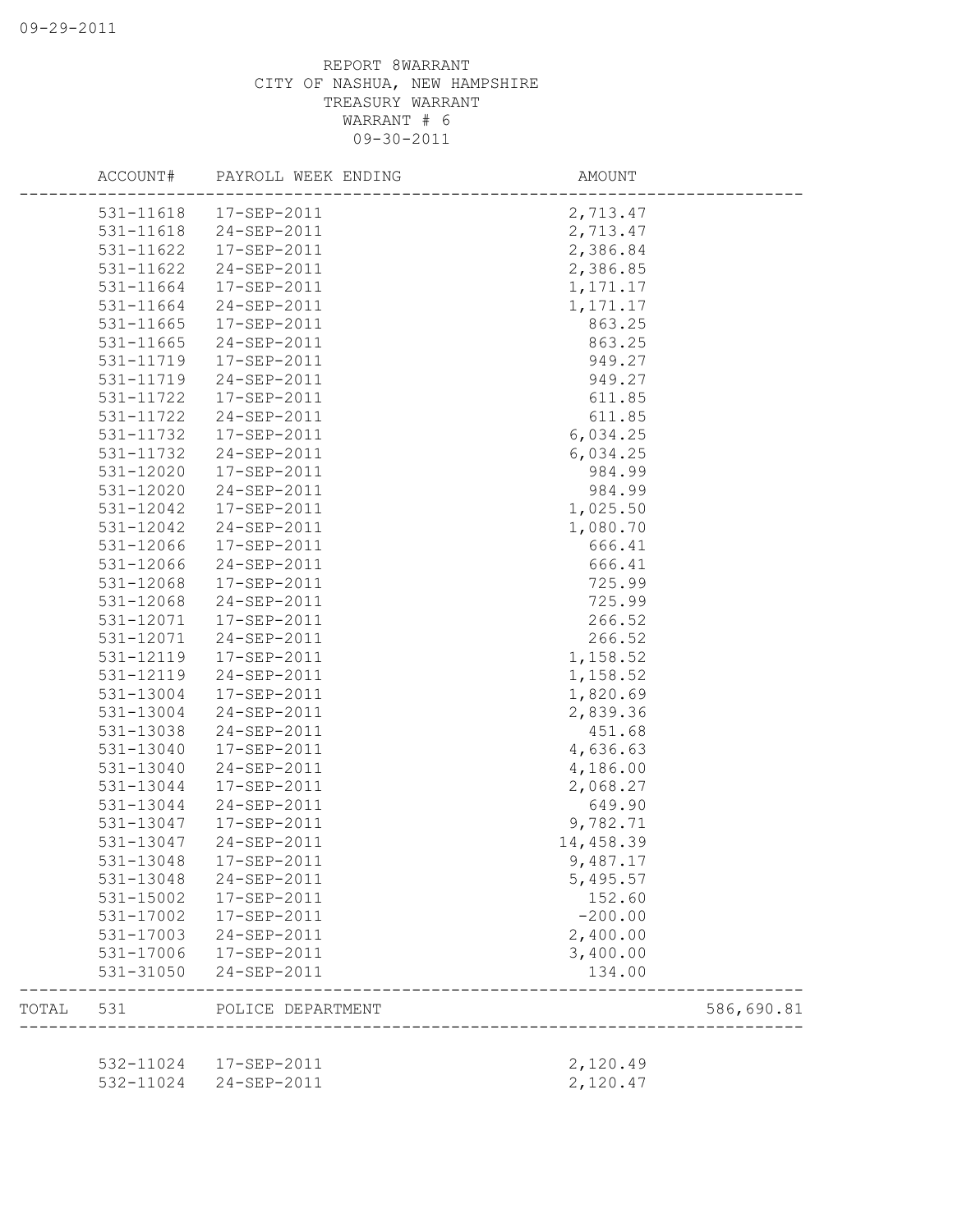REPORT 8WARRANT
CITY OF NASHUA, NEW HAMPSHIRE
TREASURY WARRANT
WARRANT # 6
09-30-2011

| | ACCOUNT# | PAYROLL WEEK ENDING | AMOUNT | |
|---|---|---|---|---|
| | 531-11618 | 17-SEP-2011 | 2,713.47 | |
| | 531-11618 | 24-SEP-2011 | 2,713.47 | |
| | 531-11622 | 17-SEP-2011 | 2,386.84 | |
| | 531-11622 | 24-SEP-2011 | 2,386.85 | |
| | 531-11664 | 17-SEP-2011 | 1,171.17 | |
| | 531-11664 | 24-SEP-2011 | 1,171.17 | |
| | 531-11665 | 17-SEP-2011 | 863.25 | |
| | 531-11665 | 24-SEP-2011 | 863.25 | |
| | 531-11719 | 17-SEP-2011 | 949.27 | |
| | 531-11719 | 24-SEP-2011 | 949.27 | |
| | 531-11722 | 17-SEP-2011 | 611.85 | |
| | 531-11722 | 24-SEP-2011 | 611.85 | |
| | 531-11732 | 17-SEP-2011 | 6,034.25 | |
| | 531-11732 | 24-SEP-2011 | 6,034.25 | |
| | 531-12020 | 17-SEP-2011 | 984.99 | |
| | 531-12020 | 24-SEP-2011 | 984.99 | |
| | 531-12042 | 17-SEP-2011 | 1,025.50 | |
| | 531-12042 | 24-SEP-2011 | 1,080.70 | |
| | 531-12066 | 17-SEP-2011 | 666.41 | |
| | 531-12066 | 24-SEP-2011 | 666.41 | |
| | 531-12068 | 17-SEP-2011 | 725.99 | |
| | 531-12068 | 24-SEP-2011 | 725.99 | |
| | 531-12071 | 17-SEP-2011 | 266.52 | |
| | 531-12071 | 24-SEP-2011 | 266.52 | |
| | 531-12119 | 17-SEP-2011 | 1,158.52 | |
| | 531-12119 | 24-SEP-2011 | 1,158.52 | |
| | 531-13004 | 17-SEP-2011 | 1,820.69 | |
| | 531-13004 | 24-SEP-2011 | 2,839.36 | |
| | 531-13038 | 24-SEP-2011 | 451.68 | |
| | 531-13040 | 17-SEP-2011 | 4,636.63 | |
| | 531-13040 | 24-SEP-2011 | 4,186.00 | |
| | 531-13044 | 17-SEP-2011 | 2,068.27 | |
| | 531-13044 | 24-SEP-2011 | 649.90 | |
| | 531-13047 | 17-SEP-2011 | 9,782.71 | |
| | 531-13047 | 24-SEP-2011 | 14,458.39 | |
| | 531-13048 | 17-SEP-2011 | 9,487.17 | |
| | 531-13048 | 24-SEP-2011 | 5,495.57 | |
| | 531-15002 | 17-SEP-2011 | 152.60 | |
| | 531-17002 | 17-SEP-2011 | -200.00 | |
| | 531-17003 | 24-SEP-2011 | 2,400.00 | |
| | 531-17006 | 17-SEP-2011 | 3,400.00 | |
| | 531-31050 | 24-SEP-2011 | 134.00 | |
| TOTAL | 531 | POLICE DEPARTMENT | | 586,690.81 |
| | 532-11024 | 17-SEP-2011 | 2,120.49 | |
| | 532-11024 | 24-SEP-2011 | 2,120.47 | |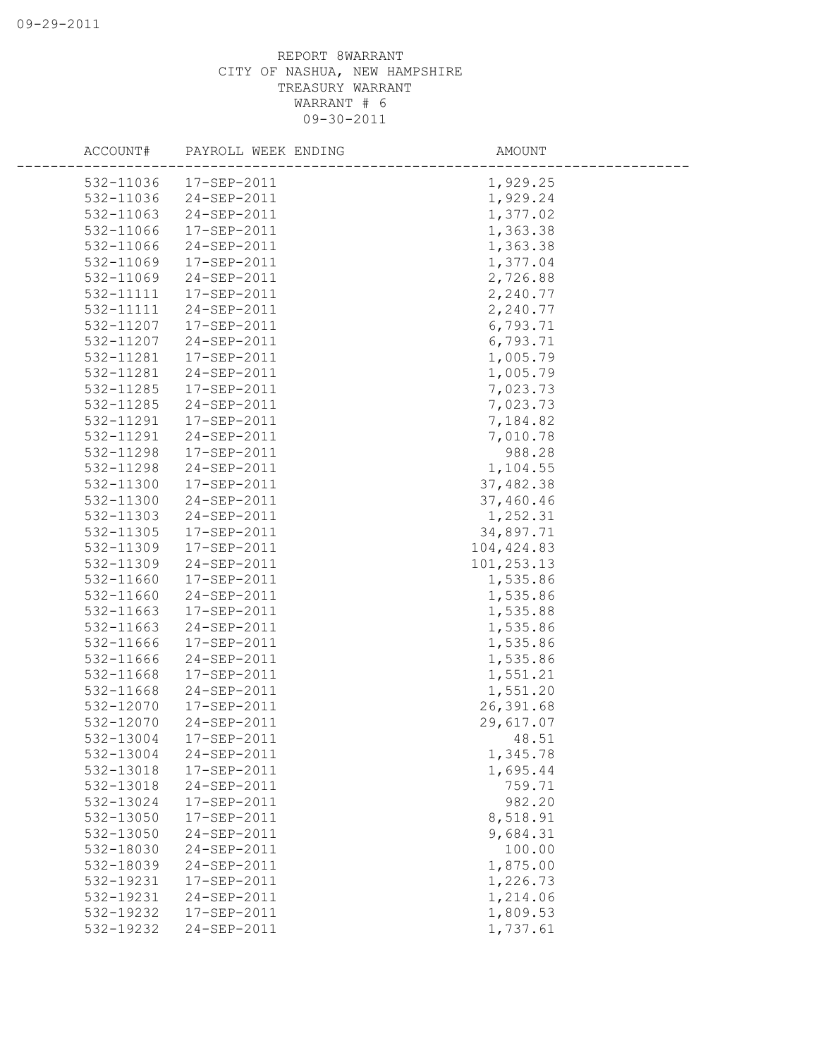REPORT 8WARRANT
CITY OF NASHUA, NEW HAMPSHIRE
TREASURY WARRANT
WARRANT # 6
09-30-2011

| ACCOUNT# | PAYROLL WEEK ENDING | AMOUNT |
|---|---|---|
| 532-11036 | 17-SEP-2011 | 1,929.25 |
| 532-11036 | 24-SEP-2011 | 1,929.24 |
| 532-11063 | 24-SEP-2011 | 1,377.02 |
| 532-11066 | 17-SEP-2011 | 1,363.38 |
| 532-11066 | 24-SEP-2011 | 1,363.38 |
| 532-11069 | 17-SEP-2011 | 1,377.04 |
| 532-11069 | 24-SEP-2011 | 2,726.88 |
| 532-11111 | 17-SEP-2011 | 2,240.77 |
| 532-11111 | 24-SEP-2011 | 2,240.77 |
| 532-11207 | 17-SEP-2011 | 6,793.71 |
| 532-11207 | 24-SEP-2011 | 6,793.71 |
| 532-11281 | 17-SEP-2011 | 1,005.79 |
| 532-11281 | 24-SEP-2011 | 1,005.79 |
| 532-11285 | 17-SEP-2011 | 7,023.73 |
| 532-11285 | 24-SEP-2011 | 7,023.73 |
| 532-11291 | 17-SEP-2011 | 7,184.82 |
| 532-11291 | 24-SEP-2011 | 7,010.78 |
| 532-11298 | 17-SEP-2011 | 988.28 |
| 532-11298 | 24-SEP-2011 | 1,104.55 |
| 532-11300 | 17-SEP-2011 | 37,482.38 |
| 532-11300 | 24-SEP-2011 | 37,460.46 |
| 532-11303 | 24-SEP-2011 | 1,252.31 |
| 532-11305 | 17-SEP-2011 | 34,897.71 |
| 532-11309 | 17-SEP-2011 | 104,424.83 |
| 532-11309 | 24-SEP-2011 | 101,253.13 |
| 532-11660 | 17-SEP-2011 | 1,535.86 |
| 532-11660 | 24-SEP-2011 | 1,535.86 |
| 532-11663 | 17-SEP-2011 | 1,535.88 |
| 532-11663 | 24-SEP-2011 | 1,535.86 |
| 532-11666 | 17-SEP-2011 | 1,535.86 |
| 532-11666 | 24-SEP-2011 | 1,535.86 |
| 532-11668 | 17-SEP-2011 | 1,551.21 |
| 532-11668 | 24-SEP-2011 | 1,551.20 |
| 532-12070 | 17-SEP-2011 | 26,391.68 |
| 532-12070 | 24-SEP-2011 | 29,617.07 |
| 532-13004 | 17-SEP-2011 | 48.51 |
| 532-13004 | 24-SEP-2011 | 1,345.78 |
| 532-13018 | 17-SEP-2011 | 1,695.44 |
| 532-13018 | 24-SEP-2011 | 759.71 |
| 532-13024 | 17-SEP-2011 | 982.20 |
| 532-13050 | 17-SEP-2011 | 8,518.91 |
| 532-13050 | 24-SEP-2011 | 9,684.31 |
| 532-18030 | 24-SEP-2011 | 100.00 |
| 532-18039 | 24-SEP-2011 | 1,875.00 |
| 532-19231 | 17-SEP-2011 | 1,226.73 |
| 532-19231 | 24-SEP-2011 | 1,214.06 |
| 532-19232 | 17-SEP-2011 | 1,809.53 |
| 532-19232 | 24-SEP-2011 | 1,737.61 |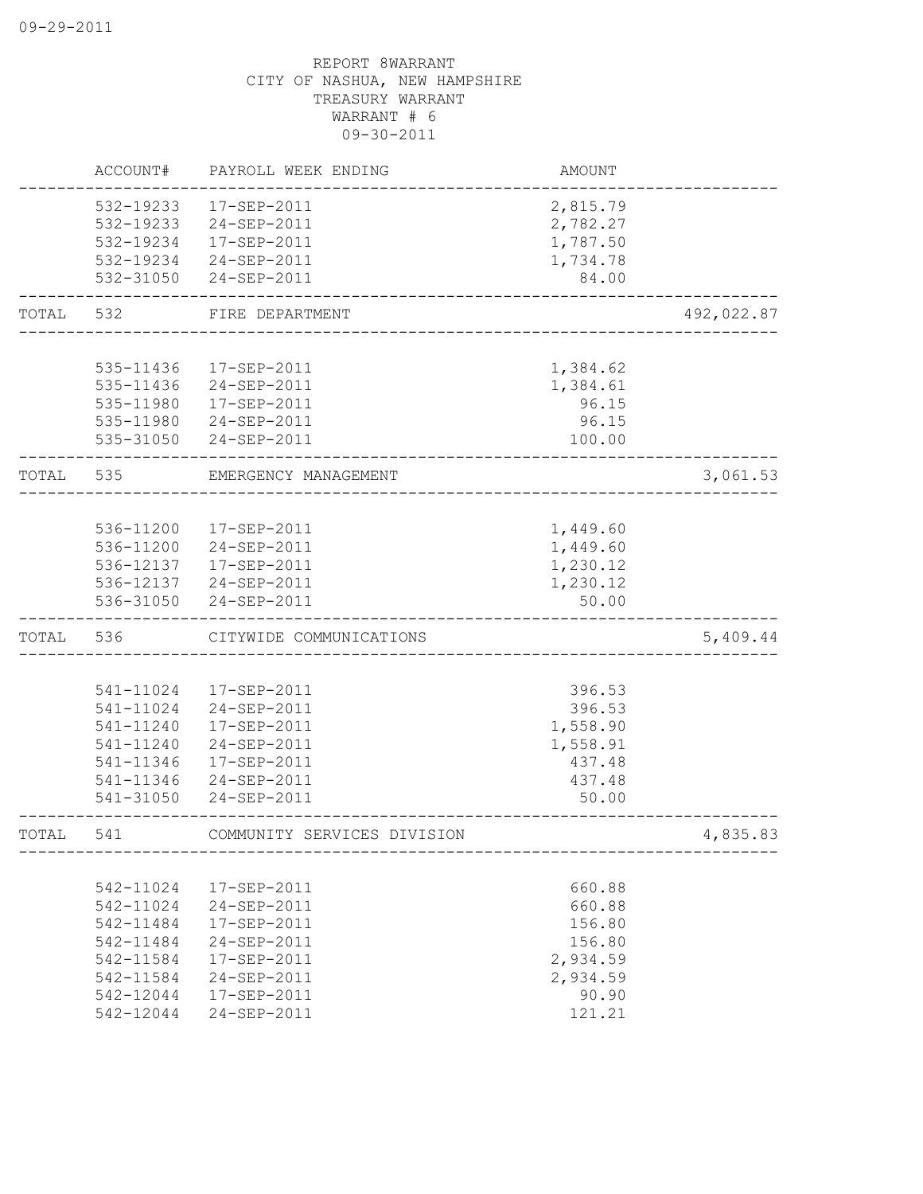09-29-2011

REPORT 8WARRANT
CITY OF NASHUA, NEW HAMPSHIRE
TREASURY WARRANT
WARRANT # 6
09-30-2011

| | ACCOUNT# | PAYROLL WEEK ENDING | AMOUNT | |
|---|---|---|---|---|
| | 532-19233 | 17-SEP-2011 | 2,815.79 | |
| | 532-19233 | 24-SEP-2011 | 2,782.27 | |
| | 532-19234 | 17-SEP-2011 | 1,787.50 | |
| | 532-19234 | 24-SEP-2011 | 1,734.78 | |
| | 532-31050 | 24-SEP-2011 | 84.00 | |
| TOTAL | 532 | FIRE DEPARTMENT | | 492,022.87 |
| | 535-11436 | 17-SEP-2011 | 1,384.62 | |
| | 535-11436 | 24-SEP-2011 | 1,384.61 | |
| | 535-11980 | 17-SEP-2011 | 96.15 | |
| | 535-11980 | 24-SEP-2011 | 96.15 | |
| | 535-31050 | 24-SEP-2011 | 100.00 | |
| TOTAL | 535 | EMERGENCY MANAGEMENT | | 3,061.53 |
| | 536-11200 | 17-SEP-2011 | 1,449.60 | |
| | 536-11200 | 24-SEP-2011 | 1,449.60 | |
| | 536-12137 | 17-SEP-2011 | 1,230.12 | |
| | 536-12137 | 24-SEP-2011 | 1,230.12 | |
| | 536-31050 | 24-SEP-2011 | 50.00 | |
| TOTAL | 536 | CITYWIDE COMMUNICATIONS | | 5,409.44 |
| | 541-11024 | 17-SEP-2011 | 396.53 | |
| | 541-11024 | 24-SEP-2011 | 396.53 | |
| | 541-11240 | 17-SEP-2011 | 1,558.90 | |
| | 541-11240 | 24-SEP-2011 | 1,558.91 | |
| | 541-11346 | 17-SEP-2011 | 437.48 | |
| | 541-11346 | 24-SEP-2011 | 437.48 | |
| | 541-31050 | 24-SEP-2011 | 50.00 | |
| TOTAL | 541 | COMMUNITY SERVICES DIVISION | | 4,835.83 |
| | 542-11024 | 17-SEP-2011 | 660.88 | |
| | 542-11024 | 24-SEP-2011 | 660.88 | |
| | 542-11484 | 17-SEP-2011 | 156.80 | |
| | 542-11484 | 24-SEP-2011 | 156.80 | |
| | 542-11584 | 17-SEP-2011 | 2,934.59 | |
| | 542-11584 | 24-SEP-2011 | 2,934.59 | |
| | 542-12044 | 17-SEP-2011 | 90.90 | |
| | 542-12044 | 24-SEP-2011 | 121.21 | |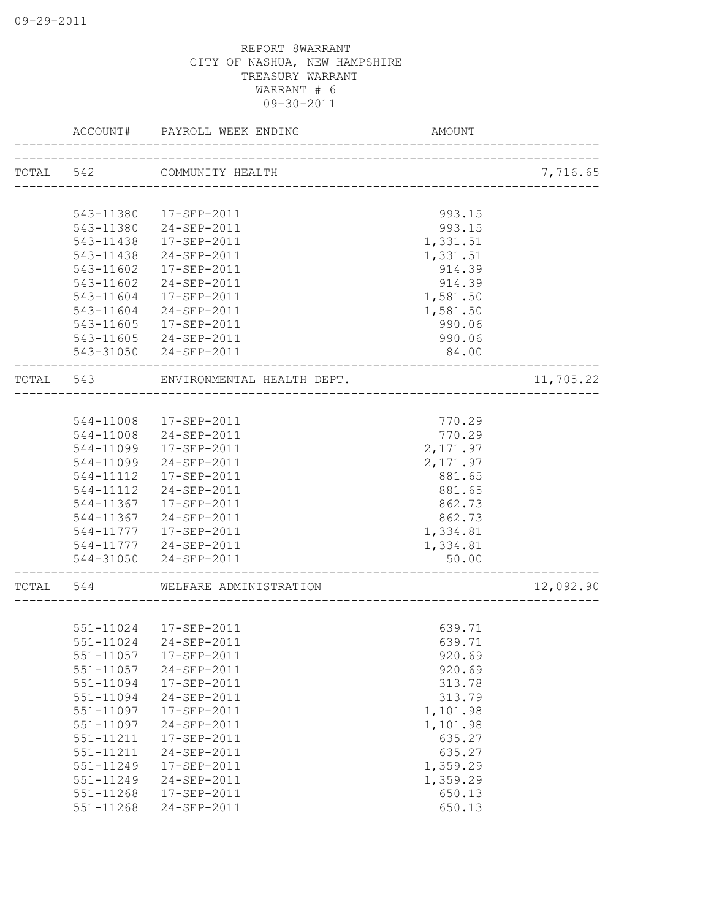REPORT 8WARRANT
CITY OF NASHUA, NEW HAMPSHIRE
TREASURY WARRANT
WARRANT # 6
09-30-2011

| | ACCOUNT# | PAYROLL WEEK ENDING | AMOUNT | |
|---|---|---|---|---|
| TOTAL | 542 | COMMUNITY HEALTH | | 7,716.65 |
| | 543-11380 | 17-SEP-2011 | 993.15 | |
| | 543-11380 | 24-SEP-2011 | 993.15 | |
| | 543-11438 | 17-SEP-2011 | 1,331.51 | |
| | 543-11438 | 24-SEP-2011 | 1,331.51 | |
| | 543-11602 | 17-SEP-2011 | 914.39 | |
| | 543-11602 | 24-SEP-2011 | 914.39 | |
| | 543-11604 | 17-SEP-2011 | 1,581.50 | |
| | 543-11604 | 24-SEP-2011 | 1,581.50 | |
| | 543-11605 | 17-SEP-2011 | 990.06 | |
| | 543-11605 | 24-SEP-2011 | 990.06 | |
| | 543-31050 | 24-SEP-2011 | 84.00 | |
| TOTAL | 543 | ENVIRONMENTAL HEALTH DEPT. | | 11,705.22 |
| | 544-11008 | 17-SEP-2011 | 770.29 | |
| | 544-11008 | 24-SEP-2011 | 770.29 | |
| | 544-11099 | 17-SEP-2011 | 2,171.97 | |
| | 544-11099 | 24-SEP-2011 | 2,171.97 | |
| | 544-11112 | 17-SEP-2011 | 881.65 | |
| | 544-11112 | 24-SEP-2011 | 881.65 | |
| | 544-11367 | 17-SEP-2011 | 862.73 | |
| | 544-11367 | 24-SEP-2011 | 862.73 | |
| | 544-11777 | 17-SEP-2011 | 1,334.81 | |
| | 544-11777 | 24-SEP-2011 | 1,334.81 | |
| | 544-31050 | 24-SEP-2011 | 50.00 | |
| TOTAL | 544 | WELFARE ADMINISTRATION | | 12,092.90 |
| | 551-11024 | 17-SEP-2011 | 639.71 | |
| | 551-11024 | 24-SEP-2011 | 639.71 | |
| | 551-11057 | 17-SEP-2011 | 920.69 | |
| | 551-11057 | 24-SEP-2011 | 920.69 | |
| | 551-11094 | 17-SEP-2011 | 313.78 | |
| | 551-11094 | 24-SEP-2011 | 313.79 | |
| | 551-11097 | 17-SEP-2011 | 1,101.98 | |
| | 551-11097 | 24-SEP-2011 | 1,101.98 | |
| | 551-11211 | 17-SEP-2011 | 635.27 | |
| | 551-11211 | 24-SEP-2011 | 635.27 | |
| | 551-11249 | 17-SEP-2011 | 1,359.29 | |
| | 551-11249 | 24-SEP-2011 | 1,359.29 | |
| | 551-11268 | 17-SEP-2011 | 650.13 | |
| | 551-11268 | 24-SEP-2011 | 650.13 | |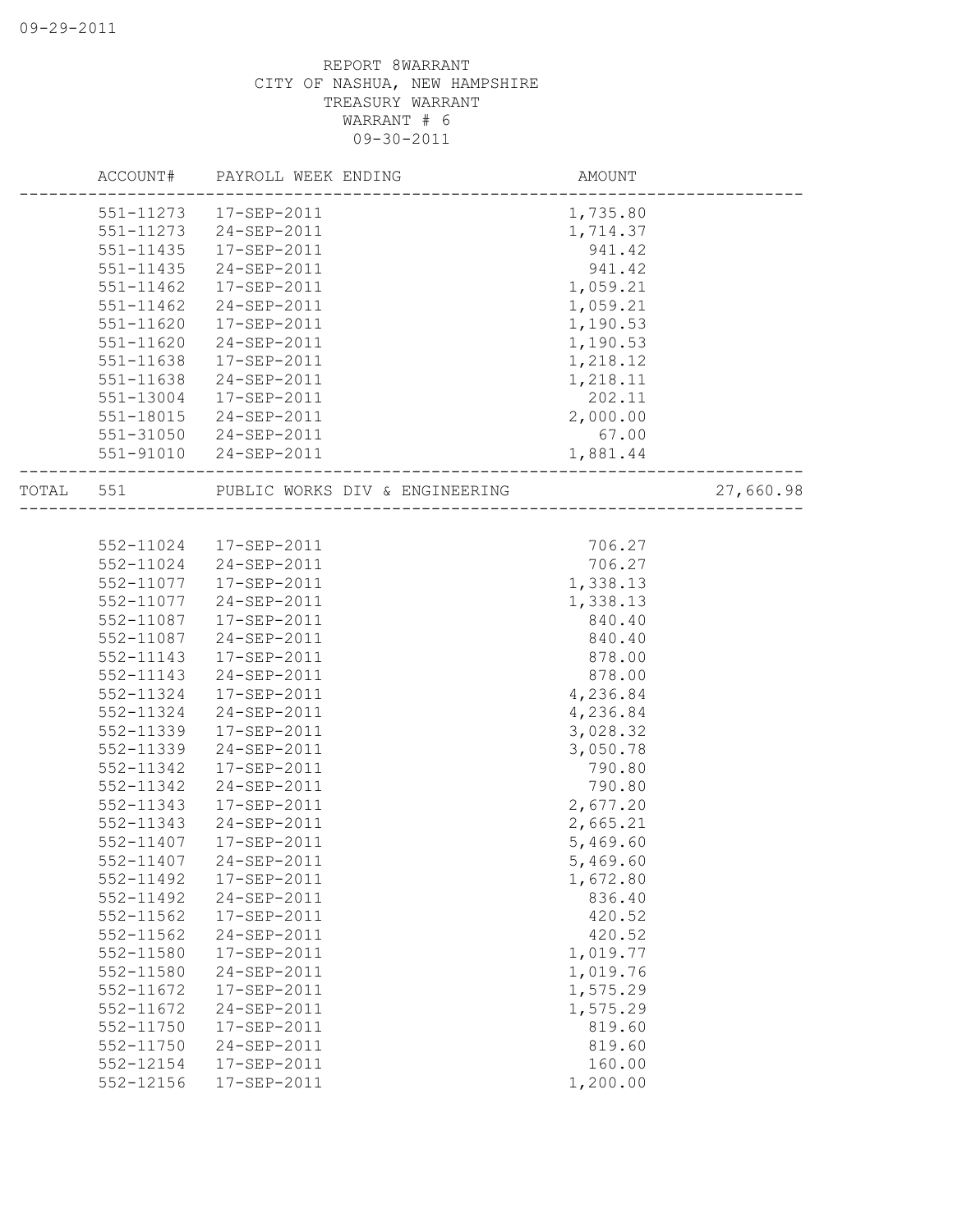REPORT 8WARRANT
CITY OF NASHUA, NEW HAMPSHIRE
TREASURY WARRANT
WARRANT # 6
09-30-2011

| ACCOUNT# | PAYROLL WEEK ENDING | AMOUNT | |
|---|---|---|---|
| 551-11273 | 17-SEP-2011 | 1,735.80 | |
| 551-11273 | 24-SEP-2011 | 1,714.37 | |
| 551-11435 | 17-SEP-2011 | 941.42 | |
| 551-11435 | 24-SEP-2011 | 941.42 | |
| 551-11462 | 17-SEP-2011 | 1,059.21 | |
| 551-11462 | 24-SEP-2011 | 1,059.21 | |
| 551-11620 | 17-SEP-2011 | 1,190.53 | |
| 551-11620 | 24-SEP-2011 | 1,190.53 | |
| 551-11638 | 17-SEP-2011 | 1,218.12 | |
| 551-11638 | 24-SEP-2011 | 1,218.11 | |
| 551-13004 | 17-SEP-2011 | 202.11 | |
| 551-18015 | 24-SEP-2011 | 2,000.00 | |
| 551-31050 | 24-SEP-2011 | 67.00 | |
| 551-91010 | 24-SEP-2011 | 1,881.44 | |
| TOTAL 551 | PUBLIC WORKS DIV & ENGINEERING | | 27,660.98 |
| 552-11024 | 17-SEP-2011 | 706.27 | |
| 552-11024 | 24-SEP-2011 | 706.27 | |
| 552-11077 | 17-SEP-2011 | 1,338.13 | |
| 552-11077 | 24-SEP-2011 | 1,338.13 | |
| 552-11087 | 17-SEP-2011 | 840.40 | |
| 552-11087 | 24-SEP-2011 | 840.40 | |
| 552-11143 | 17-SEP-2011 | 878.00 | |
| 552-11143 | 24-SEP-2011 | 878.00 | |
| 552-11324 | 17-SEP-2011 | 4,236.84 | |
| 552-11324 | 24-SEP-2011 | 4,236.84 | |
| 552-11339 | 17-SEP-2011 | 3,028.32 | |
| 552-11339 | 24-SEP-2011 | 3,050.78 | |
| 552-11342 | 17-SEP-2011 | 790.80 | |
| 552-11342 | 24-SEP-2011 | 790.80 | |
| 552-11343 | 17-SEP-2011 | 2,677.20 | |
| 552-11343 | 24-SEP-2011 | 2,665.21 | |
| 552-11407 | 17-SEP-2011 | 5,469.60 | |
| 552-11407 | 24-SEP-2011 | 5,469.60 | |
| 552-11492 | 17-SEP-2011 | 1,672.80 | |
| 552-11492 | 24-SEP-2011 | 836.40 | |
| 552-11562 | 17-SEP-2011 | 420.52 | |
| 552-11562 | 24-SEP-2011 | 420.52 | |
| 552-11580 | 17-SEP-2011 | 1,019.77 | |
| 552-11580 | 24-SEP-2011 | 1,019.76 | |
| 552-11672 | 17-SEP-2011 | 1,575.29 | |
| 552-11672 | 24-SEP-2011 | 1,575.29 | |
| 552-11750 | 17-SEP-2011 | 819.60 | |
| 552-11750 | 24-SEP-2011 | 819.60 | |
| 552-12154 | 17-SEP-2011 | 160.00 | |
| 552-12156 | 17-SEP-2011 | 1,200.00 | |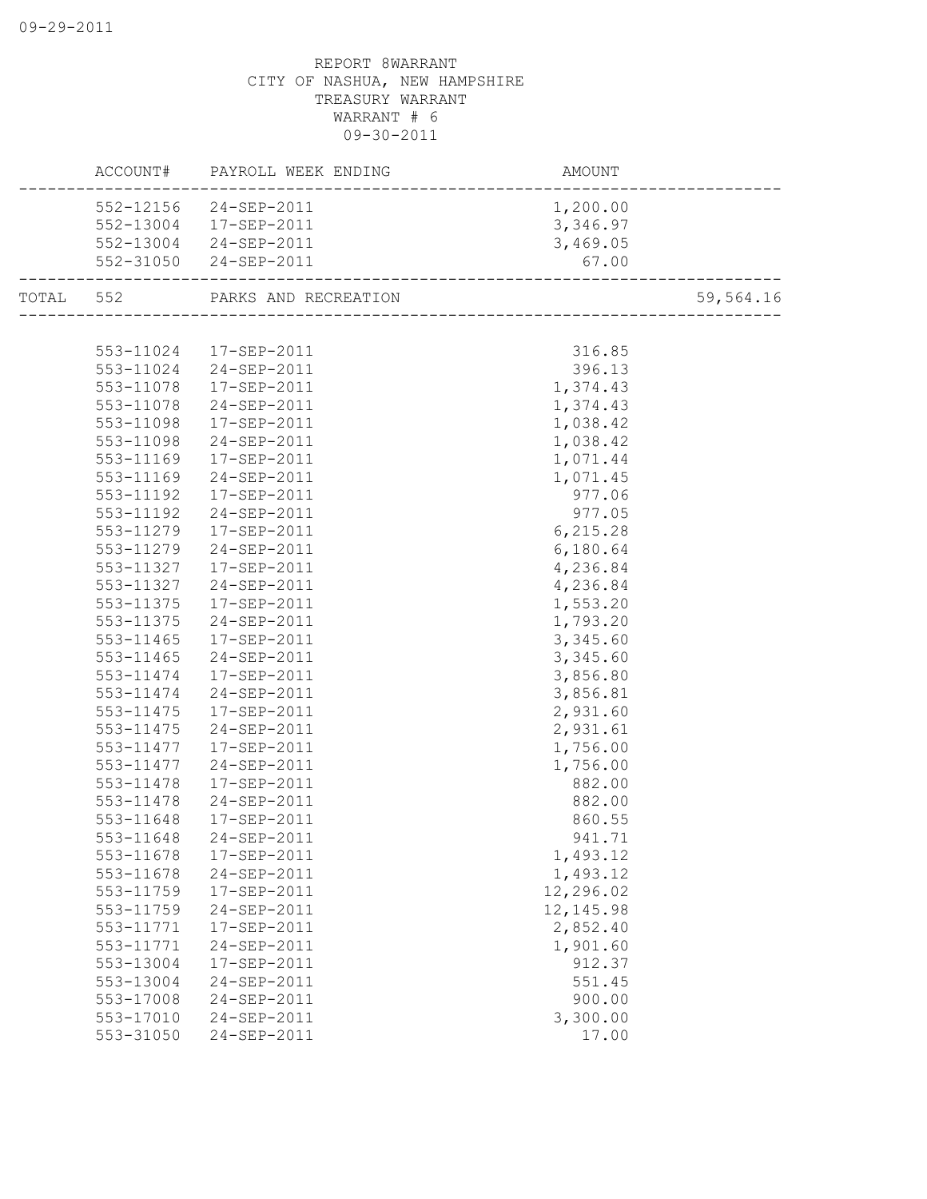REPORT 8WARRANT
CITY OF NASHUA, NEW HAMPSHIRE
TREASURY WARRANT
WARRANT # 6
09-30-2011

| | ACCOUNT# | PAYROLL WEEK ENDING | AMOUNT | |
|---|---|---|---|---|
| | 552-12156 | 24-SEP-2011 | 1,200.00 | |
| | 552-13004 | 17-SEP-2011 | 3,346.97 | |
| | 552-13004 | 24-SEP-2011 | 3,469.05 | |
| | 552-31050 | 24-SEP-2011 | 67.00 | |
| TOTAL | 552 | PARKS AND RECREATION | | 59,564.16 |
| | 553-11024 | 17-SEP-2011 | 316.85 | |
| | 553-11024 | 24-SEP-2011 | 396.13 | |
| | 553-11078 | 17-SEP-2011 | 1,374.43 | |
| | 553-11078 | 24-SEP-2011 | 1,374.43 | |
| | 553-11098 | 17-SEP-2011 | 1,038.42 | |
| | 553-11098 | 24-SEP-2011 | 1,038.42 | |
| | 553-11169 | 17-SEP-2011 | 1,071.44 | |
| | 553-11169 | 24-SEP-2011 | 1,071.45 | |
| | 553-11192 | 17-SEP-2011 | 977.06 | |
| | 553-11192 | 24-SEP-2011 | 977.05 | |
| | 553-11279 | 17-SEP-2011 | 6,215.28 | |
| | 553-11279 | 24-SEP-2011 | 6,180.64 | |
| | 553-11327 | 17-SEP-2011 | 4,236.84 | |
| | 553-11327 | 24-SEP-2011 | 4,236.84 | |
| | 553-11375 | 17-SEP-2011 | 1,553.20 | |
| | 553-11375 | 24-SEP-2011 | 1,793.20 | |
| | 553-11465 | 17-SEP-2011 | 3,345.60 | |
| | 553-11465 | 24-SEP-2011 | 3,345.60 | |
| | 553-11474 | 17-SEP-2011 | 3,856.80 | |
| | 553-11474 | 24-SEP-2011 | 3,856.81 | |
| | 553-11475 | 17-SEP-2011 | 2,931.60 | |
| | 553-11475 | 24-SEP-2011 | 2,931.61 | |
| | 553-11477 | 17-SEP-2011 | 1,756.00 | |
| | 553-11477 | 24-SEP-2011 | 1,756.00 | |
| | 553-11478 | 17-SEP-2011 | 882.00 | |
| | 553-11478 | 24-SEP-2011 | 882.00 | |
| | 553-11648 | 17-SEP-2011 | 860.55 | |
| | 553-11648 | 24-SEP-2011 | 941.71 | |
| | 553-11678 | 17-SEP-2011 | 1,493.12 | |
| | 553-11678 | 24-SEP-2011 | 1,493.12 | |
| | 553-11759 | 17-SEP-2011 | 12,296.02 | |
| | 553-11759 | 24-SEP-2011 | 12,145.98 | |
| | 553-11771 | 17-SEP-2011 | 2,852.40 | |
| | 553-11771 | 24-SEP-2011 | 1,901.60 | |
| | 553-13004 | 17-SEP-2011 | 912.37 | |
| | 553-13004 | 24-SEP-2011 | 551.45 | |
| | 553-17008 | 24-SEP-2011 | 900.00 | |
| | 553-17010 | 24-SEP-2011 | 3,300.00 | |
| | 553-31050 | 24-SEP-2011 | 17.00 | |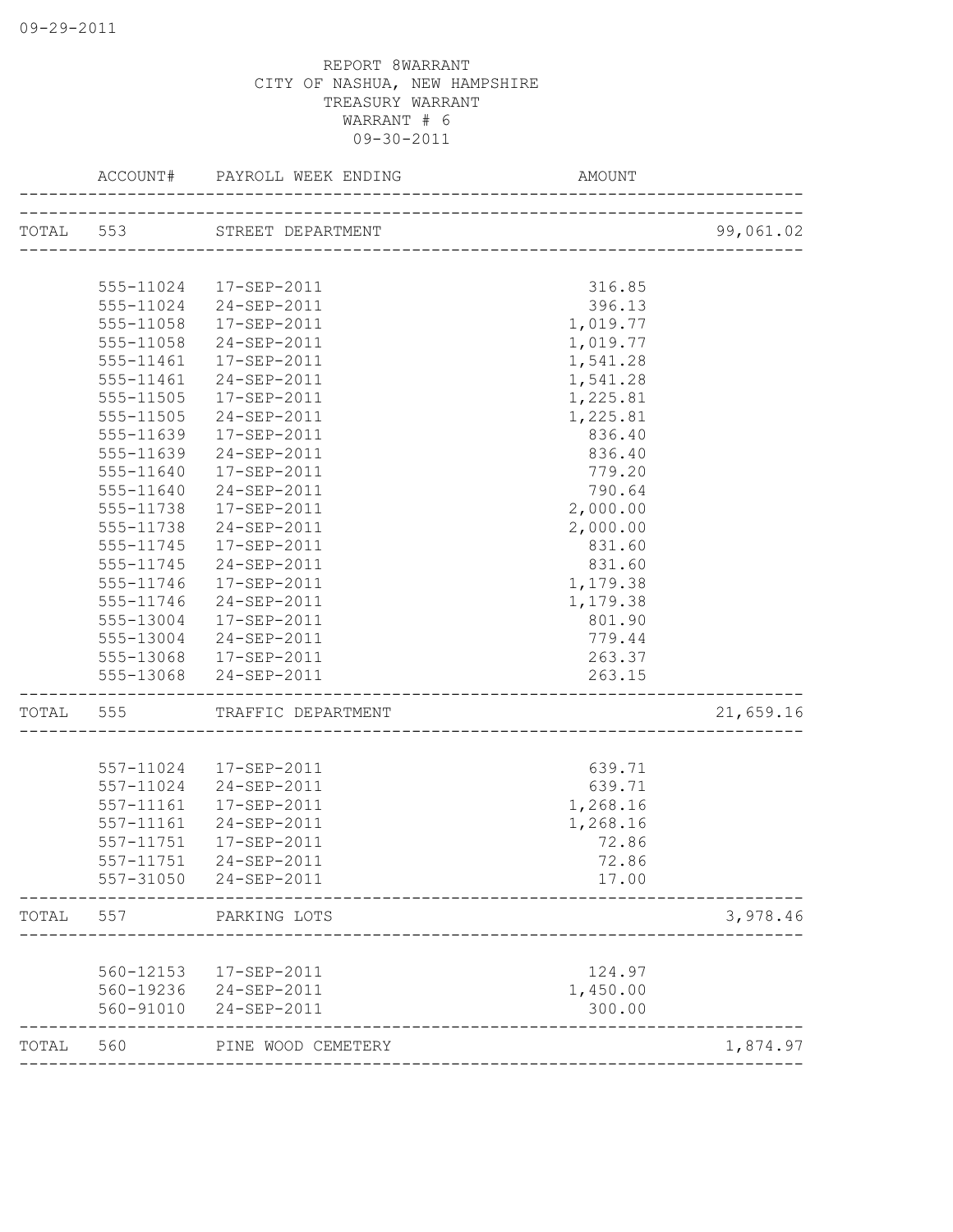REPORT 8WARRANT
CITY OF NASHUA, NEW HAMPSHIRE
TREASURY WARRANT
WARRANT # 6
09-30-2011

| | ACCOUNT# | PAYROLL WEEK ENDING | AMOUNT | |
|---|---|---|---|---|
| TOTAL | 553 | STREET DEPARTMENT | | 99,061.02 |
| | 555-11024 | 17-SEP-2011 | 316.85 | |
| | 555-11024 | 24-SEP-2011 | 396.13 | |
| | 555-11058 | 17-SEP-2011 | 1,019.77 | |
| | 555-11058 | 24-SEP-2011 | 1,019.77 | |
| | 555-11461 | 17-SEP-2011 | 1,541.28 | |
| | 555-11461 | 24-SEP-2011 | 1,541.28 | |
| | 555-11505 | 17-SEP-2011 | 1,225.81 | |
| | 555-11505 | 24-SEP-2011 | 1,225.81 | |
| | 555-11639 | 17-SEP-2011 | 836.40 | |
| | 555-11639 | 24-SEP-2011 | 836.40 | |
| | 555-11640 | 17-SEP-2011 | 779.20 | |
| | 555-11640 | 24-SEP-2011 | 790.64 | |
| | 555-11738 | 17-SEP-2011 | 2,000.00 | |
| | 555-11738 | 24-SEP-2011 | 2,000.00 | |
| | 555-11745 | 17-SEP-2011 | 831.60 | |
| | 555-11745 | 24-SEP-2011 | 831.60 | |
| | 555-11746 | 17-SEP-2011 | 1,179.38 | |
| | 555-11746 | 24-SEP-2011 | 1,179.38 | |
| | 555-13004 | 17-SEP-2011 | 801.90 | |
| | 555-13004 | 24-SEP-2011 | 779.44 | |
| | 555-13068 | 17-SEP-2011 | 263.37 | |
| | 555-13068 | 24-SEP-2011 | 263.15 | |
| TOTAL | 555 | TRAFFIC DEPARTMENT | | 21,659.16 |
| | 557-11024 | 17-SEP-2011 | 639.71 | |
| | 557-11024 | 24-SEP-2011 | 639.71 | |
| | 557-11161 | 17-SEP-2011 | 1,268.16 | |
| | 557-11161 | 24-SEP-2011 | 1,268.16 | |
| | 557-11751 | 17-SEP-2011 | 72.86 | |
| | 557-11751 | 24-SEP-2011 | 72.86 | |
| | 557-31050 | 24-SEP-2011 | 17.00 | |
| TOTAL | 557 | PARKING LOTS | | 3,978.46 |
| | 560-12153 | 17-SEP-2011 | 124.97 | |
| | 560-19236 | 24-SEP-2011 | 1,450.00 | |
| | 560-91010 | 24-SEP-2011 | 300.00 | |
| TOTAL | 560 | PINE WOOD CEMETERY | | 1,874.97 |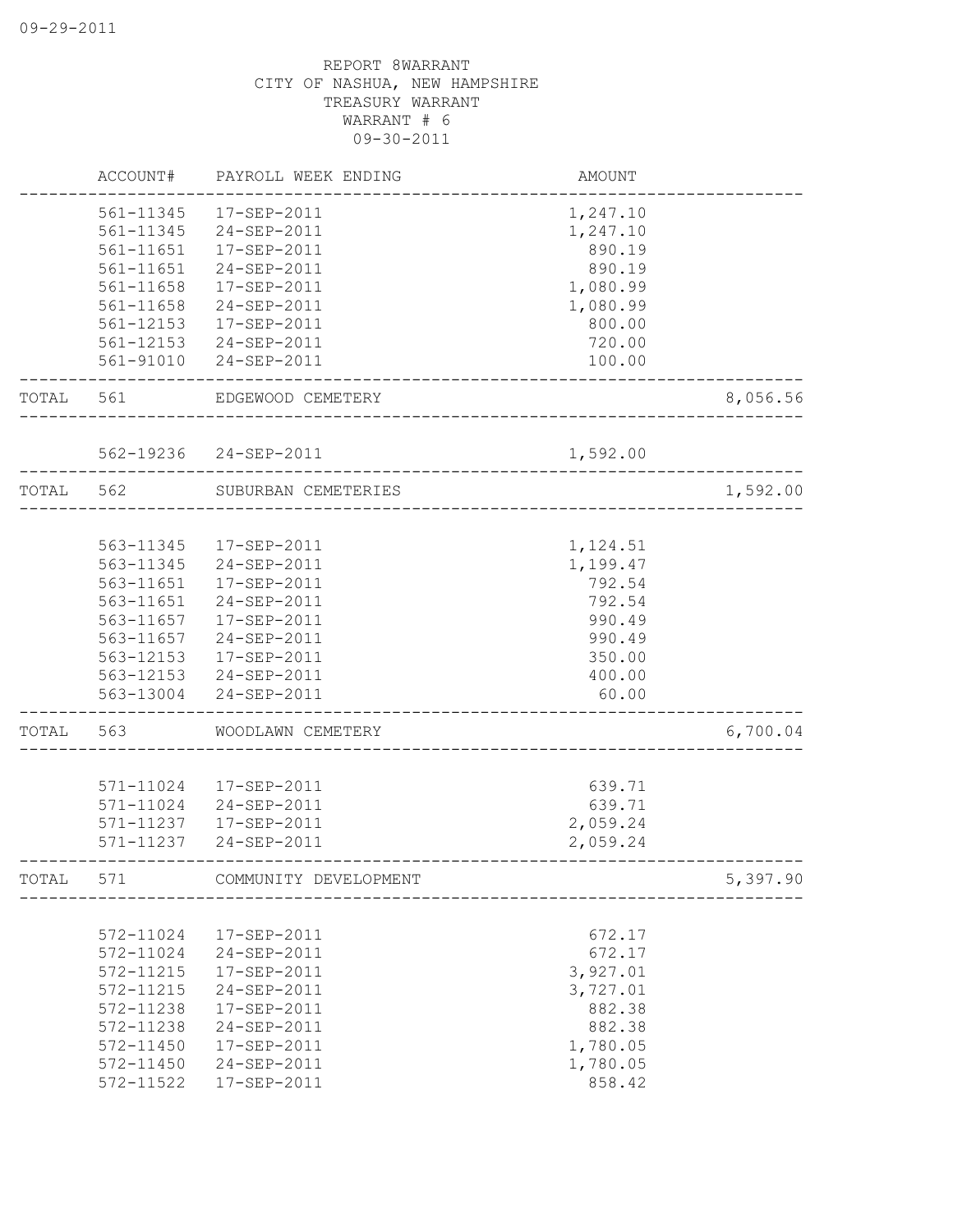09-29-2011

REPORT 8WARRANT
CITY OF NASHUA, NEW HAMPSHIRE
TREASURY WARRANT
WARRANT # 6
09-30-2011

| | ACCOUNT# | PAYROLL WEEK ENDING | AMOUNT | |
|---|---|---|---|---|
| | 561-11345 | 17-SEP-2011 | 1,247.10 | |
| | 561-11345 | 24-SEP-2011 | 1,247.10 | |
| | 561-11651 | 17-SEP-2011 | 890.19 | |
| | 561-11651 | 24-SEP-2011 | 890.19 | |
| | 561-11658 | 17-SEP-2011 | 1,080.99 | |
| | 561-11658 | 24-SEP-2011 | 1,080.99 | |
| | 561-12153 | 17-SEP-2011 | 800.00 | |
| | 561-12153 | 24-SEP-2011 | 720.00 | |
| | 561-91010 | 24-SEP-2011 | 100.00 | |
| TOTAL | 561 | EDGEWOOD CEMETERY | | 8,056.56 |
| | 562-19236 | 24-SEP-2011 | 1,592.00 | |
| TOTAL | 562 | SUBURBAN CEMETERIES | | 1,592.00 |
| | 563-11345 | 17-SEP-2011 | 1,124.51 | |
| | 563-11345 | 24-SEP-2011 | 1,199.47 | |
| | 563-11651 | 17-SEP-2011 | 792.54 | |
| | 563-11651 | 24-SEP-2011 | 792.54 | |
| | 563-11657 | 17-SEP-2011 | 990.49 | |
| | 563-11657 | 24-SEP-2011 | 990.49 | |
| | 563-12153 | 17-SEP-2011 | 350.00 | |
| | 563-12153 | 24-SEP-2011 | 400.00 | |
| | 563-13004 | 24-SEP-2011 | 60.00 | |
| TOTAL | 563 | WOODLAWN CEMETERY | | 6,700.04 |
| | 571-11024 | 17-SEP-2011 | 639.71 | |
| | 571-11024 | 24-SEP-2011 | 639.71 | |
| | 571-11237 | 17-SEP-2011 | 2,059.24 | |
| | 571-11237 | 24-SEP-2011 | 2,059.24 | |
| TOTAL | 571 | COMMUNITY DEVELOPMENT | | 5,397.90 |
| | 572-11024 | 17-SEP-2011 | 672.17 | |
| | 572-11024 | 24-SEP-2011 | 672.17 | |
| | 572-11215 | 17-SEP-2011 | 3,927.01 | |
| | 572-11215 | 24-SEP-2011 | 3,727.01 | |
| | 572-11238 | 17-SEP-2011 | 882.38 | |
| | 572-11238 | 24-SEP-2011 | 882.38 | |
| | 572-11450 | 17-SEP-2011 | 1,780.05 | |
| | 572-11450 | 24-SEP-2011 | 1,780.05 | |
| | 572-11522 | 17-SEP-2011 | 858.42 | |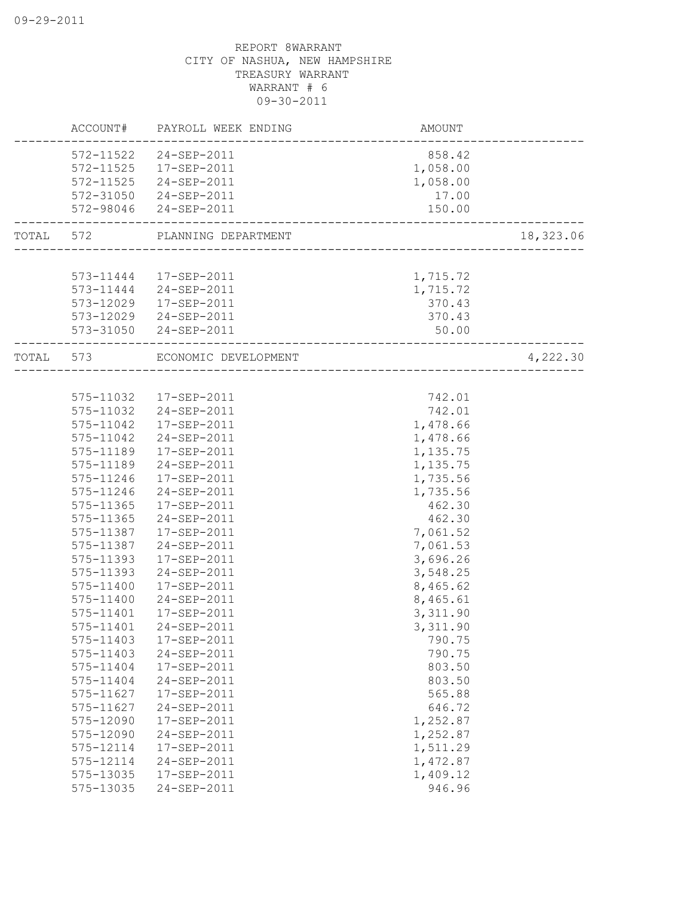REPORT 8WARRANT
CITY OF NASHUA, NEW HAMPSHIRE
TREASURY WARRANT
WARRANT # 6
09-30-2011

| | ACCOUNT# | PAYROLL WEEK ENDING | AMOUNT | |
|---|---|---|---|---|
| | 572-11522 | 24-SEP-2011 | 858.42 | |
| | 572-11525 | 17-SEP-2011 | 1,058.00 | |
| | 572-11525 | 24-SEP-2011 | 1,058.00 | |
| | 572-31050 | 24-SEP-2011 | 17.00 | |
| | 572-98046 | 24-SEP-2011 | 150.00 | |
| TOTAL | 572 | PLANNING DEPARTMENT | | 18,323.06 |
| | 573-11444 | 17-SEP-2011 | 1,715.72 | |
| | 573-11444 | 24-SEP-2011 | 1,715.72 | |
| | 573-12029 | 17-SEP-2011 | 370.43 | |
| | 573-12029 | 24-SEP-2011 | 370.43 | |
| | 573-31050 | 24-SEP-2011 | 50.00 | |
| TOTAL | 573 | ECONOMIC DEVELOPMENT | | 4,222.30 |
| | 575-11032 | 17-SEP-2011 | 742.01 | |
| | 575-11032 | 24-SEP-2011 | 742.01 | |
| | 575-11042 | 17-SEP-2011 | 1,478.66 | |
| | 575-11042 | 24-SEP-2011 | 1,478.66 | |
| | 575-11189 | 17-SEP-2011 | 1,135.75 | |
| | 575-11189 | 24-SEP-2011 | 1,135.75 | |
| | 575-11246 | 17-SEP-2011 | 1,735.56 | |
| | 575-11246 | 24-SEP-2011 | 1,735.56 | |
| | 575-11365 | 17-SEP-2011 | 462.30 | |
| | 575-11365 | 24-SEP-2011 | 462.30 | |
| | 575-11387 | 17-SEP-2011 | 7,061.52 | |
| | 575-11387 | 24-SEP-2011 | 7,061.53 | |
| | 575-11393 | 17-SEP-2011 | 3,696.26 | |
| | 575-11393 | 24-SEP-2011 | 3,548.25 | |
| | 575-11400 | 17-SEP-2011 | 8,465.62 | |
| | 575-11400 | 24-SEP-2011 | 8,465.61 | |
| | 575-11401 | 17-SEP-2011 | 3,311.90 | |
| | 575-11401 | 24-SEP-2011 | 3,311.90 | |
| | 575-11403 | 17-SEP-2011 | 790.75 | |
| | 575-11403 | 24-SEP-2011 | 790.75 | |
| | 575-11404 | 17-SEP-2011 | 803.50 | |
| | 575-11404 | 24-SEP-2011 | 803.50 | |
| | 575-11627 | 17-SEP-2011 | 565.88 | |
| | 575-11627 | 24-SEP-2011 | 646.72 | |
| | 575-12090 | 17-SEP-2011 | 1,252.87 | |
| | 575-12090 | 24-SEP-2011 | 1,252.87 | |
| | 575-12114 | 17-SEP-2011 | 1,511.29 | |
| | 575-12114 | 24-SEP-2011 | 1,472.87 | |
| | 575-13035 | 17-SEP-2011 | 1,409.12 | |
| | 575-13035 | 24-SEP-2011 | 946.96 | |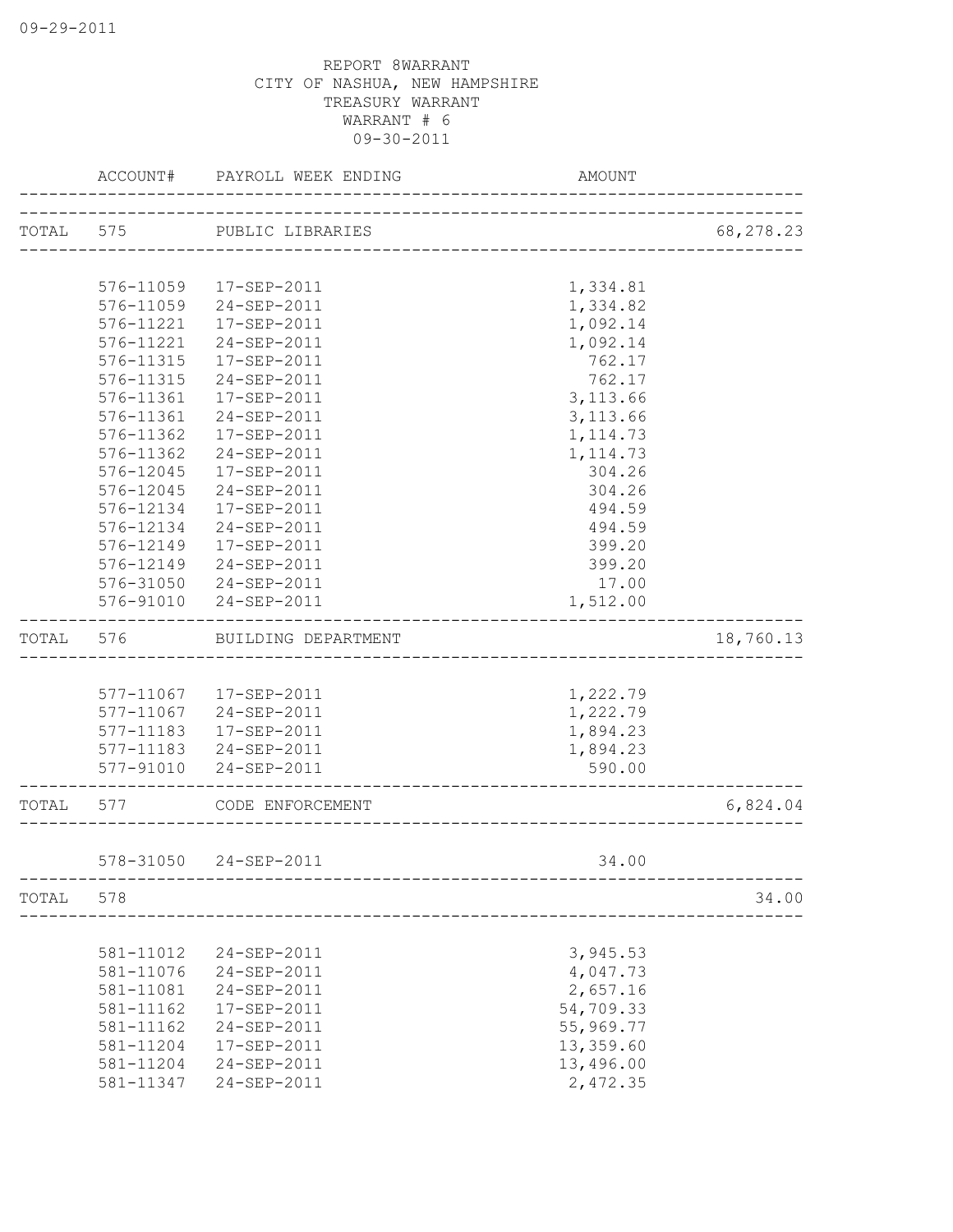REPORT 8WARRANT
CITY OF NASHUA, NEW HAMPSHIRE
TREASURY WARRANT
WARRANT # 6
09-30-2011

| | ACCOUNT# | PAYROLL WEEK ENDING | AMOUNT | |
|---|---|---|---|---|
| TOTAL | 575 | PUBLIC LIBRARIES | | 68,278.23 |
| | 576-11059 | 17-SEP-2011 | 1,334.81 | |
| | 576-11059 | 24-SEP-2011 | 1,334.82 | |
| | 576-11221 | 17-SEP-2011 | 1,092.14 | |
| | 576-11221 | 24-SEP-2011 | 1,092.14 | |
| | 576-11315 | 17-SEP-2011 | 762.17 | |
| | 576-11315 | 24-SEP-2011 | 762.17 | |
| | 576-11361 | 17-SEP-2011 | 3,113.66 | |
| | 576-11361 | 24-SEP-2011 | 3,113.66 | |
| | 576-11362 | 17-SEP-2011 | 1,114.73 | |
| | 576-11362 | 24-SEP-2011 | 1,114.73 | |
| | 576-12045 | 17-SEP-2011 | 304.26 | |
| | 576-12045 | 24-SEP-2011 | 304.26 | |
| | 576-12134 | 17-SEP-2011 | 494.59 | |
| | 576-12134 | 24-SEP-2011 | 494.59 | |
| | 576-12149 | 17-SEP-2011 | 399.20 | |
| | 576-12149 | 24-SEP-2011 | 399.20 | |
| | 576-31050 | 24-SEP-2011 | 17.00 | |
| | 576-91010 | 24-SEP-2011 | 1,512.00 | |
| TOTAL | 576 | BUILDING DEPARTMENT | | 18,760.13 |
| | 577-11067 | 17-SEP-2011 | 1,222.79 | |
| | 577-11067 | 24-SEP-2011 | 1,222.79 | |
| | 577-11183 | 17-SEP-2011 | 1,894.23 | |
| | 577-11183 | 24-SEP-2011 | 1,894.23 | |
| | 577-91010 | 24-SEP-2011 | 590.00 | |
| TOTAL | 577 | CODE ENFORCEMENT | | 6,824.04 |
| | 578-31050 | 24-SEP-2011 | 34.00 | |
| TOTAL | 578 | | | 34.00 |
| | 581-11012 | 24-SEP-2011 | 3,945.53 | |
| | 581-11076 | 24-SEP-2011 | 4,047.73 | |
| | 581-11081 | 24-SEP-2011 | 2,657.16 | |
| | 581-11162 | 17-SEP-2011 | 54,709.33 | |
| | 581-11162 | 24-SEP-2011 | 55,969.77 | |
| | 581-11204 | 17-SEP-2011 | 13,359.60 | |
| | 581-11204 | 24-SEP-2011 | 13,496.00 | |
| | 581-11347 | 24-SEP-2011 | 2,472.35 | |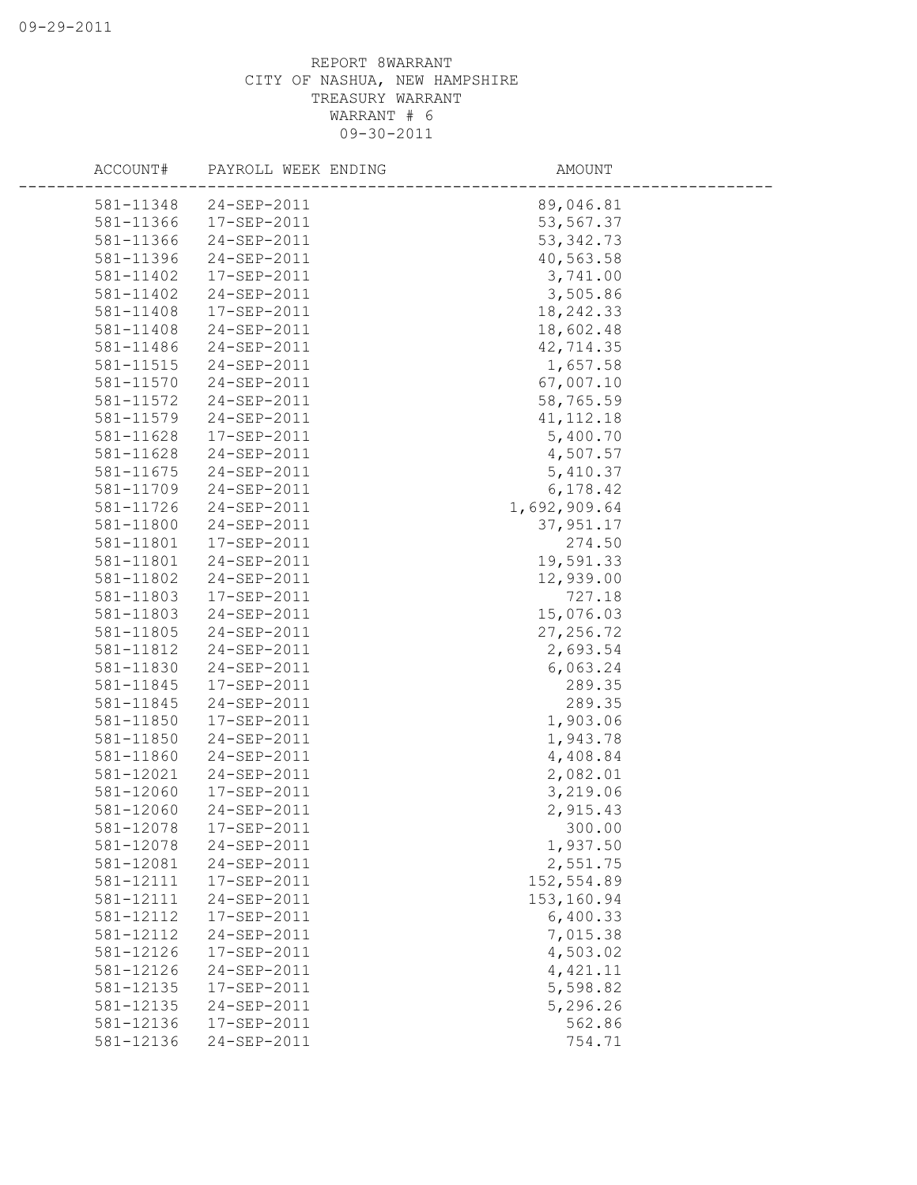REPORT 8WARRANT
CITY OF NASHUA, NEW HAMPSHIRE
TREASURY WARRANT
WARRANT # 6
09-30-2011

| ACCOUNT# | PAYROLL WEEK ENDING | AMOUNT |
|---|---|---|
| 581-11348 | 24-SEP-2011 | 89,046.81 |
| 581-11366 | 17-SEP-2011 | 53,567.37 |
| 581-11366 | 24-SEP-2011 | 53,342.73 |
| 581-11396 | 24-SEP-2011 | 40,563.58 |
| 581-11402 | 17-SEP-2011 | 3,741.00 |
| 581-11402 | 24-SEP-2011 | 3,505.86 |
| 581-11408 | 17-SEP-2011 | 18,242.33 |
| 581-11408 | 24-SEP-2011 | 18,602.48 |
| 581-11486 | 24-SEP-2011 | 42,714.35 |
| 581-11515 | 24-SEP-2011 | 1,657.58 |
| 581-11570 | 24-SEP-2011 | 67,007.10 |
| 581-11572 | 24-SEP-2011 | 58,765.59 |
| 581-11579 | 24-SEP-2011 | 41,112.18 |
| 581-11628 | 17-SEP-2011 | 5,400.70 |
| 581-11628 | 24-SEP-2011 | 4,507.57 |
| 581-11675 | 24-SEP-2011 | 5,410.37 |
| 581-11709 | 24-SEP-2011 | 6,178.42 |
| 581-11726 | 24-SEP-2011 | 1,692,909.64 |
| 581-11800 | 24-SEP-2011 | 37,951.17 |
| 581-11801 | 17-SEP-2011 | 274.50 |
| 581-11801 | 24-SEP-2011 | 19,591.33 |
| 581-11802 | 24-SEP-2011 | 12,939.00 |
| 581-11803 | 17-SEP-2011 | 727.18 |
| 581-11803 | 24-SEP-2011 | 15,076.03 |
| 581-11805 | 24-SEP-2011 | 27,256.72 |
| 581-11812 | 24-SEP-2011 | 2,693.54 |
| 581-11830 | 24-SEP-2011 | 6,063.24 |
| 581-11845 | 17-SEP-2011 | 289.35 |
| 581-11845 | 24-SEP-2011 | 289.35 |
| 581-11850 | 17-SEP-2011 | 1,903.06 |
| 581-11850 | 24-SEP-2011 | 1,943.78 |
| 581-11860 | 24-SEP-2011 | 4,408.84 |
| 581-12021 | 24-SEP-2011 | 2,082.01 |
| 581-12060 | 17-SEP-2011 | 3,219.06 |
| 581-12060 | 24-SEP-2011 | 2,915.43 |
| 581-12078 | 17-SEP-2011 | 300.00 |
| 581-12078 | 24-SEP-2011 | 1,937.50 |
| 581-12081 | 24-SEP-2011 | 2,551.75 |
| 581-12111 | 17-SEP-2011 | 152,554.89 |
| 581-12111 | 24-SEP-2011 | 153,160.94 |
| 581-12112 | 17-SEP-2011 | 6,400.33 |
| 581-12112 | 24-SEP-2011 | 7,015.38 |
| 581-12126 | 17-SEP-2011 | 4,503.02 |
| 581-12126 | 24-SEP-2011 | 4,421.11 |
| 581-12135 | 17-SEP-2011 | 5,598.82 |
| 581-12135 | 24-SEP-2011 | 5,296.26 |
| 581-12136 | 17-SEP-2011 | 562.86 |
| 581-12136 | 24-SEP-2011 | 754.71 |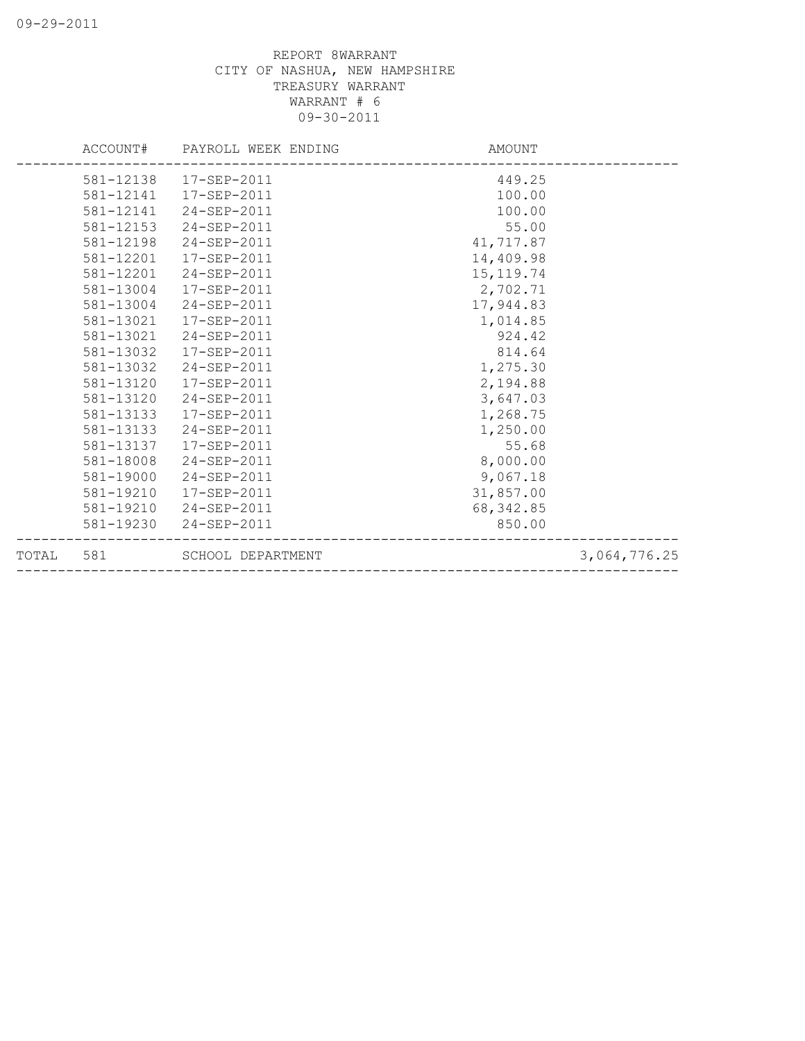REPORT 8WARRANT
CITY OF NASHUA, NEW HAMPSHIRE
TREASURY WARRANT
WARRANT # 6
09-30-2011

| | ACCOUNT# | PAYROLL WEEK ENDING | AMOUNT | |
|---|---|---|---|---|
| | 581-12138 | 17-SEP-2011 | 449.25 | |
| | 581-12141 | 17-SEP-2011 | 100.00 | |
| | 581-12141 | 24-SEP-2011 | 100.00 | |
| | 581-12153 | 24-SEP-2011 | 55.00 | |
| | 581-12198 | 24-SEP-2011 | 41,717.87 | |
| | 581-12201 | 17-SEP-2011 | 14,409.98 | |
| | 581-12201 | 24-SEP-2011 | 15,119.74 | |
| | 581-13004 | 17-SEP-2011 | 2,702.71 | |
| | 581-13004 | 24-SEP-2011 | 17,944.83 | |
| | 581-13021 | 17-SEP-2011 | 1,014.85 | |
| | 581-13021 | 24-SEP-2011 | 924.42 | |
| | 581-13032 | 17-SEP-2011 | 814.64 | |
| | 581-13032 | 24-SEP-2011 | 1,275.30 | |
| | 581-13120 | 17-SEP-2011 | 2,194.88 | |
| | 581-13120 | 24-SEP-2011 | 3,647.03 | |
| | 581-13133 | 17-SEP-2011 | 1,268.75 | |
| | 581-13133 | 24-SEP-2011 | 1,250.00 | |
| | 581-13137 | 17-SEP-2011 | 55.68 | |
| | 581-18008 | 24-SEP-2011 | 8,000.00 | |
| | 581-19000 | 24-SEP-2011 | 9,067.18 | |
| | 581-19210 | 17-SEP-2011 | 31,857.00 | |
| | 581-19210 | 24-SEP-2011 | 68,342.85 | |
| | 581-19230 | 24-SEP-2011 | 850.00 | |
| TOTAL | 581 | SCHOOL DEPARTMENT | | 3,064,776.25 |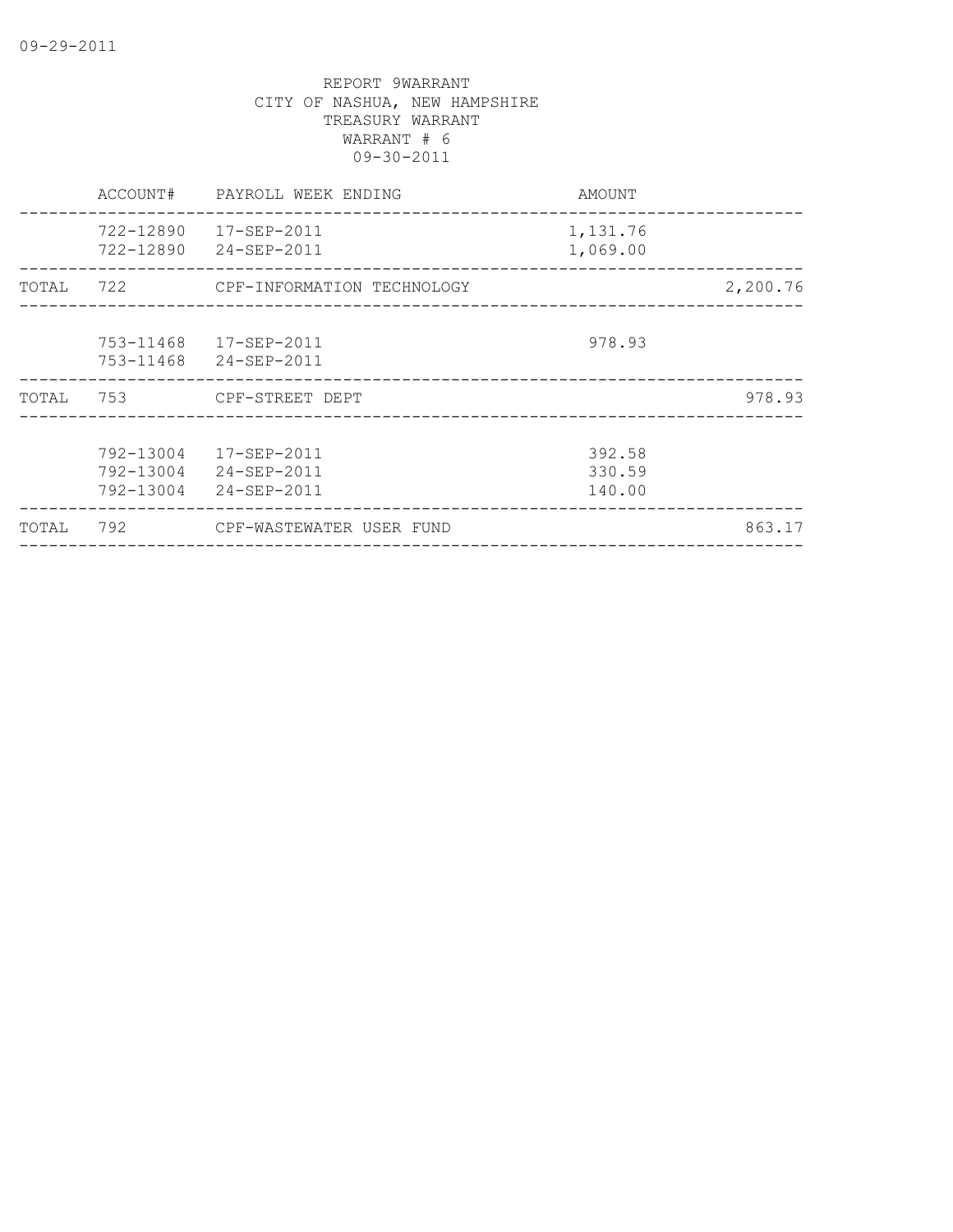REPORT 9WARRANT
CITY OF NASHUA, NEW HAMPSHIRE
TREASURY WARRANT
WARRANT # 6
09-30-2011

| | ACCOUNT# | PAYROLL WEEK ENDING | AMOUNT | |
|---|---|---|---|---|
| | 722-12890 | 17-SEP-2011 | 1,131.76 | |
| | 722-12890 | 24-SEP-2011 | 1,069.00 | |
| TOTAL | 722 | CPF-INFORMATION TECHNOLOGY | | 2,200.76 |
| | 753-11468 | 17-SEP-2011 | 978.93 | |
| | 753-11468 | 24-SEP-2011 | | |
| TOTAL | 753 | CPF-STREET DEPT | | 978.93 |
| | 792-13004 | 17-SEP-2011 | 392.58 | |
| | 792-13004 | 24-SEP-2011 | 330.59 | |
| | 792-13004 | 24-SEP-2011 | 140.00 | |
| TOTAL | 792 | CPF-WASTEWATER USER FUND | | 863.17 |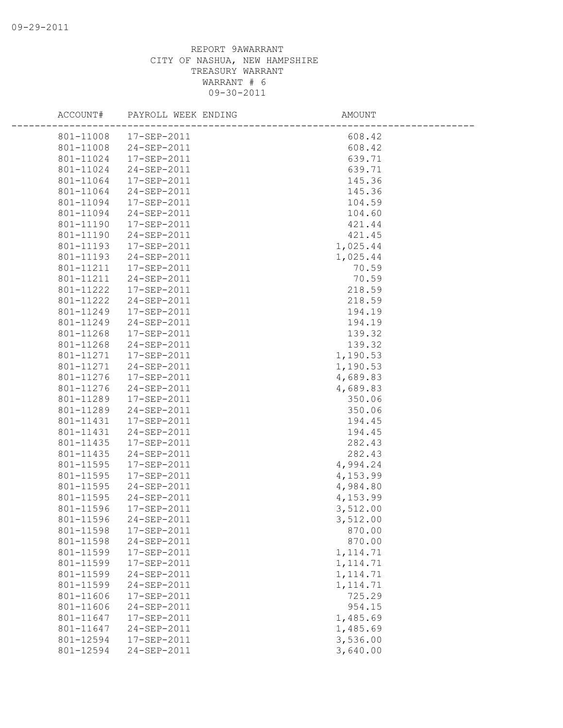REPORT 9AWARRANT
CITY OF NASHUA, NEW HAMPSHIRE
TREASURY WARRANT
WARRANT # 6
09-30-2011

| ACCOUNT# | PAYROLL WEEK ENDING | AMOUNT |
|---|---|---|
| 801-11008 | 17-SEP-2011 | 608.42 |
| 801-11008 | 24-SEP-2011 | 608.42 |
| 801-11024 | 17-SEP-2011 | 639.71 |
| 801-11024 | 24-SEP-2011 | 639.71 |
| 801-11064 | 17-SEP-2011 | 145.36 |
| 801-11064 | 24-SEP-2011 | 145.36 |
| 801-11094 | 17-SEP-2011 | 104.59 |
| 801-11094 | 24-SEP-2011 | 104.60 |
| 801-11190 | 17-SEP-2011 | 421.44 |
| 801-11190 | 24-SEP-2011 | 421.45 |
| 801-11193 | 17-SEP-2011 | 1,025.44 |
| 801-11193 | 24-SEP-2011 | 1,025.44 |
| 801-11211 | 17-SEP-2011 | 70.59 |
| 801-11211 | 24-SEP-2011 | 70.59 |
| 801-11222 | 17-SEP-2011 | 218.59 |
| 801-11222 | 24-SEP-2011 | 218.59 |
| 801-11249 | 17-SEP-2011 | 194.19 |
| 801-11249 | 24-SEP-2011 | 194.19 |
| 801-11268 | 17-SEP-2011 | 139.32 |
| 801-11268 | 24-SEP-2011 | 139.32 |
| 801-11271 | 17-SEP-2011 | 1,190.53 |
| 801-11271 | 24-SEP-2011 | 1,190.53 |
| 801-11276 | 17-SEP-2011 | 4,689.83 |
| 801-11276 | 24-SEP-2011 | 4,689.83 |
| 801-11289 | 17-SEP-2011 | 350.06 |
| 801-11289 | 24-SEP-2011 | 350.06 |
| 801-11431 | 17-SEP-2011 | 194.45 |
| 801-11431 | 24-SEP-2011 | 194.45 |
| 801-11435 | 17-SEP-2011 | 282.43 |
| 801-11435 | 24-SEP-2011 | 282.43 |
| 801-11595 | 17-SEP-2011 | 4,994.24 |
| 801-11595 | 17-SEP-2011 | 4,153.99 |
| 801-11595 | 24-SEP-2011 | 4,984.80 |
| 801-11595 | 24-SEP-2011 | 4,153.99 |
| 801-11596 | 17-SEP-2011 | 3,512.00 |
| 801-11596 | 24-SEP-2011 | 3,512.00 |
| 801-11598 | 17-SEP-2011 | 870.00 |
| 801-11598 | 24-SEP-2011 | 870.00 |
| 801-11599 | 17-SEP-2011 | 1,114.71 |
| 801-11599 | 17-SEP-2011 | 1,114.71 |
| 801-11599 | 24-SEP-2011 | 1,114.71 |
| 801-11599 | 24-SEP-2011 | 1,114.71 |
| 801-11606 | 17-SEP-2011 | 725.29 |
| 801-11606 | 24-SEP-2011 | 954.15 |
| 801-11647 | 17-SEP-2011 | 1,485.69 |
| 801-11647 | 24-SEP-2011 | 1,485.69 |
| 801-12594 | 17-SEP-2011 | 3,536.00 |
| 801-12594 | 24-SEP-2011 | 3,640.00 |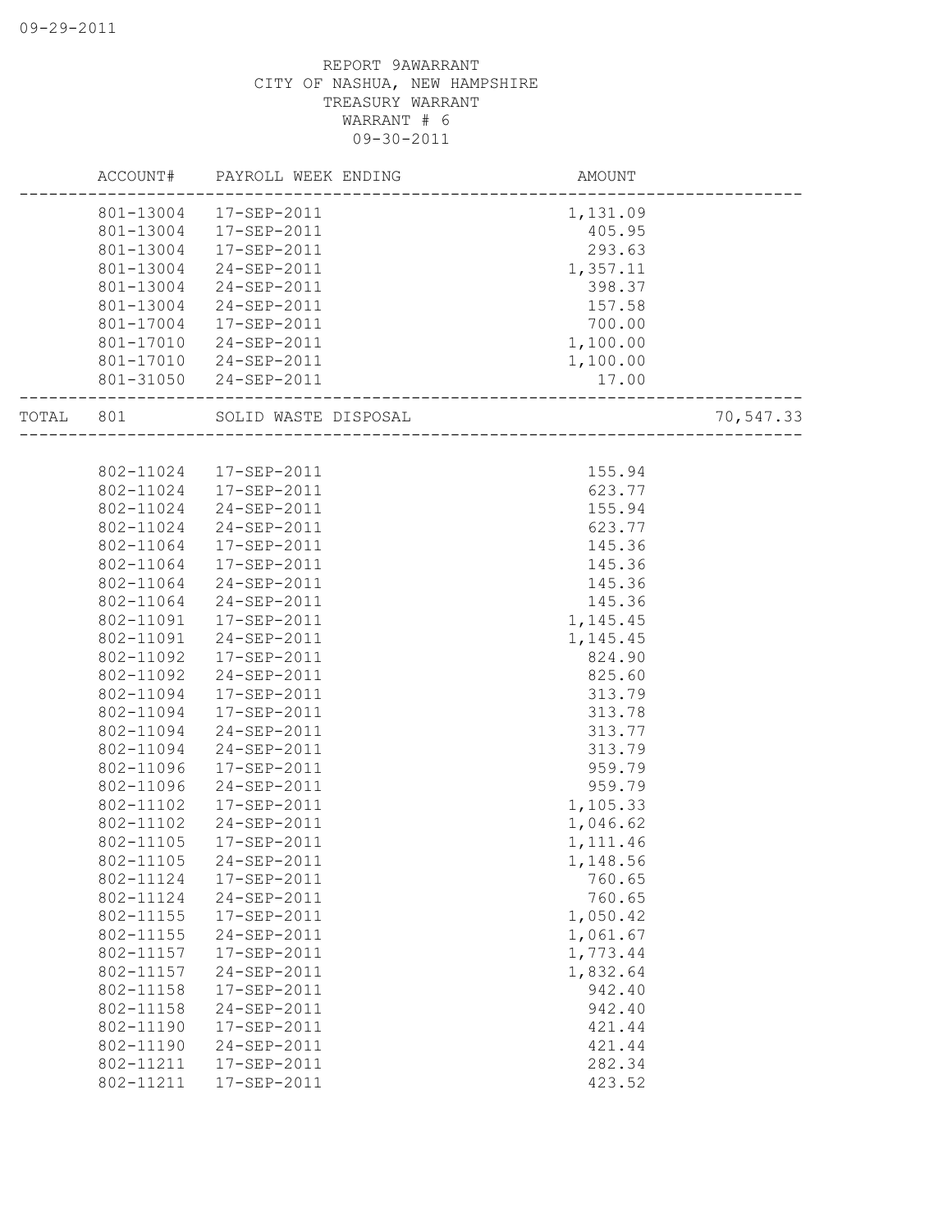REPORT 9AWARRANT
CITY OF NASHUA, NEW HAMPSHIRE
TREASURY WARRANT
WARRANT # 6
09-30-2011

| | ACCOUNT# | PAYROLL WEEK ENDING | AMOUNT | |
|---|---|---|---|---|
| | 801-13004 | 17-SEP-2011 | 1,131.09 | |
| | 801-13004 | 17-SEP-2011 | 405.95 | |
| | 801-13004 | 17-SEP-2011 | 293.63 | |
| | 801-13004 | 24-SEP-2011 | 1,357.11 | |
| | 801-13004 | 24-SEP-2011 | 398.37 | |
| | 801-13004 | 24-SEP-2011 | 157.58 | |
| | 801-17004 | 17-SEP-2011 | 700.00 | |
| | 801-17010 | 24-SEP-2011 | 1,100.00 | |
| | 801-17010 | 24-SEP-2011 | 1,100.00 | |
| | 801-31050 | 24-SEP-2011 | 17.00 | |
| TOTAL | 801 | SOLID WASTE DISPOSAL | | 70,547.33 |
| | 802-11024 | 17-SEP-2011 | 155.94 | |
| | 802-11024 | 17-SEP-2011 | 623.77 | |
| | 802-11024 | 24-SEP-2011 | 155.94 | |
| | 802-11024 | 24-SEP-2011 | 623.77 | |
| | 802-11064 | 17-SEP-2011 | 145.36 | |
| | 802-11064 | 17-SEP-2011 | 145.36 | |
| | 802-11064 | 24-SEP-2011 | 145.36 | |
| | 802-11064 | 24-SEP-2011 | 145.36 | |
| | 802-11091 | 17-SEP-2011 | 1,145.45 | |
| | 802-11091 | 24-SEP-2011 | 1,145.45 | |
| | 802-11092 | 17-SEP-2011 | 824.90 | |
| | 802-11092 | 24-SEP-2011 | 825.60 | |
| | 802-11094 | 17-SEP-2011 | 313.79 | |
| | 802-11094 | 17-SEP-2011 | 313.78 | |
| | 802-11094 | 24-SEP-2011 | 313.77 | |
| | 802-11094 | 24-SEP-2011 | 313.79 | |
| | 802-11096 | 17-SEP-2011 | 959.79 | |
| | 802-11096 | 24-SEP-2011 | 959.79 | |
| | 802-11102 | 17-SEP-2011 | 1,105.33 | |
| | 802-11102 | 24-SEP-2011 | 1,046.62 | |
| | 802-11105 | 17-SEP-2011 | 1,111.46 | |
| | 802-11105 | 24-SEP-2011 | 1,148.56 | |
| | 802-11124 | 17-SEP-2011 | 760.65 | |
| | 802-11124 | 24-SEP-2011 | 760.65 | |
| | 802-11155 | 17-SEP-2011 | 1,050.42 | |
| | 802-11155 | 24-SEP-2011 | 1,061.67 | |
| | 802-11157 | 17-SEP-2011 | 1,773.44 | |
| | 802-11157 | 24-SEP-2011 | 1,832.64 | |
| | 802-11158 | 17-SEP-2011 | 942.40 | |
| | 802-11158 | 24-SEP-2011 | 942.40 | |
| | 802-11190 | 17-SEP-2011 | 421.44 | |
| | 802-11190 | 24-SEP-2011 | 421.44 | |
| | 802-11211 | 17-SEP-2011 | 282.34 | |
| | 802-11211 | 17-SEP-2011 | 423.52 | |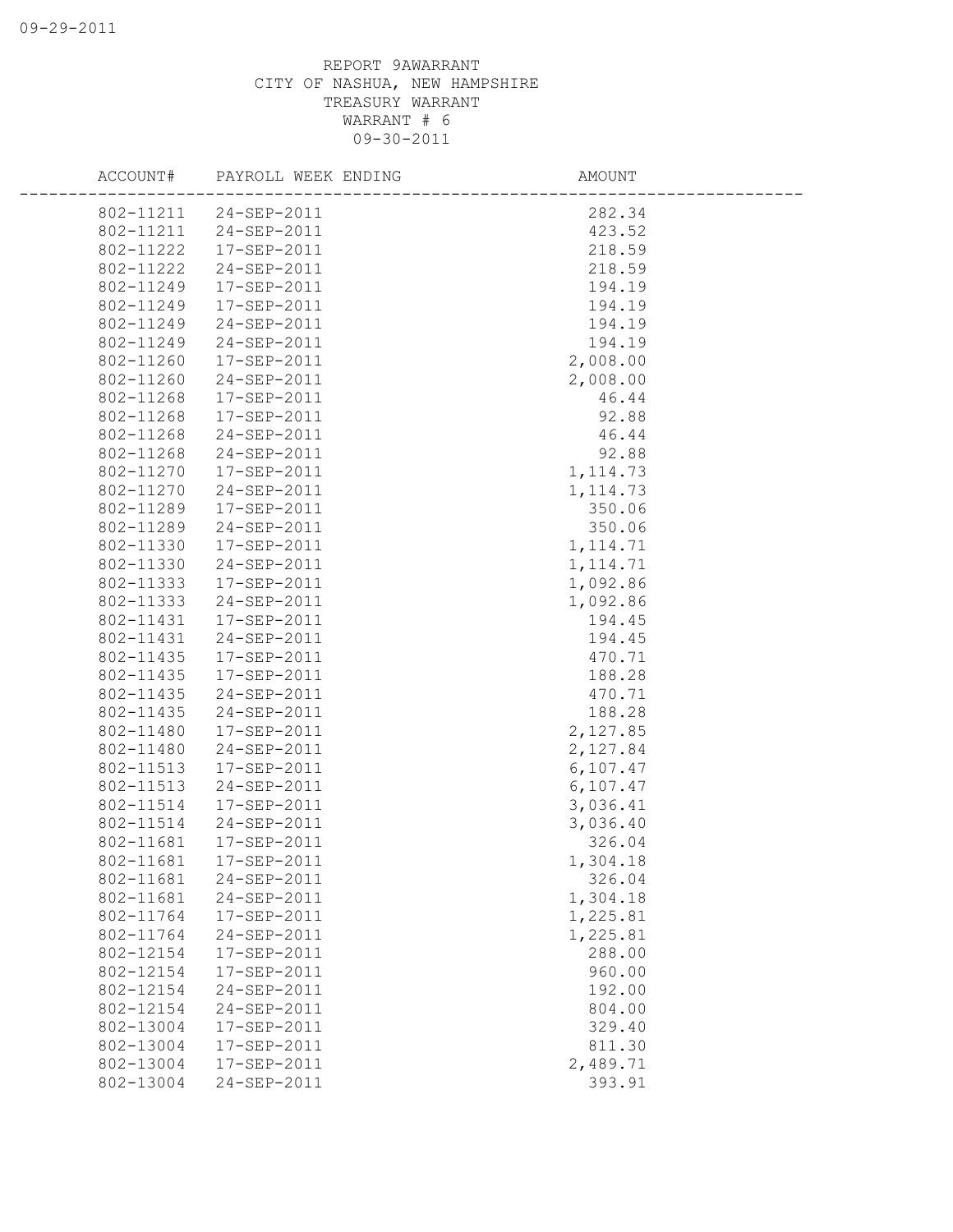REPORT 9AWARRANT
CITY OF NASHUA, NEW HAMPSHIRE
TREASURY WARRANT
WARRANT # 6
09-30-2011

| ACCOUNT# | PAYROLL WEEK ENDING | AMOUNT |
|---|---|---|
| 802-11211 | 24-SEP-2011 | 282.34 |
| 802-11211 | 24-SEP-2011 | 423.52 |
| 802-11222 | 17-SEP-2011 | 218.59 |
| 802-11222 | 24-SEP-2011 | 218.59 |
| 802-11249 | 17-SEP-2011 | 194.19 |
| 802-11249 | 17-SEP-2011 | 194.19 |
| 802-11249 | 24-SEP-2011 | 194.19 |
| 802-11249 | 24-SEP-2011 | 194.19 |
| 802-11260 | 17-SEP-2011 | 2,008.00 |
| 802-11260 | 24-SEP-2011 | 2,008.00 |
| 802-11268 | 17-SEP-2011 | 46.44 |
| 802-11268 | 17-SEP-2011 | 92.88 |
| 802-11268 | 24-SEP-2011 | 46.44 |
| 802-11268 | 24-SEP-2011 | 92.88 |
| 802-11270 | 17-SEP-2011 | 1,114.73 |
| 802-11270 | 24-SEP-2011 | 1,114.73 |
| 802-11289 | 17-SEP-2011 | 350.06 |
| 802-11289 | 24-SEP-2011 | 350.06 |
| 802-11330 | 17-SEP-2011 | 1,114.71 |
| 802-11330 | 24-SEP-2011 | 1,114.71 |
| 802-11333 | 17-SEP-2011 | 1,092.86 |
| 802-11333 | 24-SEP-2011 | 1,092.86 |
| 802-11431 | 17-SEP-2011 | 194.45 |
| 802-11431 | 24-SEP-2011 | 194.45 |
| 802-11435 | 17-SEP-2011 | 470.71 |
| 802-11435 | 17-SEP-2011 | 188.28 |
| 802-11435 | 24-SEP-2011 | 470.71 |
| 802-11435 | 24-SEP-2011 | 188.28 |
| 802-11480 | 17-SEP-2011 | 2,127.85 |
| 802-11480 | 24-SEP-2011 | 2,127.84 |
| 802-11513 | 17-SEP-2011 | 6,107.47 |
| 802-11513 | 24-SEP-2011 | 6,107.47 |
| 802-11514 | 17-SEP-2011 | 3,036.41 |
| 802-11514 | 24-SEP-2011 | 3,036.40 |
| 802-11681 | 17-SEP-2011 | 326.04 |
| 802-11681 | 17-SEP-2011 | 1,304.18 |
| 802-11681 | 24-SEP-2011 | 326.04 |
| 802-11681 | 24-SEP-2011 | 1,304.18 |
| 802-11764 | 17-SEP-2011 | 1,225.81 |
| 802-11764 | 24-SEP-2011 | 1,225.81 |
| 802-12154 | 17-SEP-2011 | 288.00 |
| 802-12154 | 17-SEP-2011 | 960.00 |
| 802-12154 | 24-SEP-2011 | 192.00 |
| 802-12154 | 24-SEP-2011 | 804.00 |
| 802-13004 | 17-SEP-2011 | 329.40 |
| 802-13004 | 17-SEP-2011 | 811.30 |
| 802-13004 | 17-SEP-2011 | 2,489.71 |
| 802-13004 | 24-SEP-2011 | 393.91 |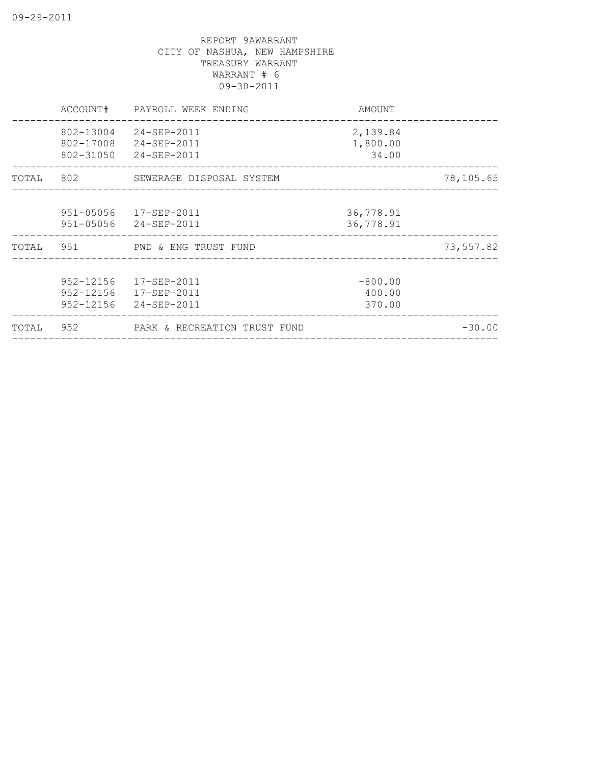REPORT 9AWARRANT
CITY OF NASHUA, NEW HAMPSHIRE
TREASURY WARRANT
WARRANT # 6
09-30-2011

| | ACCOUNT# | PAYROLL WEEK ENDING | AMOUNT | |
|---|---|---|---|---|
| | 802-13004 | 24-SEP-2011 | 2,139.84 | |
| | 802-17008 | 24-SEP-2011 | 1,800.00 | |
| | 802-31050 | 24-SEP-2011 | 34.00 | |
| TOTAL | 802 | SEWERAGE DISPOSAL SYSTEM | | 78,105.65 |
| | 951-05056 | 17-SEP-2011 | 36,778.91 | |
| | 951-05056 | 24-SEP-2011 | 36,778.91 | |
| TOTAL | 951 | PWD & ENG TRUST FUND | | 73,557.82 |
| | 952-12156 | 17-SEP-2011 | -800.00 | |
| | 952-12156 | 17-SEP-2011 | 400.00 | |
| | 952-12156 | 24-SEP-2011 | 370.00 | |
| TOTAL | 952 | PARK & RECREATION TRUST FUND | | -30.00 |